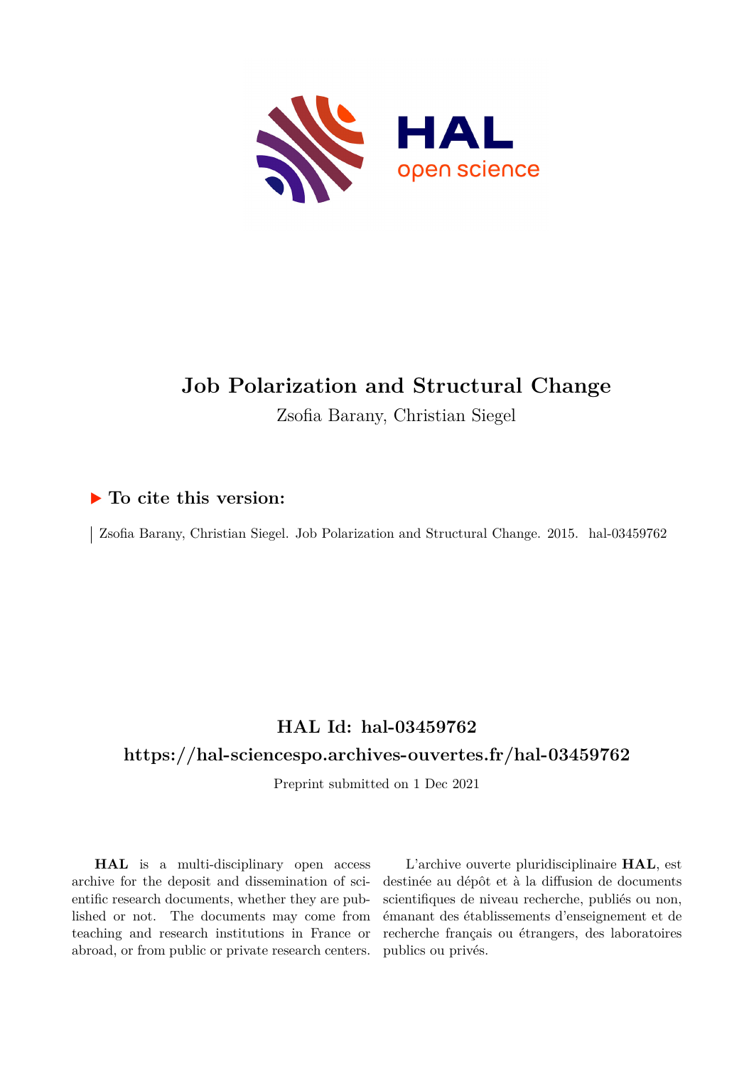# Job Polarization and Structural Change

Zsofia Barany, Christian Siegel

## ▶ To cite this version:

Zsofia Barany, Christian Siegel. Job Polarization and Structural Change. 2015. hal-03459762

## HAL Id: hal-03459762

## https://hal-sciencespo.archives-ouvertes.fr/hal-03459762

Preprint submitted on 1 Dec 2021

**HAL** is a multi-disciplinary open access archive for the deposit and dissemination of scientific research documents, whether they are published or not. The documents may come from teaching and research institutions in France or abroad, or from public or private research centers.

L'archive ouverte pluridisciplinaire **HAL**, est destinée au dépôt et à la diffusion de documents scientifiques de niveau recherche, publiés ou non, émanant des établissements d'enseignement et de recherche français ou étrangers, des laboratoires publics ou privés.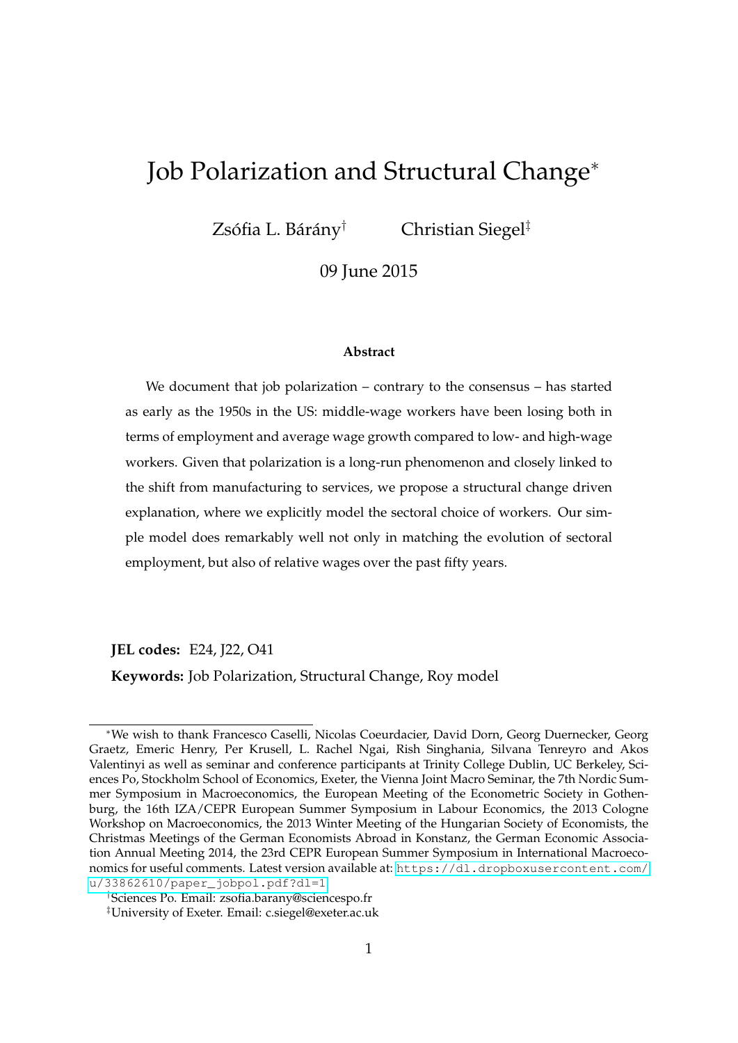# Job Polarization and Structural Change[*]

Zsófia L. Bárány[†] Christian Siegel[‡]

09 June 2015

**Abstract**

We document that job polarization – contrary to the consensus – has started as early as the 1950s in the US: middle-wage workers have been losing both in terms of employment and average wage growth compared to low- and high-wage workers. Given that polarization is a long-run phenomenon and closely linked to the shift from manufacturing to services, we propose a structural change driven explanation, where we explicitly model the sectoral choice of workers. Our simple model does remarkably well not only in matching the evolution of sectoral employment, but also of relative wages over the past fifty years.

**JEL codes:** E24, J22, O41

**Keywords:** Job Polarization, Structural Change, Roy model

[*]We wish to thank Francesco Caselli, Nicolas Coeurdacier, David Dorn, Georg Duernecker, Georg Graetz, Emeric Henry, Per Krusell, L. Rachel Ngai, Rish Singhania, Silvana Tenreyro and Akos Valentinyi as well as seminar and conference participants at Trinity College Dublin, UC Berkeley, Sciences Po, Stockholm School of Economics, Exeter, the Vienna Joint Macro Seminar, the 7th Nordic Summer Symposium in Macroeconomics, the European Meeting of the Econometric Society in Gothenburg, the 16th IZA/CEPR European Summer Symposium in Labour Economics, the 2013 Cologne Workshop on Macroeconomics, the 2013 Winter Meeting of the Hungarian Society of Economists, the Christmas Meetings of the German Economists Abroad in Konstanz, the German Economic Association Annual Meeting 2014, the 23rd CEPR European Summer Symposium in International Macroeconomics for useful comments. Latest version available at: https://dl.dropboxusercontent.com/u/33862610/paper_jobpol.pdf?dl=1

[†]Sciences Po. Email: zsofia.barany@sciencespo.fr

[‡]University of Exeter. Email: c.siegel@exeter.ac.uk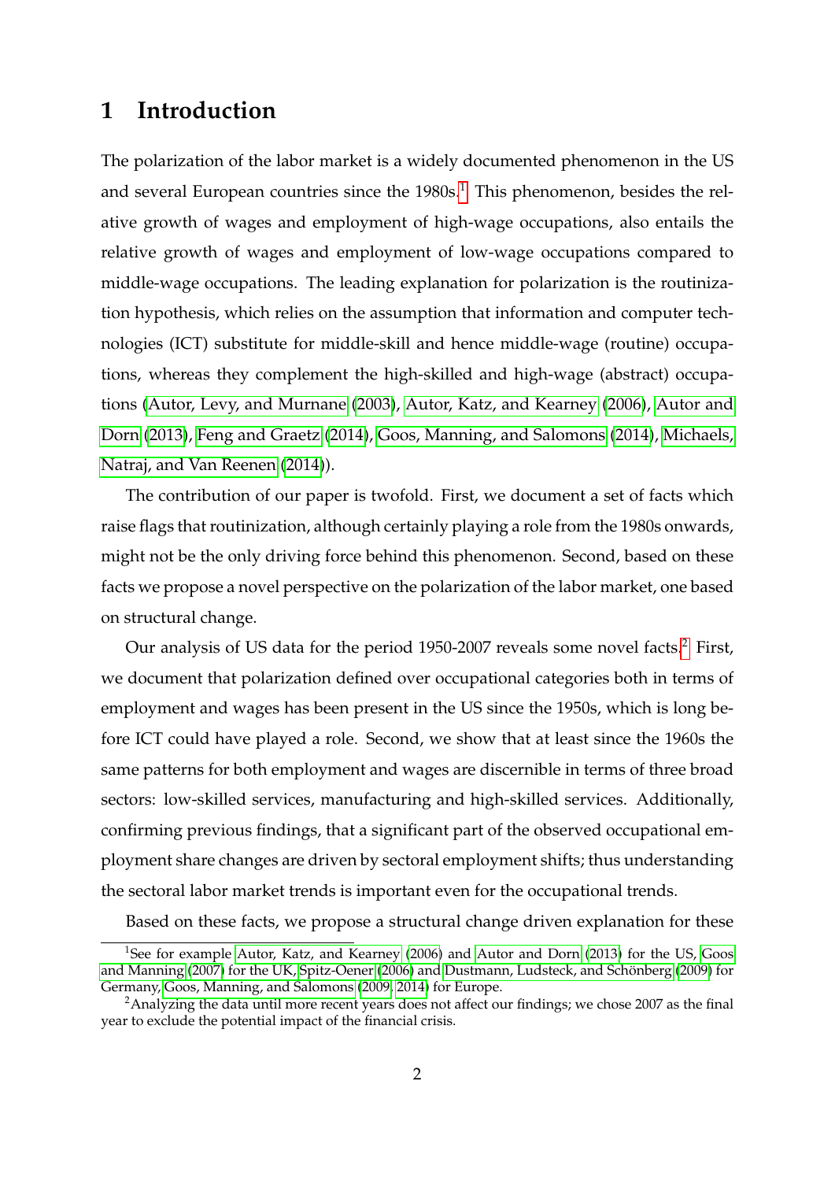# 1 Introduction

The polarization of the labor market is a widely documented phenomenon in the US and several European countries since the 1980s.[1] This phenomenon, besides the relative growth of wages and employment of high-wage occupations, also entails the relative growth of wages and employment of low-wage occupations compared to middle-wage occupations. The leading explanation for polarization is the routinization hypothesis, which relies on the assumption that information and computer technologies (ICT) substitute for middle-skill and hence middle-wage (routine) occupations, whereas they complement the high-skilled and high-wage (abstract) occupations (Autor, Levy, and Murnane (2003), Autor, Katz, and Kearney (2006), Autor and Dorn (2013), Feng and Graetz (2014), Goos, Manning, and Salomons (2014), Michaels, Natraj, and Van Reenen (2014)).

The contribution of our paper is twofold. First, we document a set of facts which raise flags that routinization, although certainly playing a role from the 1980s onwards, might not be the only driving force behind this phenomenon. Second, based on these facts we propose a novel perspective on the polarization of the labor market, one based on structural change.

Our analysis of US data for the period 1950-2007 reveals some novel facts.[2] First, we document that polarization defined over occupational categories both in terms of employment and wages has been present in the US since the 1950s, which is long before ICT could have played a role. Second, we show that at least since the 1960s the same patterns for both employment and wages are discernible in terms of three broad sectors: low-skilled services, manufacturing and high-skilled services. Additionally, confirming previous findings, that a significant part of the observed occupational employment share changes are driven by sectoral employment shifts; thus understanding the sectoral labor market trends is important even for the occupational trends.

Based on these facts, we propose a structural change driven explanation for these

[1] See for example Autor, Katz, and Kearney (2006) and Autor and Dorn (2013) for the US, Goos and Manning (2007) for the UK, Spitz-Oener (2006) and Dustmann, Ludsteck, and Schönberg (2009) for Germany, Goos, Manning, and Salomons (2009, 2014) for Europe.

[2] Analyzing the data until more recent years does not affect our findings; we chose 2007 as the final year to exclude the potential impact of the financial crisis.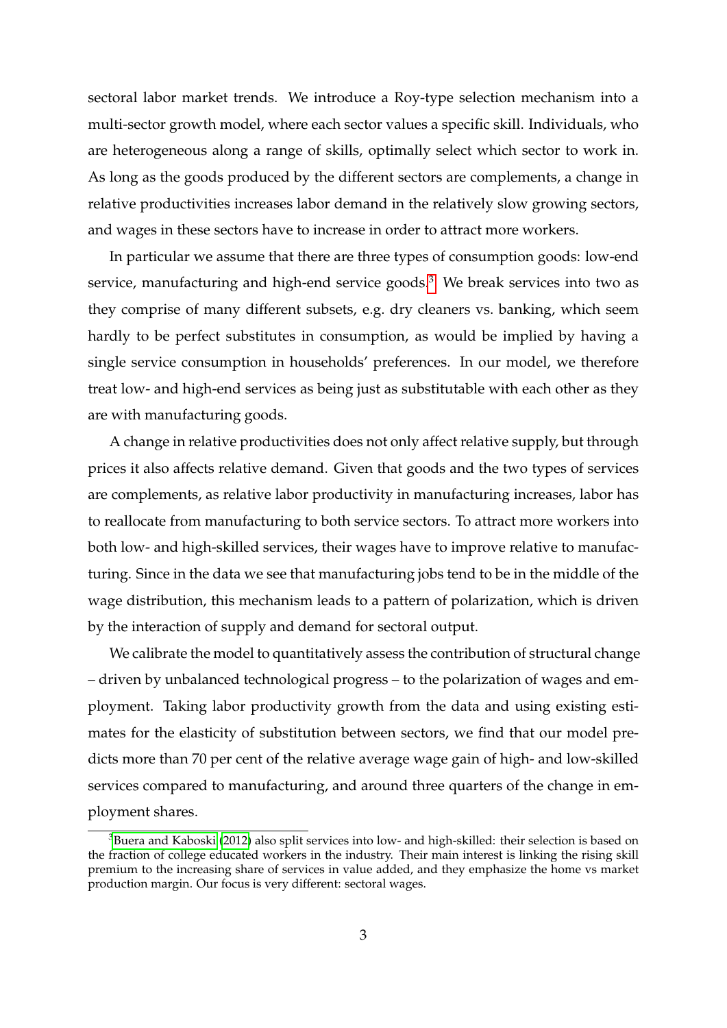sectoral labor market trends. We introduce a Roy-type selection mechanism into a multi-sector growth model, where each sector values a specific skill. Individuals, who are heterogeneous along a range of skills, optimally select which sector to work in. As long as the goods produced by the different sectors are complements, a change in relative productivities increases labor demand in the relatively slow growing sectors, and wages in these sectors have to increase in order to attract more workers.

In particular we assume that there are three types of consumption goods: low-end service, manufacturing and high-end service goods.[3] We break services into two as they comprise of many different subsets, e.g. dry cleaners vs. banking, which seem hardly to be perfect substitutes in consumption, as would be implied by having a single service consumption in households' preferences. In our model, we therefore treat low- and high-end services as being just as substitutable with each other as they are with manufacturing goods.

A change in relative productivities does not only affect relative supply, but through prices it also affects relative demand. Given that goods and the two types of services are complements, as relative labor productivity in manufacturing increases, labor has to reallocate from manufacturing to both service sectors. To attract more workers into both low- and high-skilled services, their wages have to improve relative to manufacturing. Since in the data we see that manufacturing jobs tend to be in the middle of the wage distribution, this mechanism leads to a pattern of polarization, which is driven by the interaction of supply and demand for sectoral output.

We calibrate the model to quantitatively assess the contribution of structural change – driven by unbalanced technological progress – to the polarization of wages and employment. Taking labor productivity growth from the data and using existing estimates for the elasticity of substitution between sectors, we find that our model predicts more than 70 per cent of the relative average wage gain of high- and low-skilled services compared to manufacturing, and around three quarters of the change in employment shares.

[3] Buera and Kaboski (2012) also split services into low- and high-skilled: their selection is based on the fraction of college educated workers in the industry. Their main interest is linking the rising skill premium to the increasing share of services in value added, and they emphasize the home vs market production margin. Our focus is very different: sectoral wages.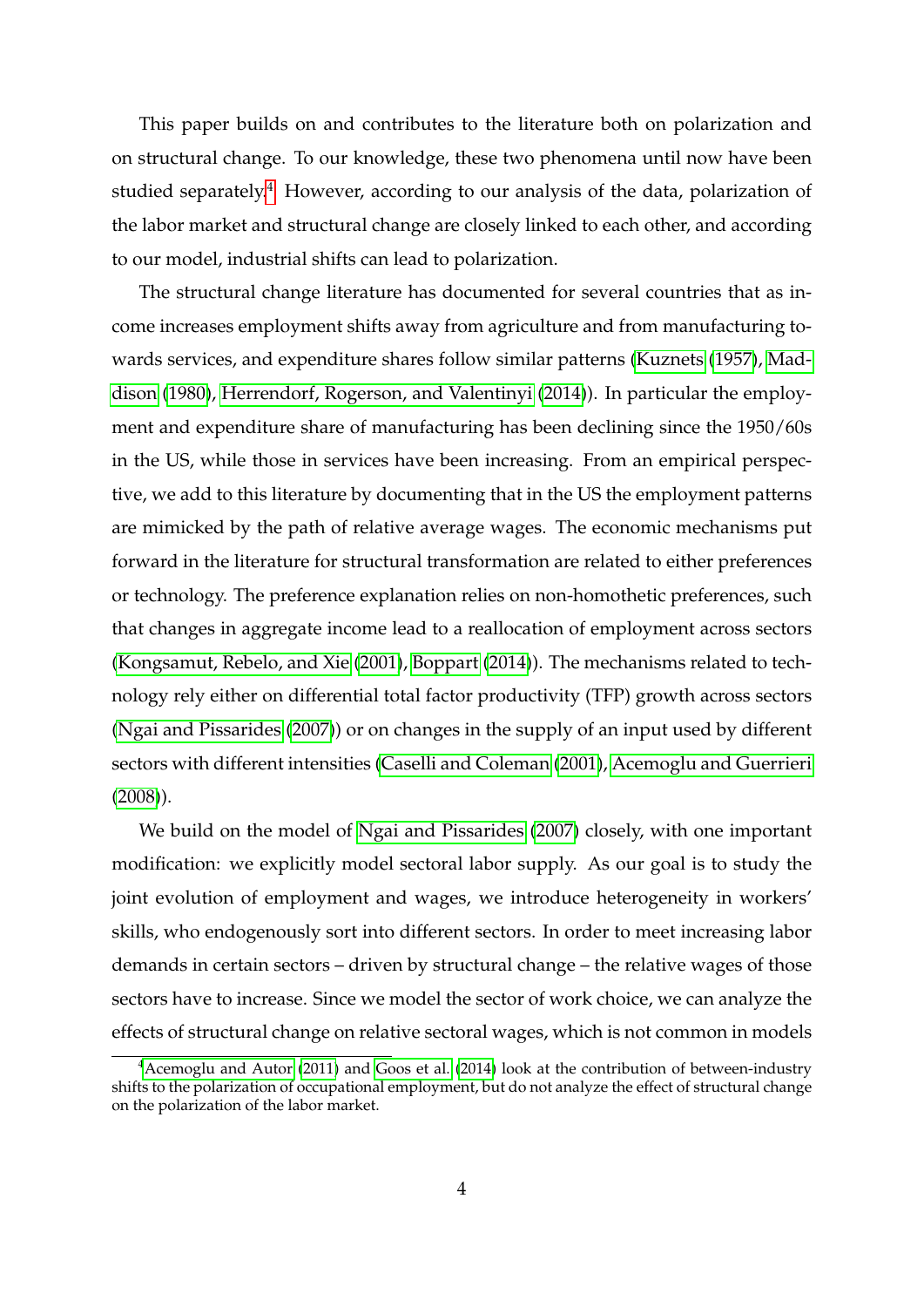This paper builds on and contributes to the literature both on polarization and on structural change. To our knowledge, these two phenomena until now have been studied separately.[4] However, according to our analysis of the data, polarization of the labor market and structural change are closely linked to each other, and according to our model, industrial shifts can lead to polarization.

The structural change literature has documented for several countries that as income increases employment shifts away from agriculture and from manufacturing towards services, and expenditure shares follow similar patterns (Kuznets (1957), Maddison (1980), Herrendorf, Rogerson, and Valentinyi (2014)). In particular the employment and expenditure share of manufacturing has been declining since the 1950/60s in the US, while those in services have been increasing. From an empirical perspective, we add to this literature by documenting that in the US the employment patterns are mimicked by the path of relative average wages. The economic mechanisms put forward in the literature for structural transformation are related to either preferences or technology. The preference explanation relies on non-homothetic preferences, such that changes in aggregate income lead to a reallocation of employment across sectors (Kongsamut, Rebelo, and Xie (2001), Boppart (2014)). The mechanisms related to technology rely either on differential total factor productivity (TFP) growth across sectors (Ngai and Pissarides (2007)) or on changes in the supply of an input used by different sectors with different intensities (Caselli and Coleman (2001), Acemoglu and Guerrieri (2008)).

We build on the model of Ngai and Pissarides (2007) closely, with one important modification: we explicitly model sectoral labor supply. As our goal is to study the joint evolution of employment and wages, we introduce heterogeneity in workers' skills, who endogenously sort into different sectors. In order to meet increasing labor demands in certain sectors – driven by structural change – the relative wages of those sectors have to increase. Since we model the sector of work choice, we can analyze the effects of structural change on relative sectoral wages, which is not common in models

[4] Acemoglu and Autor (2011) and Goos et al. (2014) look at the contribution of between-industry shifts to the polarization of occupational employment, but do not analyze the effect of structural change on the polarization of the labor market.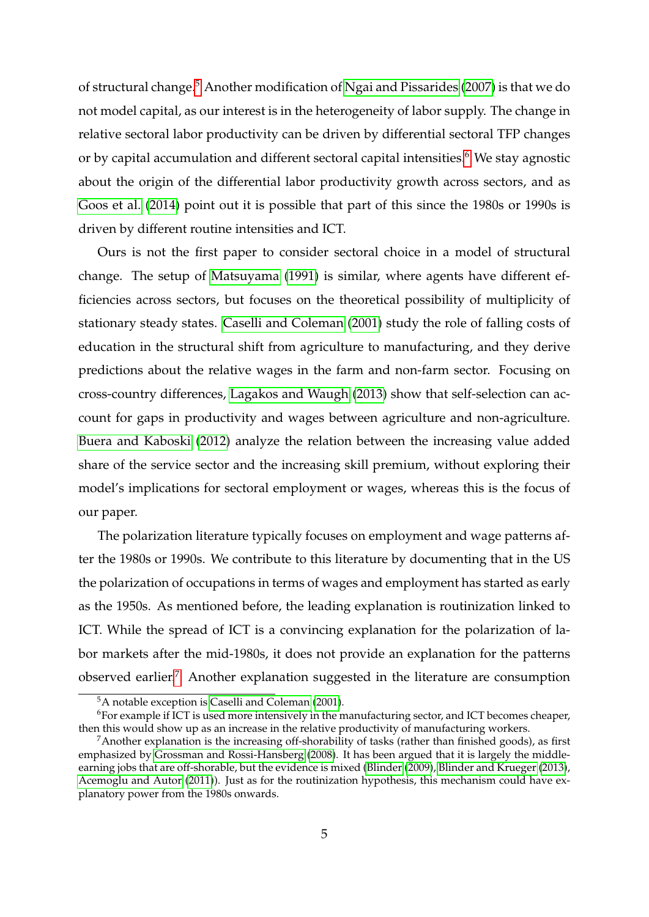of structural change.[5] Another modification of Ngai and Pissarides (2007) is that we do not model capital, as our interest is in the heterogeneity of labor supply. The change in relative sectoral labor productivity can be driven by differential sectoral TFP changes or by capital accumulation and different sectoral capital intensities.[6] We stay agnostic about the origin of the differential labor productivity growth across sectors, and as Goos et al. (2014) point out it is possible that part of this since the 1980s or 1990s is driven by different routine intensities and ICT.

Ours is not the first paper to consider sectoral choice in a model of structural change. The setup of Matsuyama (1991) is similar, where agents have different efficiencies across sectors, but focuses on the theoretical possibility of multiplicity of stationary steady states. Caselli and Coleman (2001) study the role of falling costs of education in the structural shift from agriculture to manufacturing, and they derive predictions about the relative wages in the farm and non-farm sector. Focusing on cross-country differences, Lagakos and Waugh (2013) show that self-selection can account for gaps in productivity and wages between agriculture and non-agriculture. Buera and Kaboski (2012) analyze the relation between the increasing value added share of the service sector and the increasing skill premium, without exploring their model's implications for sectoral employment or wages, whereas this is the focus of our paper.

The polarization literature typically focuses on employment and wage patterns after the 1980s or 1990s. We contribute to this literature by documenting that in the US the polarization of occupations in terms of wages and employment has started as early as the 1950s. As mentioned before, the leading explanation is routinization linked to ICT. While the spread of ICT is a convincing explanation for the polarization of labor markets after the mid-1980s, it does not provide an explanation for the patterns observed earlier.[7] Another explanation suggested in the literature are consumption

[5] A notable exception is Caselli and Coleman (2001).

[6] For example if ICT is used more intensively in the manufacturing sector, and ICT becomes cheaper, then this would show up as an increase in the relative productivity of manufacturing workers.

[7] Another explanation is the increasing off-shorability of tasks (rather than finished goods), as first emphasized by Grossman and Rossi-Hansberg (2008). It has been argued that it is largely the middle-earning jobs that are off-shorable, but the evidence is mixed (Blinder (2009), Blinder and Krueger (2013), Acemoglu and Autor (2011)). Just as for the routinization hypothesis, this mechanism could have explanatory power from the 1980s onwards.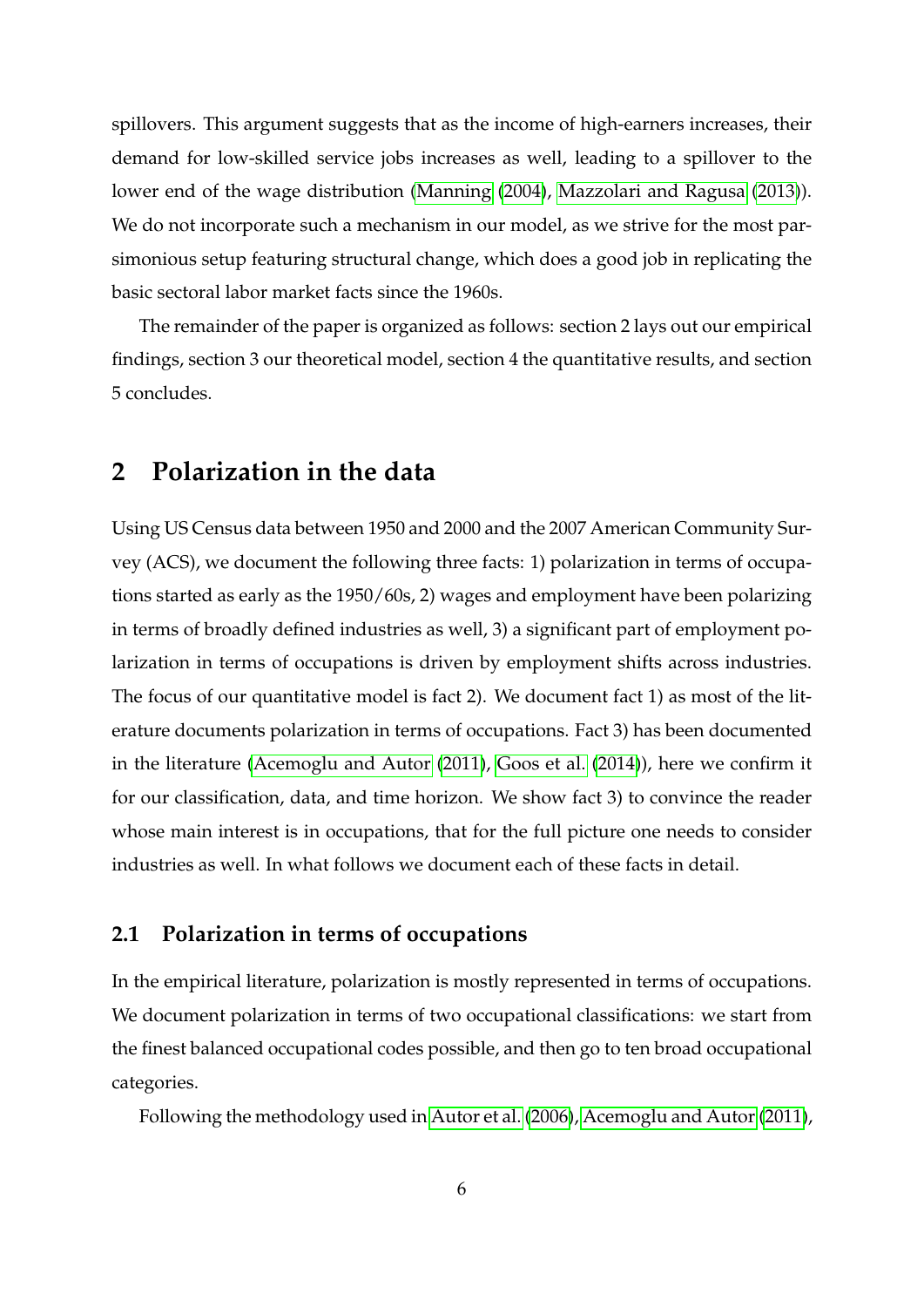spillovers. This argument suggests that as the income of high-earners increases, their demand for low-skilled service jobs increases as well, leading to a spillover to the lower end of the wage distribution (Manning (2004), Mazzolari and Ragusa (2013)). We do not incorporate such a mechanism in our model, as we strive for the most parsimonious setup featuring structural change, which does a good job in replicating the basic sectoral labor market facts since the 1960s.

The remainder of the paper is organized as follows: section 2 lays out our empirical findings, section 3 our theoretical model, section 4 the quantitative results, and section 5 concludes.

## 2 Polarization in the data

Using US Census data between 1950 and 2000 and the 2007 American Community Survey (ACS), we document the following three facts: 1) polarization in terms of occupations started as early as the 1950/60s, 2) wages and employment have been polarizing in terms of broadly defined industries as well, 3) a significant part of employment polarization in terms of occupations is driven by employment shifts across industries. The focus of our quantitative model is fact 2). We document fact 1) as most of the literature documents polarization in terms of occupations. Fact 3) has been documented in the literature (Acemoglu and Autor (2011), Goos et al. (2014)), here we confirm it for our classification, data, and time horizon. We show fact 3) to convince the reader whose main interest is in occupations, that for the full picture one needs to consider industries as well. In what follows we document each of these facts in detail.

### 2.1 Polarization in terms of occupations

In the empirical literature, polarization is mostly represented in terms of occupations. We document polarization in terms of two occupational classifications: we start from the finest balanced occupational codes possible, and then go to ten broad occupational categories.

Following the methodology used in Autor et al. (2006), Acemoglu and Autor (2011),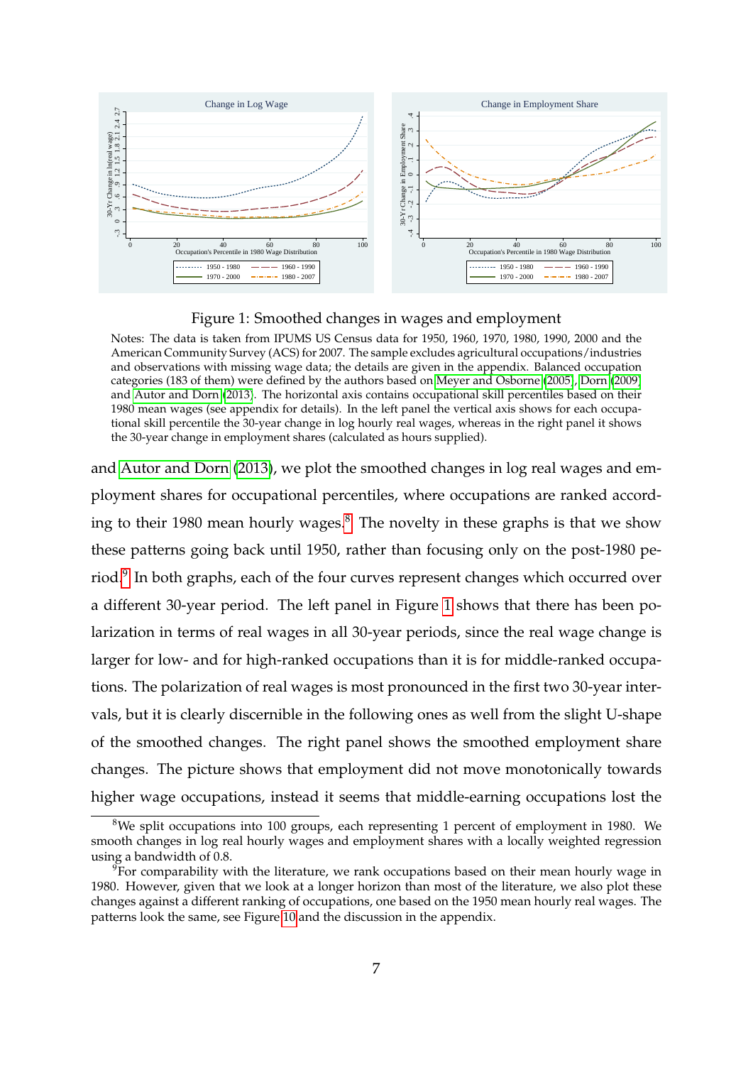Figure 1: Smoothed changes in wages and employment

Notes: The data is taken from IPUMS US Census data for 1950, 1960, 1970, 1980, 1990, 2000 and the American Community Survey (ACS) for 2007. The sample excludes agricultural occupations/industries and observations with missing wage data; the details are given in the appendix. Balanced occupation categories (183 of them) were defined by the authors based on Meyer and Osborne (2005), Dorn (2009) and Autor and Dorn (2013). The horizontal axis contains occupational skill percentiles based on their 1980 mean wages (see appendix for details). In the left panel the vertical axis shows for each occupational skill percentile the 30-year change in log hourly real wages, whereas in the right panel it shows the 30-year change in employment shares (calculated as hours supplied).

and Autor and Dorn (2013), we plot the smoothed changes in log real wages and employment shares for occupational percentiles, where occupations are ranked according to their 1980 mean hourly wages.[8] The novelty in these graphs is that we show these patterns going back until 1950, rather than focusing only on the post-1980 period.[9] In both graphs, each of the four curves represent changes which occurred over a different 30-year period. The left panel in Figure 1 shows that there has been polarization in terms of real wages in all 30-year periods, since the real wage change is larger for low- and for high-ranked occupations than it is for middle-ranked occupations. The polarization of real wages is most pronounced in the first two 30-year intervals, but it is clearly discernible in the following ones as well from the slight U-shape of the smoothed changes. The right panel shows the smoothed employment share changes. The picture shows that employment did not move monotonically towards higher wage occupations, instead it seems that middle-earning occupations lost the

[8] We split occupations into 100 groups, each representing 1 percent of employment in 1980. We smooth changes in log real hourly wages and employment shares with a locally weighted regression using a bandwidth of 0.8.

[9] For comparability with the literature, we rank occupations based on their mean hourly wage in 1980. However, given that we look at a longer horizon than most of the literature, we also plot these changes against a different ranking of occupations, one based on the 1950 mean hourly real wages. The patterns look the same, see Figure 10 and the discussion in the appendix.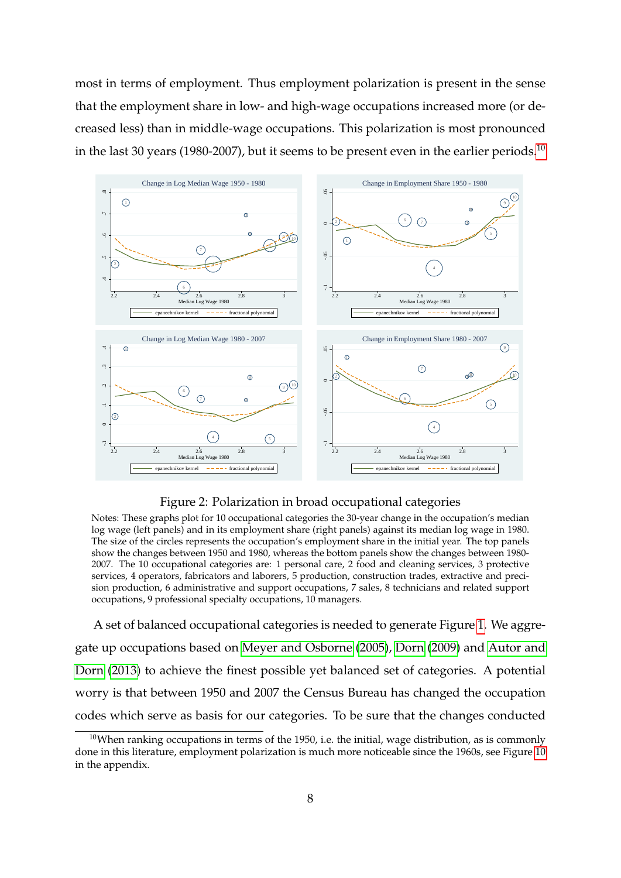most in terms of employment. Thus employment polarization is present in the sense that the employment share in low- and high-wage occupations increased more (or decreased less) than in middle-wage occupations. This polarization is most pronounced in the last 30 years (1980-2007), but it seems to be present even in the earlier periods.[10]

Figure 2: Polarization in broad occupational categories

Notes: These graphs plot for 10 occupational categories the 30-year change in the occupation's median log wage (left panels) and in its employment share (right panels) against its median log wage in 1980. The size of the circles represents the occupation's employment share in the initial year. The top panels show the changes between 1950 and 1980, whereas the bottom panels show the changes between 1980-2007. The 10 occupational categories are: 1 personal care, 2 food and cleaning services, 3 protective services, 4 operators, fabricators and laborers, 5 production, construction trades, extractive and precision production, 6 administrative and support occupations, 7 sales, 8 technicians and related support occupations, 9 professional specialty occupations, 10 managers.

A set of balanced occupational categories is needed to generate Figure 1. We aggregate up occupations based on Meyer and Osborne (2005), Dorn (2009) and Autor and Dorn (2013) to achieve the finest possible yet balanced set of categories. A potential worry is that between 1950 and 2007 the Census Bureau has changed the occupation codes which serve as basis for our categories. To be sure that the changes conducted

[10]When ranking occupations in terms of the 1950, i.e. the initial, wage distribution, as is commonly done in this literature, employment polarization is much more noticeable since the 1960s, see Figure 10 in the appendix.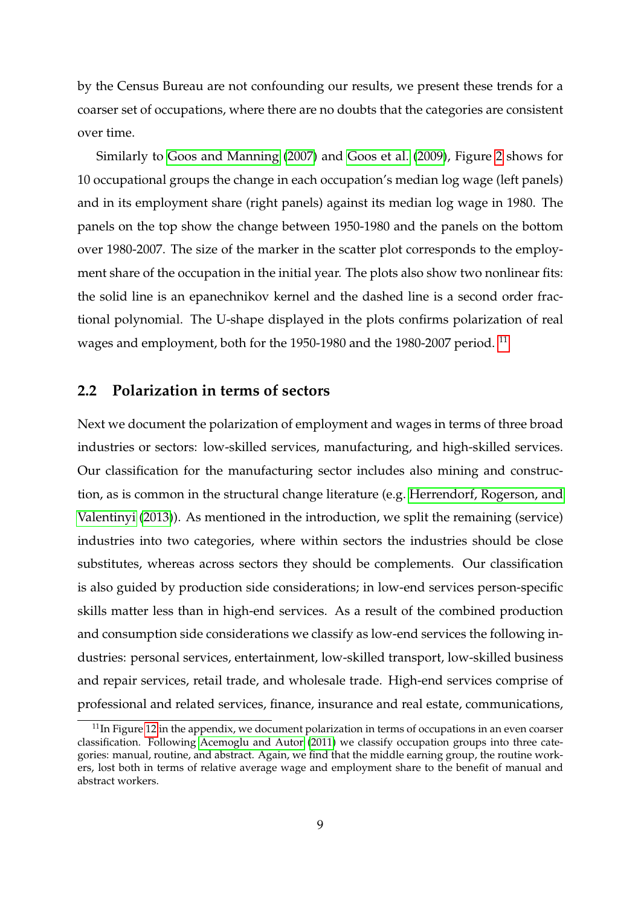by the Census Bureau are not confounding our results, we present these trends for a coarser set of occupations, where there are no doubts that the categories are consistent over time.

Similarly to Goos and Manning (2007) and Goos et al. (2009), Figure 2 shows for 10 occupational groups the change in each occupation's median log wage (left panels) and in its employment share (right panels) against its median log wage in 1980. The panels on the top show the change between 1950-1980 and the panels on the bottom over 1980-2007. The size of the marker in the scatter plot corresponds to the employment share of the occupation in the initial year. The plots also show two nonlinear fits: the solid line is an epanechnikov kernel and the dashed line is a second order fractional polynomial. The U-shape displayed in the plots confirms polarization of real wages and employment, both for the 1950-1980 and the 1980-2007 period. [11]

## 2.2 Polarization in terms of sectors

Next we document the polarization of employment and wages in terms of three broad industries or sectors: low-skilled services, manufacturing, and high-skilled services. Our classification for the manufacturing sector includes also mining and construction, as is common in the structural change literature (e.g. Herrendorf, Rogerson, and Valentinyi (2013)). As mentioned in the introduction, we split the remaining (service) industries into two categories, where within sectors the industries should be close substitutes, whereas across sectors they should be complements. Our classification is also guided by production side considerations; in low-end services person-specific skills matter less than in high-end services. As a result of the combined production and consumption side considerations we classify as low-end services the following industries: personal services, entertainment, low-skilled transport, low-skilled business and repair services, retail trade, and wholesale trade. High-end services comprise of professional and related services, finance, insurance and real estate, communications,

[11] In Figure 12 in the appendix, we document polarization in terms of occupations in an even coarser classification. Following Acemoglu and Autor (2011) we classify occupation groups into three categories: manual, routine, and abstract. Again, we find that the middle earning group, the routine workers, lost both in terms of relative average wage and employment share to the benefit of manual and abstract workers.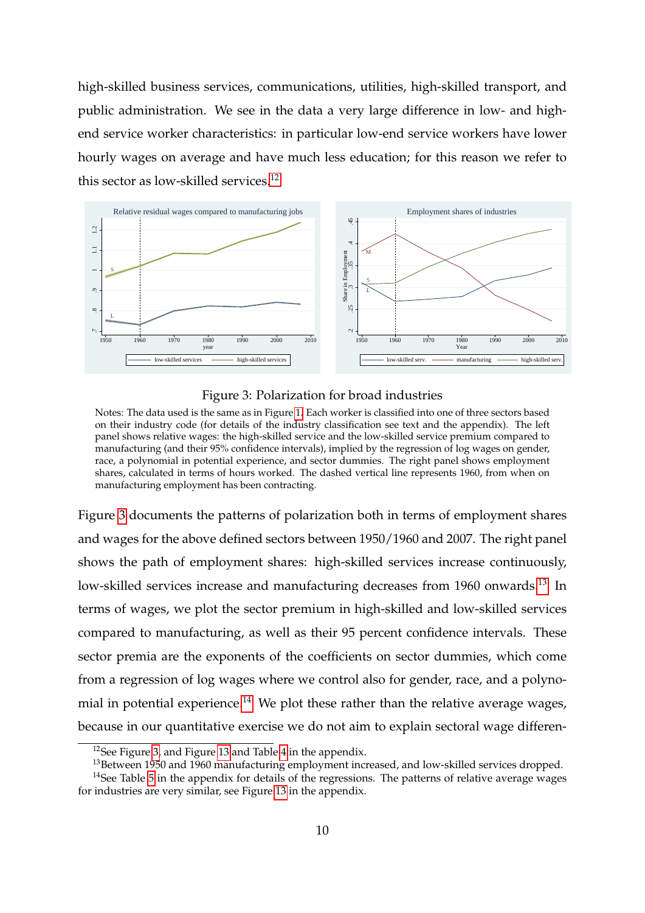high-skilled business services, communications, utilities, high-skilled transport, and public administration. We see in the data a very large difference in low- and high-end service worker characteristics: in particular low-end service workers have lower hourly wages on average and have much less education; for this reason we refer to this sector as low-skilled services.[12]

Figure 3: Polarization for broad industries

Notes: The data used is the same as in Figure 1. Each worker is classified into one of three sectors based on their industry code (for details of the industry classification see text and the appendix). The left panel shows relative wages: the high-skilled service and the low-skilled service premium compared to manufacturing (and their 95% confidence intervals), implied by the regression of log wages on gender, race, a polynomial in potential experience, and sector dummies. The right panel shows employment shares, calculated in terms of hours worked. The dashed vertical line represents 1960, from when on manufacturing employment has been contracting.

Figure 3 documents the patterns of polarization both in terms of employment shares and wages for the above defined sectors between 1950/1960 and 2007. The right panel shows the path of employment shares: high-skilled services increase continuously, low-skilled services increase and manufacturing decreases from 1960 onwards.[13] In terms of wages, we plot the sector premium in high-skilled and low-skilled services compared to manufacturing, as well as their 95 percent confidence intervals. These sector premia are the exponents of the coefficients on sector dummies, which come from a regression of log wages where we control also for gender, race, and a polynomial in potential experience.[14] We plot these rather than the relative average wages, because in our quantitative exercise we do not aim to explain sectoral wage differen-

[12] See Figure 3, and Figure 13 and Table 4 in the appendix.

[13] Between 1950 and 1960 manufacturing employment increased, and low-skilled services dropped.

[14] See Table 5 in the appendix for details of the regressions. The patterns of relative average wages for industries are very similar, see Figure 13 in the appendix.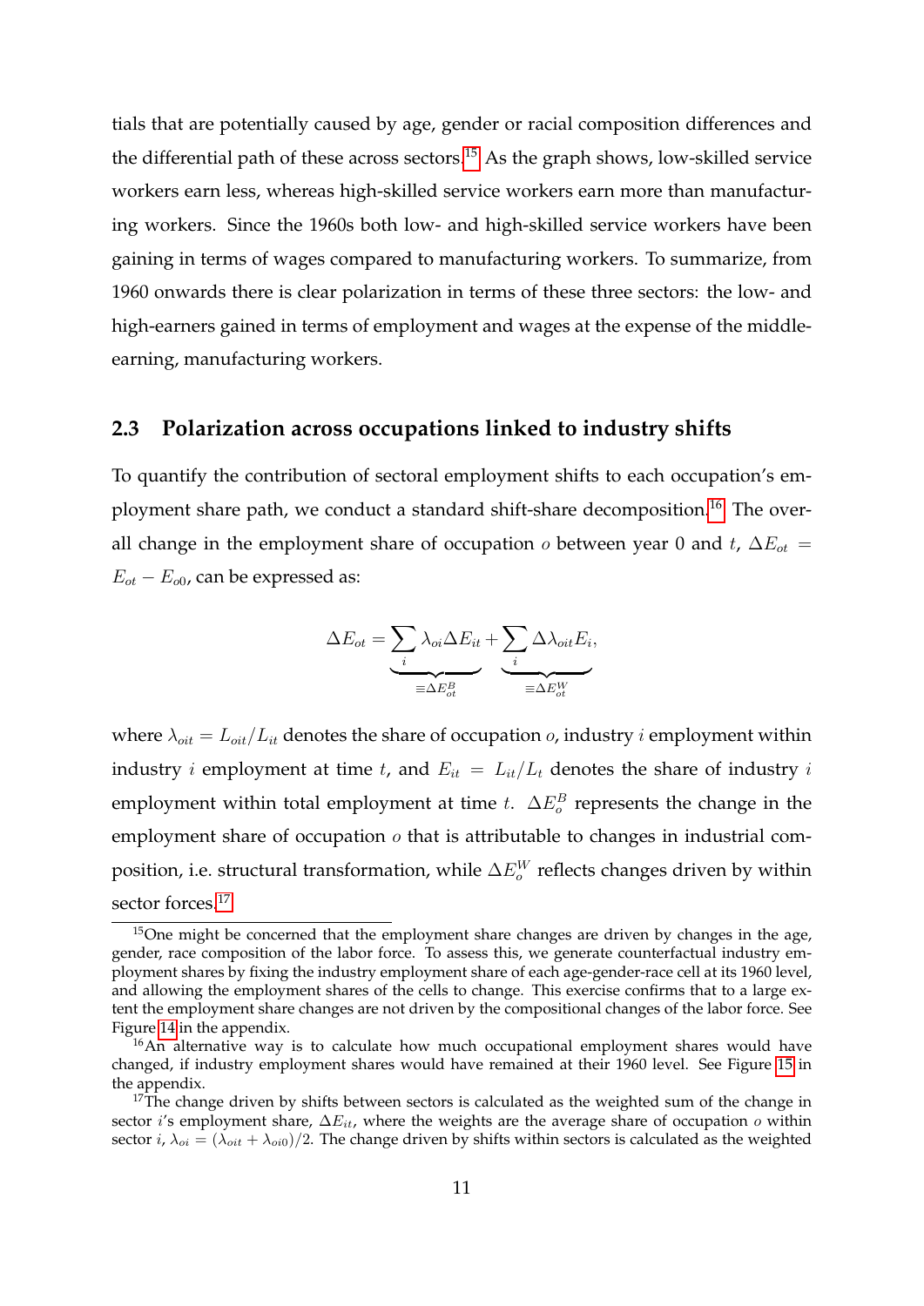tials that are potentially caused by age, gender or racial composition differences and the differential path of these across sectors.[15] As the graph shows, low-skilled service workers earn less, whereas high-skilled service workers earn more than manufacturing workers. Since the 1960s both low- and high-skilled service workers have been gaining in terms of wages compared to manufacturing workers. To summarize, from 1960 onwards there is clear polarization in terms of these three sectors: the low- and high-earners gained in terms of employment and wages at the expense of the middle-earning, manufacturing workers.

## 2.3 Polarization across occupations linked to industry shifts

To quantify the contribution of sectoral employment shifts to each occupation's employment share path, we conduct a standard shift-share decomposition.[16] The overall change in the employment share of occupation $o$ between year 0 and $t$, $\Delta E_{ot} = E_{ot} - E_{o0}$, can be expressed as:

$$\Delta E_{ot} = \underbrace{\sum_i \lambda_{oi} \Delta E_{it}}_{\equiv \Delta E^B_{ot}} + \underbrace{\sum_i \Delta \lambda_{oit} E_i}_{\equiv \Delta E^W_{ot}},$$

where $\lambda_{oit} = L_{oit}/L_{it}$ denotes the share of occupation $o$, industry $i$ employment within industry $i$ employment at time $t$, and $E_{it} = L_{it}/L_t$ denotes the share of industry $i$ employment within total employment at time $t$. $\Delta E^B_o$ represents the change in the employment share of occupation $o$ that is attributable to changes in industrial composition, i.e. structural transformation, while $\Delta E^W_o$ reflects changes driven by within sector forces.[17]

[15] One might be concerned that the employment share changes are driven by changes in the age, gender, race composition of the labor force. To assess this, we generate counterfactual industry employment shares by fixing the industry employment share of each age-gender-race cell at its 1960 level, and allowing the employment shares of the cells to change. This exercise confirms that to a large extent the employment share changes are not driven by the compositional changes of the labor force. See Figure 14 in the appendix.

[16] An alternative way is to calculate how much occupational employment shares would have changed, if industry employment shares would have remained at their 1960 level. See Figure 15 in the appendix.

[17] The change driven by shifts between sectors is calculated as the weighted sum of the change in sector $i$'s employment share, $\Delta E_{it}$, where the weights are the average share of occupation $o$ within sector $i$, $\lambda_{oi} = (\lambda_{oit} + \lambda_{oi0})/2$. The change driven by shifts within sectors is calculated as the weighted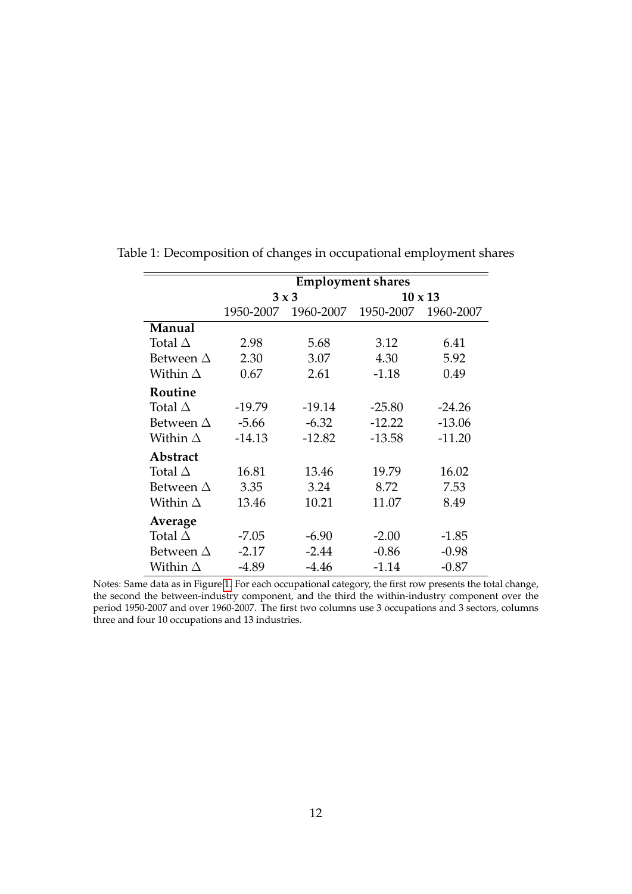Table 1: Decomposition of changes in occupational employment shares

| | Employment shares | | | |
|---|---|---|---|---|
| | 3 x 3 | | 10 x 13 | |
| | 1950-2007 | 1960-2007 | 1950-2007 | 1960-2007 |
| **Manual** | | | | |
| Total $\Delta$ | 2.98 | 5.68 | 3.12 | 6.41 |
| Between $\Delta$ | 2.30 | 3.07 | 4.30 | 5.92 |
| Within $\Delta$ | 0.67 | 2.61 | -1.18 | 0.49 |
| **Routine** | | | | |
| Total $\Delta$ | -19.79 | -19.14 | -25.80 | -24.26 |
| Between $\Delta$ | -5.66 | -6.32 | -12.22 | -13.06 |
| Within $\Delta$ | -14.13 | -12.82 | -13.58 | -11.20 |
| **Abstract** | | | | |
| Total $\Delta$ | 16.81 | 13.46 | 19.79 | 16.02 |
| Between $\Delta$ | 3.35 | 3.24 | 8.72 | 7.53 |
| Within $\Delta$ | 13.46 | 10.21 | 11.07 | 8.49 |
| **Average** | | | | |
| Total $\Delta$ | -7.05 | -6.90 | -2.00 | -1.85 |
| Between $\Delta$ | -2.17 | -2.44 | -0.86 | -0.98 |
| Within $\Delta$ | -4.89 | -4.46 | -1.14 | -0.87 |

Notes: Same data as in Figure 1. For each occupational category, the first row presents the total change, the second the between-industry component, and the third the within-industry component over the period 1950-2007 and over 1960-2007. The first two columns use 3 occupations and 3 sectors, columns three and four 10 occupations and 13 industries.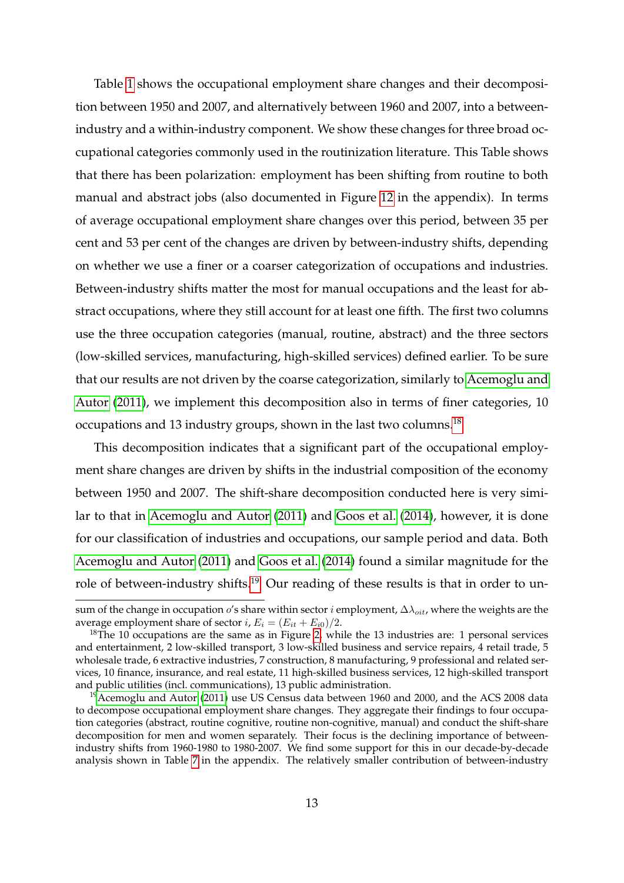Table 1 shows the occupational employment share changes and their decomposition between 1950 and 2007, and alternatively between 1960 and 2007, into a between-industry and a within-industry component. We show these changes for three broad occupational categories commonly used in the routinization literature. This Table shows that there has been polarization: employment has been shifting from routine to both manual and abstract jobs (also documented in Figure 12 in the appendix). In terms of average occupational employment share changes over this period, between 35 per cent and 53 per cent of the changes are driven by between-industry shifts, depending on whether we use a finer or a coarser categorization of occupations and industries. Between-industry shifts matter the most for manual occupations and the least for abstract occupations, where they still account for at least one fifth. The first two columns use the three occupation categories (manual, routine, abstract) and the three sectors (low-skilled services, manufacturing, high-skilled services) defined earlier. To be sure that our results are not driven by the coarse categorization, similarly to Acemoglu and Autor (2011), we implement this decomposition also in terms of finer categories, 10 occupations and 13 industry groups, shown in the last two columns.[18]

This decomposition indicates that a significant part of the occupational employment share changes are driven by shifts in the industrial composition of the economy between 1950 and 2007. The shift-share decomposition conducted here is very similar to that in Acemoglu and Autor (2011) and Goos et al. (2014), however, it is done for our classification of industries and occupations, our sample period and data. Both Acemoglu and Autor (2011) and Goos et al. (2014) found a similar magnitude for the role of between-industry shifts.[19] Our reading of these results is that in order to un-

---

sum of the change in occupation $o$'s share within sector $i$ employment, $\Delta\lambda_{oit}$, where the weights are the average employment share of sector $i$, $E_i = (E_{it} + E_{i0})/2$.

[18] The 10 occupations are the same as in Figure 2, while the 13 industries are: 1 personal services and entertainment, 2 low-skilled transport, 3 low-skilled business and service repairs, 4 retail trade, 5 wholesale trade, 6 extractive industries, 7 construction, 8 manufacturing, 9 professional and related services, 10 finance, insurance, and real estate, 11 high-skilled business services, 12 high-skilled transport and public utilities (incl. communications), 13 public administration.

[19] Acemoglu and Autor (2011) use US Census data between 1960 and 2000, and the ACS 2008 data to decompose occupational employment share changes. They aggregate their findings to four occupation categories (abstract, routine cognitive, routine non-cognitive, manual) and conduct the shift-share decomposition for men and women separately. Their focus is the declining importance of between-industry shifts from 1960-1980 to 1980-2007. We find some support for this in our decade-by-decade analysis shown in Table 7 in the appendix. The relatively smaller contribution of between-industry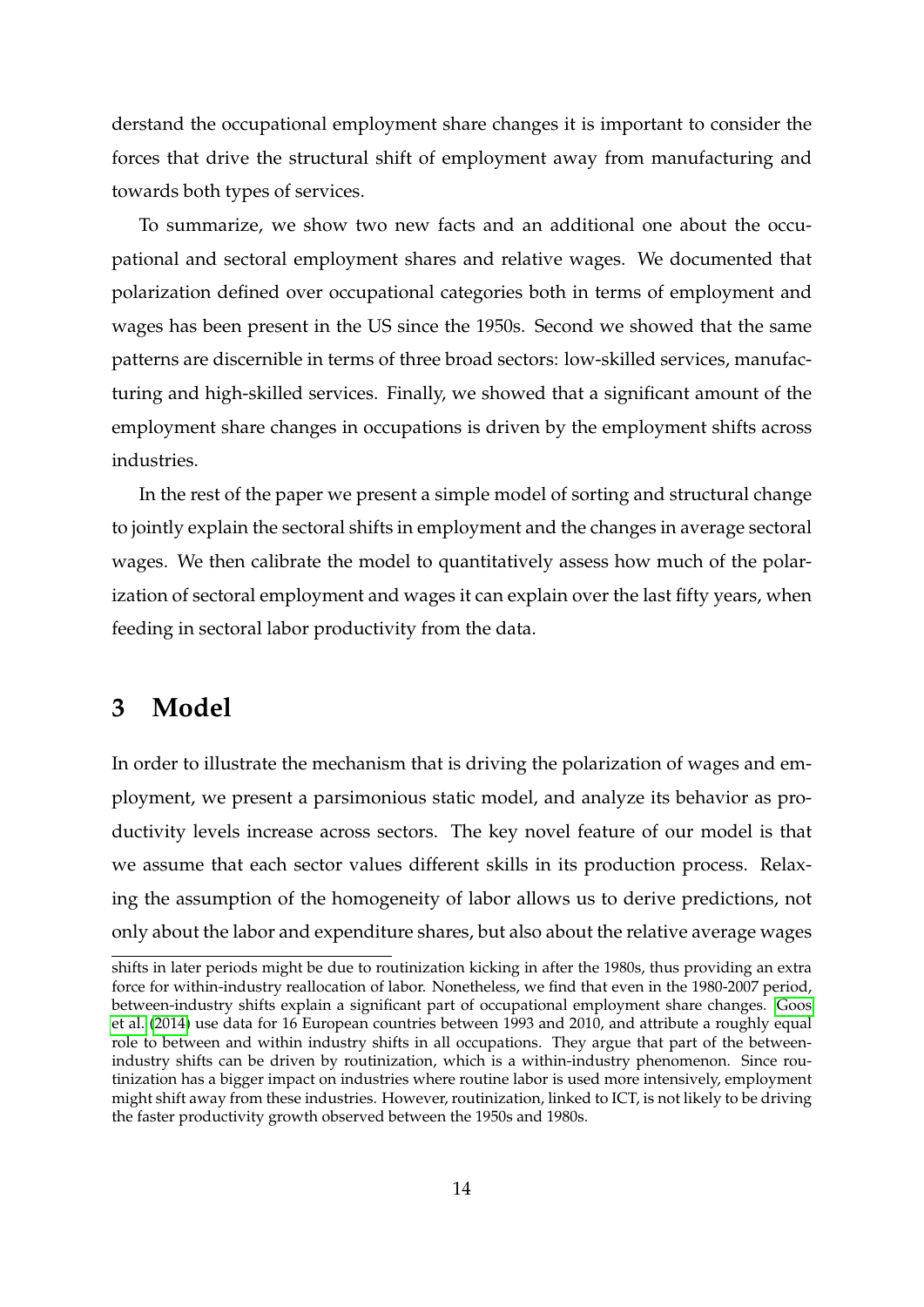derstand the occupational employment share changes it is important to consider the forces that drive the structural shift of employment away from manufacturing and towards both types of services.

To summarize, we show two new facts and an additional one about the occupational and sectoral employment shares and relative wages. We documented that polarization defined over occupational categories both in terms of employment and wages has been present in the US since the 1950s. Second we showed that the same patterns are discernible in terms of three broad sectors: low-skilled services, manufacturing and high-skilled services. Finally, we showed that a significant amount of the employment share changes in occupations is driven by the employment shifts across industries.

In the rest of the paper we present a simple model of sorting and structural change to jointly explain the sectoral shifts in employment and the changes in average sectoral wages. We then calibrate the model to quantitatively assess how much of the polarization of sectoral employment and wages it can explain over the last fifty years, when feeding in sectoral labor productivity from the data.

## 3 Model

In order to illustrate the mechanism that is driving the polarization of wages and employment, we present a parsimonious static model, and analyze its behavior as productivity levels increase across sectors. The key novel feature of our model is that we assume that each sector values different skills in its production process. Relaxing the assumption of the homogeneity of labor allows us to derive predictions, not only about the labor and expenditure shares, but also about the relative average wages

shifts in later periods might be due to routinization kicking in after the 1980s, thus providing an extra force for within-industry reallocation of labor. Nonetheless, we find that even in the 1980-2007 period, between-industry shifts explain a significant part of occupational employment share changes. Goos et al. (2014) use data for 16 European countries between 1993 and 2010, and attribute a roughly equal role to between and within industry shifts in all occupations. They argue that part of the between-industry shifts can be driven by routinization, which is a within-industry phenomenon. Since routinization has a bigger impact on industries where routine labor is used more intensively, employment might shift away from these industries. However, routinization, linked to ICT, is not likely to be driving the faster productivity growth observed between the 1950s and 1980s.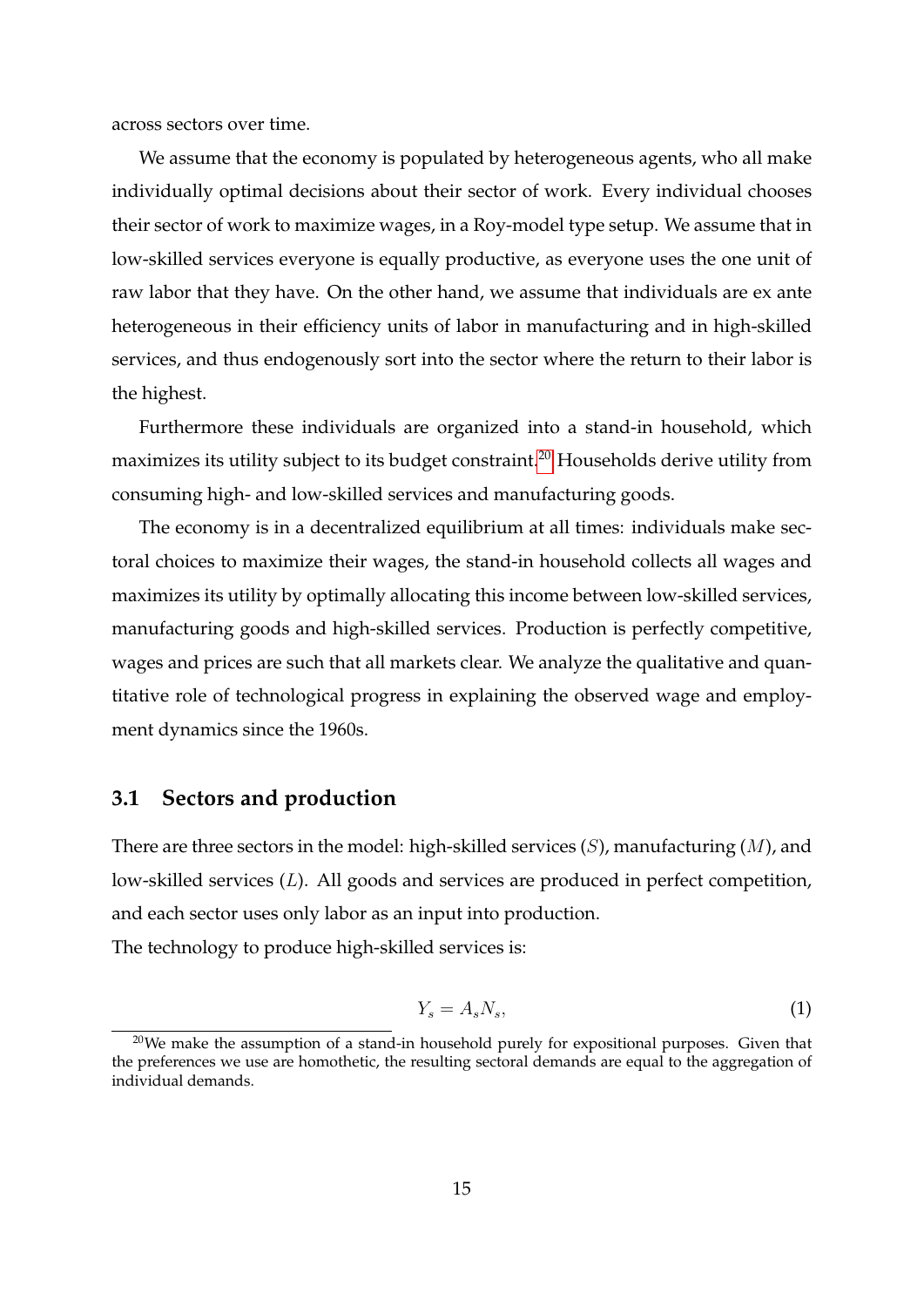across sectors over time.

We assume that the economy is populated by heterogeneous agents, who all make individually optimal decisions about their sector of work. Every individual chooses their sector of work to maximize wages, in a Roy-model type setup. We assume that in low-skilled services everyone is equally productive, as everyone uses the one unit of raw labor that they have. On the other hand, we assume that individuals are ex ante heterogeneous in their efficiency units of labor in manufacturing and in high-skilled services, and thus endogenously sort into the sector where the return to their labor is the highest.

Furthermore these individuals are organized into a stand-in household, which maximizes its utility subject to its budget constraint.[20] Households derive utility from consuming high- and low-skilled services and manufacturing goods.

The economy is in a decentralized equilibrium at all times: individuals make sectoral choices to maximize their wages, the stand-in household collects all wages and maximizes its utility by optimally allocating this income between low-skilled services, manufacturing goods and high-skilled services. Production is perfectly competitive, wages and prices are such that all markets clear. We analyze the qualitative and quantitative role of technological progress in explaining the observed wage and employment dynamics since the 1960s.

## 3.1 Sectors and production

There are three sectors in the model: high-skilled services ($S$), manufacturing ($M$), and low-skilled services ($L$). All goods and services are produced in perfect competition, and each sector uses only labor as an input into production.

The technology to produce high-skilled services is:

$$Y_s = A_s N_s, \tag{1}$$

[20] We make the assumption of a stand-in household purely for expositional purposes. Given that the preferences we use are homothetic, the resulting sectoral demands are equal to the aggregation of individual demands.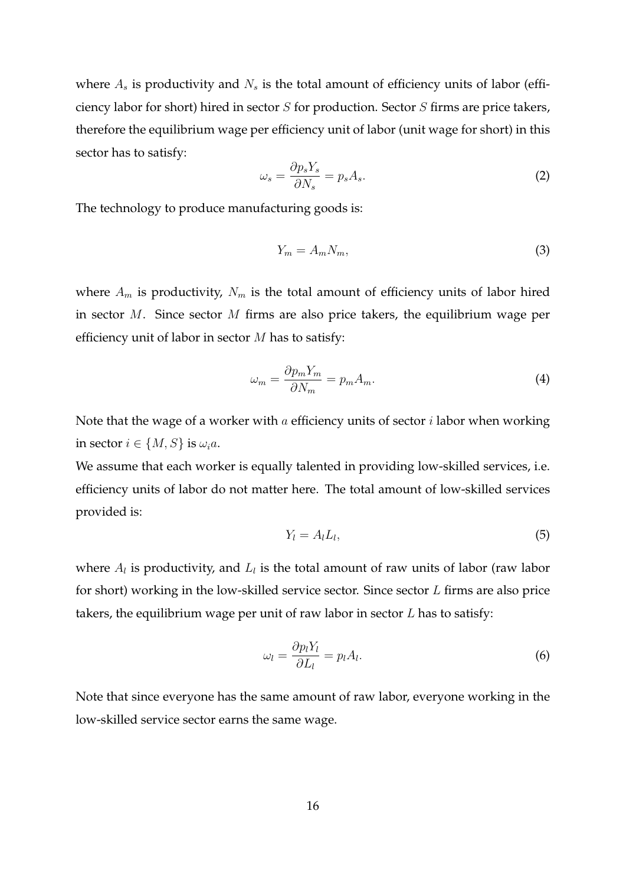where $A_s$ is productivity and $N_s$ is the total amount of efficiency units of labor (efficiency labor for short) hired in sector $S$ for production. Sector $S$ firms are price takers, therefore the equilibrium wage per efficiency unit of labor (unit wage for short) in this sector has to satisfy:

$$\omega_s = \frac{\partial p_s Y_s}{\partial N_s} = p_s A_s. \tag{2}$$

The technology to produce manufacturing goods is:

$$Y_m = A_m N_m, \tag{3}$$

where $A_m$ is productivity, $N_m$ is the total amount of efficiency units of labor hired in sector $M$. Since sector $M$ firms are also price takers, the equilibrium wage per efficiency unit of labor in sector $M$ has to satisfy:

$$\omega_m = \frac{\partial p_m Y_m}{\partial N_m} = p_m A_m. \tag{4}$$

Note that the wage of a worker with $a$ efficiency units of sector $i$ labor when working in sector $i \in \{M, S\}$ is $\omega_i a$.

We assume that each worker is equally talented in providing low-skilled services, i.e. efficiency units of labor do not matter here. The total amount of low-skilled services provided is:

$$Y_l = A_l L_l, \tag{5}$$

where $A_l$ is productivity, and $L_l$ is the total amount of raw units of labor (raw labor for short) working in the low-skilled service sector. Since sector $L$ firms are also price takers, the equilibrium wage per unit of raw labor in sector $L$ has to satisfy:

$$\omega_l = \frac{\partial p_l Y_l}{\partial L_l} = p_l A_l. \tag{6}$$

Note that since everyone has the same amount of raw labor, everyone working in the low-skilled service sector earns the same wage.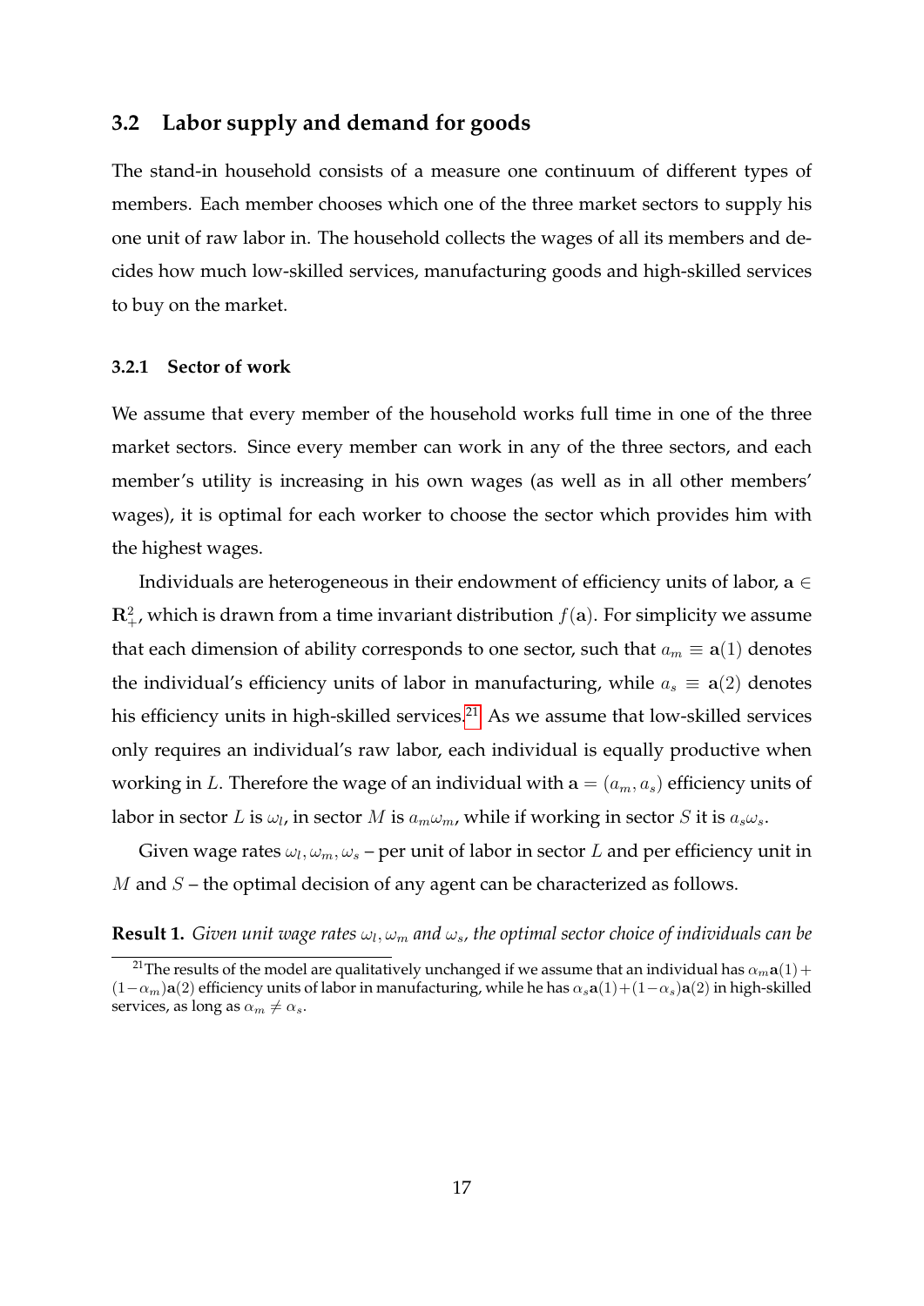## 3.2 Labor supply and demand for goods

The stand-in household consists of a measure one continuum of different types of members. Each member chooses which one of the three market sectors to supply his one unit of raw labor in. The household collects the wages of all its members and decides how much low-skilled services, manufacturing goods and high-skilled services to buy on the market.

### 3.2.1 Sector of work

We assume that every member of the household works full time in one of the three market sectors. Since every member can work in any of the three sectors, and each member's utility is increasing in his own wages (as well as in all other members' wages), it is optimal for each worker to choose the sector which provides him with the highest wages.

Individuals are heterogeneous in their endowment of efficiency units of labor, $\mathbf{a} \in \mathbf{R}^2_+$, which is drawn from a time invariant distribution $f(\mathbf{a})$. For simplicity we assume that each dimension of ability corresponds to one sector, such that $a_m \equiv \mathbf{a}(1)$ denotes the individual's efficiency units of labor in manufacturing, while $a_s \equiv \mathbf{a}(2)$ denotes his efficiency units in high-skilled services.[21] As we assume that low-skilled services only requires an individual's raw labor, each individual is equally productive when working in $L$. Therefore the wage of an individual with $\mathbf{a} = (a_m, a_s)$ efficiency units of labor in sector $L$ is $\omega_l$, in sector $M$ is $a_m\omega_m$, while if working in sector $S$ it is $a_s\omega_s$.

Given wage rates $\omega_l, \omega_m, \omega_s$ – per unit of labor in sector $L$ and per efficiency unit in $M$ and $S$ – the optimal decision of any agent can be characterized as follows.

**Result 1.** *Given unit wage rates $\omega_l, \omega_m$ and $\omega_s$, the optimal sector choice of individuals can be*

[21] The results of the model are qualitatively unchanged if we assume that an individual has $\alpha_m\mathbf{a}(1) + (1-\alpha_m)\mathbf{a}(2)$ efficiency units of labor in manufacturing, while he has $\alpha_s\mathbf{a}(1)+(1-\alpha_s)\mathbf{a}(2)$ in high-skilled services, as long as $\alpha_m \neq \alpha_s$.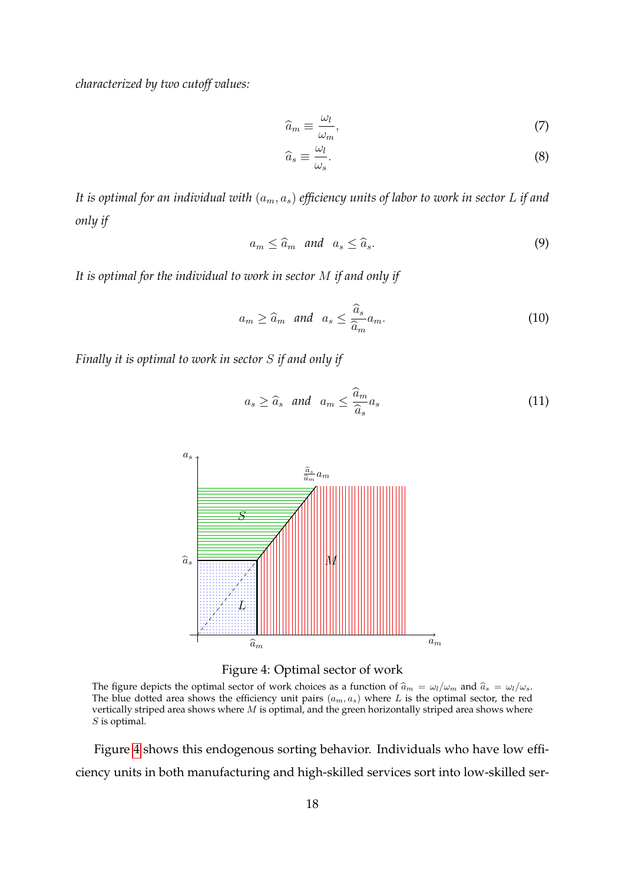*characterized by two cutoff values:*

$$\widehat{a}_m \equiv \frac{\omega_l}{\omega_m}, \tag{7}$$

$$\widehat{a}_s \equiv \frac{\omega_l}{\omega_s}. \tag{8}$$

*It is optimal for an individual with $(a_m, a_s)$ efficiency units of labor to work in sector $L$ if and only if*

$$a_m \leq \widehat{a}_m \quad \text{and} \quad a_s \leq \widehat{a}_s. \tag{9}$$

*It is optimal for the individual to work in sector $M$ if and only if*

$$a_m \geq \widehat{a}_m \quad \text{and} \quad a_s \leq \frac{\widehat{a}_s}{\widehat{a}_m} a_m. \tag{10}$$

*Finally it is optimal to work in sector $S$ if and only if*

$$a_s \geq \widehat{a}_s \quad \text{and} \quad a_m \leq \frac{\widehat{a}_m}{\widehat{a}_s} a_s \tag{11}$$

Figure 4: Optimal sector of work

The figure depicts the optimal sector of work choices as a function of $\widehat{a}_m = \omega_l/\omega_m$ and $\widehat{a}_s = \omega_l/\omega_s$. The blue dotted area shows the efficiency unit pairs $(a_m, a_s)$ where $L$ is the optimal sector, the red vertically striped area shows where $M$ is optimal, and the green horizontally striped area shows where $S$ is optimal.

Figure 4 shows this endogenous sorting behavior. Individuals who have low efficiency units in both manufacturing and high-skilled services sort into low-skilled ser-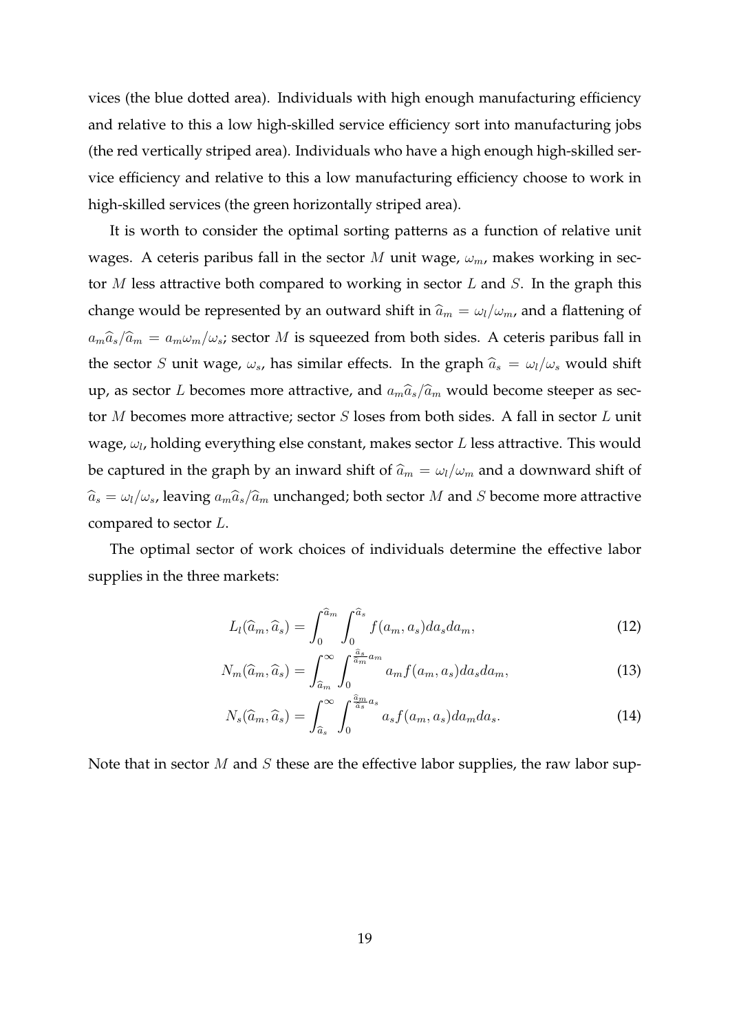vices (the blue dotted area). Individuals with high enough manufacturing efficiency and relative to this a low high-skilled service efficiency sort into manufacturing jobs (the red vertically striped area). Individuals who have a high enough high-skilled service efficiency and relative to this a low manufacturing efficiency choose to work in high-skilled services (the green horizontally striped area).

It is worth to consider the optimal sorting patterns as a function of relative unit wages. A ceteris paribus fall in the sector $M$ unit wage, $\omega_m$, makes working in sector $M$ less attractive both compared to working in sector $L$ and $S$. In the graph this change would be represented by an outward shift in $\widehat{a}_m = \omega_l/\omega_m$, and a flattening of $a_m\widehat{a}_s/\widehat{a}_m = a_m\omega_m/\omega_s$; sector $M$ is squeezed from both sides. A ceteris paribus fall in the sector $S$ unit wage, $\omega_s$, has similar effects. In the graph $\widehat{a}_s = \omega_l/\omega_s$ would shift up, as sector $L$ becomes more attractive, and $a_m\widehat{a}_s/\widehat{a}_m$ would become steeper as sector $M$ becomes more attractive; sector $S$ loses from both sides. A fall in sector $L$ unit wage, $\omega_l$, holding everything else constant, makes sector $L$ less attractive. This would be captured in the graph by an inward shift of $\widehat{a}_m = \omega_l/\omega_m$ and a downward shift of $\widehat{a}_s = \omega_l/\omega_s$, leaving $a_m\widehat{a}_s/\widehat{a}_m$ unchanged; both sector $M$ and $S$ become more attractive compared to sector $L$.

The optimal sector of work choices of individuals determine the effective labor supplies in the three markets:

$$L_l(\widehat{a}_m, \widehat{a}_s) = \int_0^{\widehat{a}_m} \int_0^{\widehat{a}_s} f(a_m, a_s) da_s da_m, \tag{12}$$

$$N_m(\widehat{a}_m, \widehat{a}_s) = \int_{\widehat{a}_m}^{\infty} \int_0^{\frac{\widehat{a}_s}{\widehat{a}_m} a_m} a_m f(a_m, a_s) da_s da_m, \tag{13}$$

$$N_s(\widehat{a}_m, \widehat{a}_s) = \int_{\widehat{a}_s}^{\infty} \int_0^{\frac{\widehat{a}_m}{\widehat{a}_s} a_s} a_s f(a_m, a_s) da_m da_s. \tag{14}$$

Note that in sector $M$ and $S$ these are the effective labor supplies, the raw labor sup-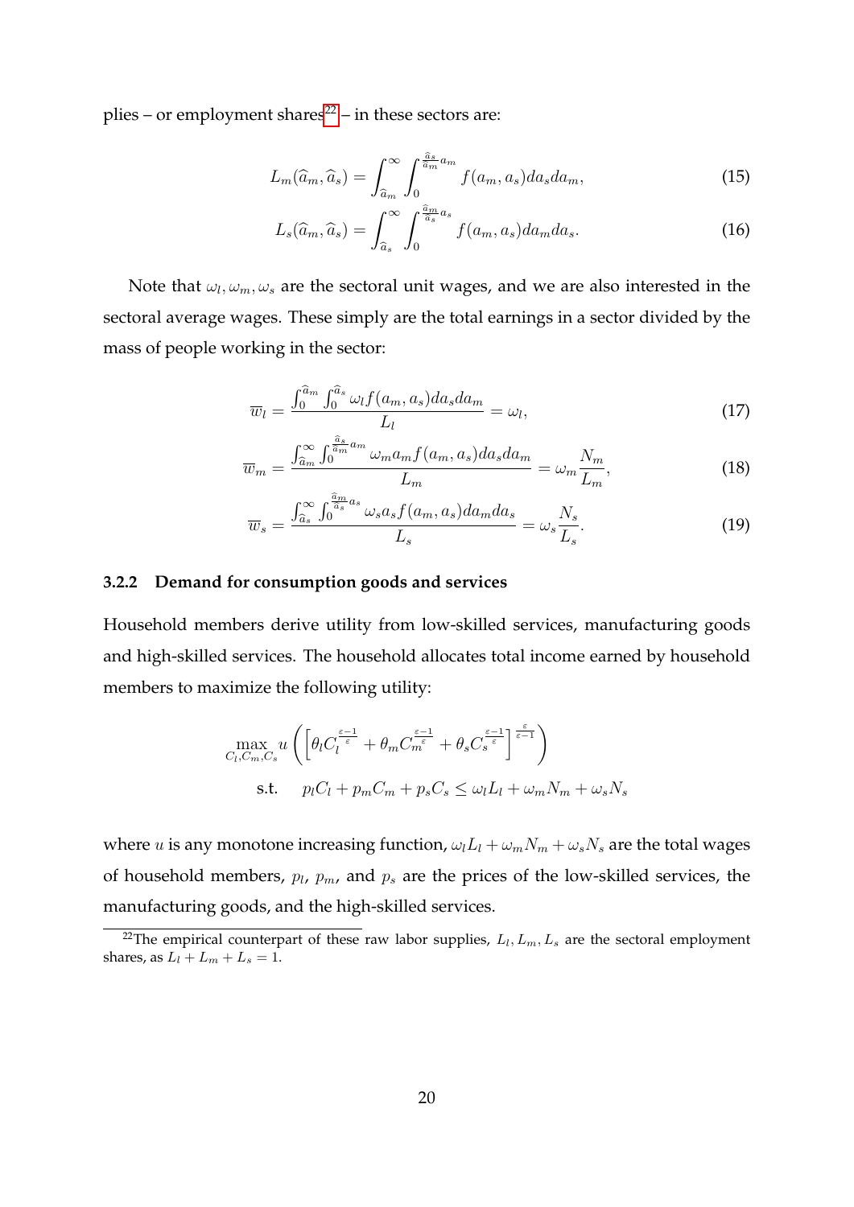plies – or employment shares[22] – in these sectors are:

$$L_m(\widehat{a}_m, \widehat{a}_s) = \int_{\widehat{a}_m}^{\infty} \int_0^{\frac{\widehat{a}_s}{\widehat{a}_m} a_m} f(a_m, a_s) da_s da_m, \tag{15}$$

$$L_s(\widehat{a}_m, \widehat{a}_s) = \int_{\widehat{a}_s}^{\infty} \int_0^{\frac{\widehat{a}_m}{\widehat{a}_s} a_s} f(a_m, a_s) da_m da_s. \tag{16}$$

Note that $\omega_l, \omega_m, \omega_s$ are the sectoral unit wages, and we are also interested in the sectoral average wages. These simply are the total earnings in a sector divided by the mass of people working in the sector:

$$\overline{w}_l = \frac{\int_0^{\widehat{a}_m} \int_0^{\widehat{a}_s} \omega_l f(a_m, a_s) da_s da_m}{L_l} = \omega_l, \tag{17}$$

$$\overline{w}_m = \frac{\int_{\widehat{a}_m}^{\infty} \int_0^{\frac{\widehat{a}_s}{\widehat{a}_m} a_m} \omega_m a_m f(a_m, a_s) da_s da_m}{L_m} = \omega_m \frac{N_m}{L_m}, \tag{18}$$

$$\overline{w}_s = \frac{\int_{\widehat{a}_s}^{\infty} \int_0^{\frac{\widehat{a}_m}{\widehat{a}_s} a_s} \omega_s a_s f(a_m, a_s) da_m da_s}{L_s} = \omega_s \frac{N_s}{L_s}. \tag{19}$$

### 3.2.2 Demand for consumption goods and services

Household members derive utility from low-skilled services, manufacturing goods and high-skilled services. The household allocates total income earned by household members to maximize the following utility:

$$\max_{C_l, C_m, C_s} u \left( \left[ \theta_l C_l^{\frac{\varepsilon-1}{\varepsilon}} + \theta_m C_m^{\frac{\varepsilon-1}{\varepsilon}} + \theta_s C_s^{\frac{\varepsilon-1}{\varepsilon}} \right]^{\frac{\varepsilon}{\varepsilon-1}} \right)$$

$$\text{s.t.} \quad p_l C_l + p_m C_m + p_s C_s \leq \omega_l L_l + \omega_m N_m + \omega_s N_s$$

where $u$ is any monotone increasing function, $\omega_l L_l + \omega_m N_m + \omega_s N_s$ are the total wages of household members, $p_l$, $p_m$, and $p_s$ are the prices of the low-skilled services, the manufacturing goods, and the high-skilled services.

[22] The empirical counterpart of these raw labor supplies, $L_l, L_m, L_s$ are the sectoral employment shares, as $L_l + L_m + L_s = 1$.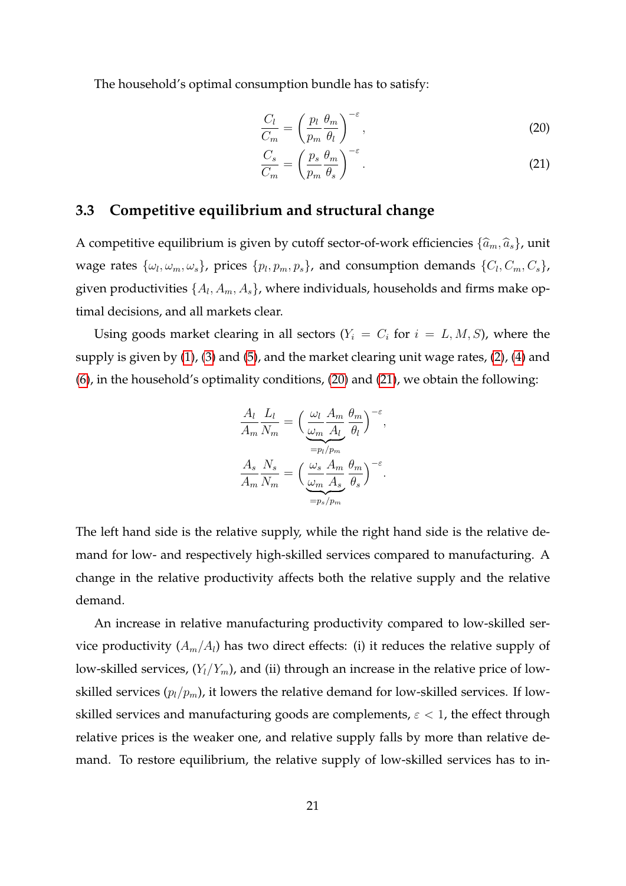The household's optimal consumption bundle has to satisfy:

$$\frac{C_l}{C_m} = \left(\frac{p_l}{p_m}\frac{\theta_m}{\theta_l}\right)^{-\varepsilon}, \tag{20}$$

$$\frac{C_s}{C_m} = \left(\frac{p_s}{p_m}\frac{\theta_m}{\theta_s}\right)^{-\varepsilon}. \tag{21}$$

### 3.3 Competitive equilibrium and structural change

A competitive equilibrium is given by cutoff sector-of-work efficiencies $\{\widehat{a}_m, \widehat{a}_s\}$, unit wage rates $\{\omega_l, \omega_m, \omega_s\}$, prices $\{p_l, p_m, p_s\}$, and consumption demands $\{C_l, C_m, C_s\}$, given productivities $\{A_l, A_m, A_s\}$, where individuals, households and firms make optimal decisions, and all markets clear.

Using goods market clearing in all sectors ($Y_i = C_i$ for $i = L, M, S$), where the supply is given by (1), (3) and (5), and the market clearing unit wage rates, (2), (4) and (6), in the household's optimality conditions, (20) and (21), we obtain the following:

$$\frac{A_l}{A_m}\frac{L_l}{N_m} = \Bigg(\underbrace{\frac{\omega_l}{\omega_m}\frac{A_m}{A_l}}_{=p_l/p_m}\frac{\theta_m}{\theta_l}\Bigg)^{-\varepsilon},$$

$$\frac{A_s}{A_m}\frac{N_s}{N_m} = \Bigg(\underbrace{\frac{\omega_s}{\omega_m}\frac{A_m}{A_s}}_{=p_s/p_m}\frac{\theta_m}{\theta_s}\Bigg)^{-\varepsilon}.$$

The left hand side is the relative supply, while the right hand side is the relative demand for low- and respectively high-skilled services compared to manufacturing. A change in the relative productivity affects both the relative supply and the relative demand.

An increase in relative manufacturing productivity compared to low-skilled service productivity ($A_m/A_l$) has two direct effects: (i) it reduces the relative supply of low-skilled services, ($Y_l/Y_m$), and (ii) through an increase in the relative price of low-skilled services ($p_l/p_m$), it lowers the relative demand for low-skilled services. If low-skilled services and manufacturing goods are complements, $\varepsilon < 1$, the effect through relative prices is the weaker one, and relative supply falls by more than relative demand. To restore equilibrium, the relative supply of low-skilled services has to in-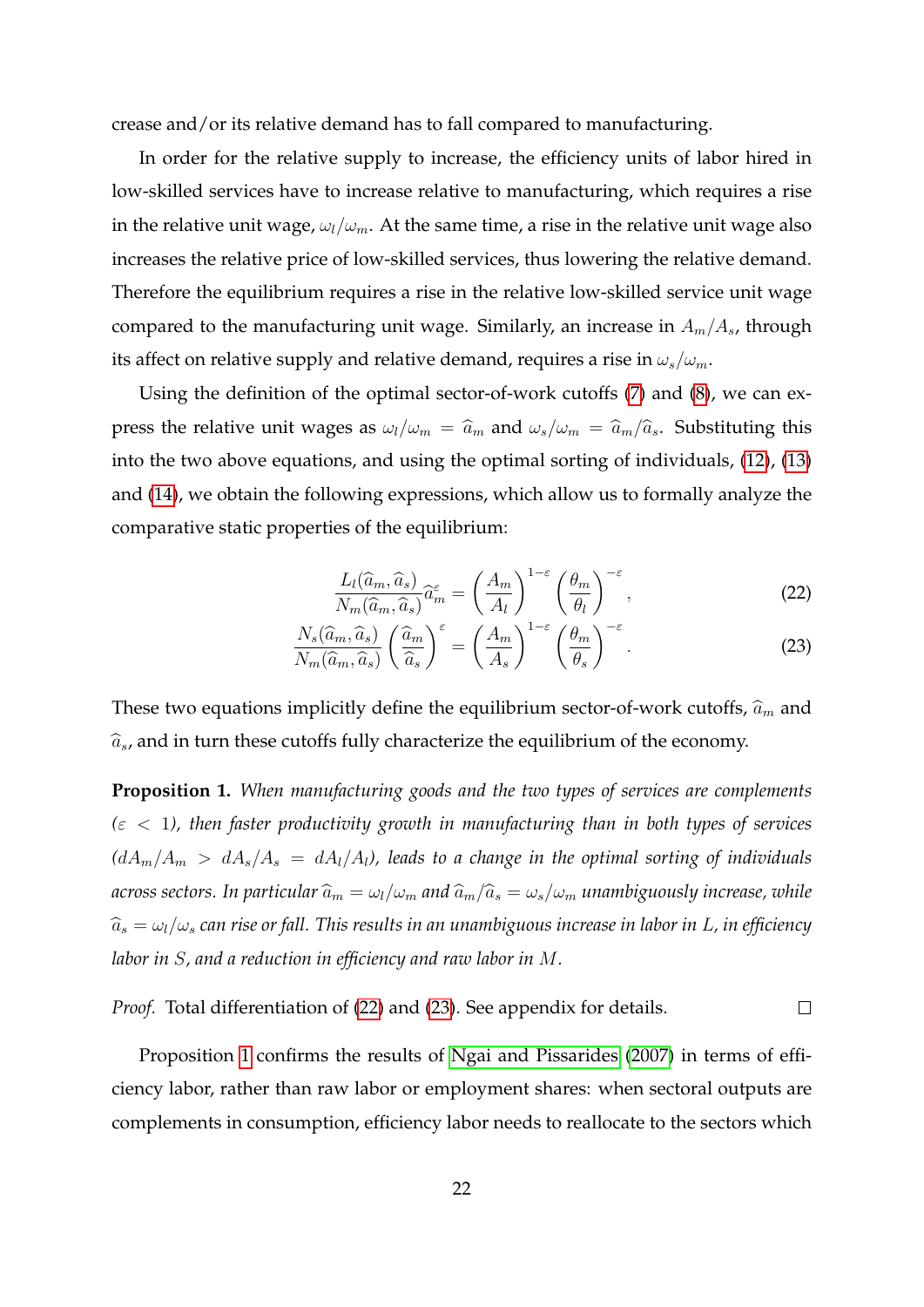crease and/or its relative demand has to fall compared to manufacturing.

In order for the relative supply to increase, the efficiency units of labor hired in low-skilled services have to increase relative to manufacturing, which requires a rise in the relative unit wage, $\omega_l/\omega_m$. At the same time, a rise in the relative unit wage also increases the relative price of low-skilled services, thus lowering the relative demand. Therefore the equilibrium requires a rise in the relative low-skilled service unit wage compared to the manufacturing unit wage. Similarly, an increase in $A_m/A_s$, through its affect on relative supply and relative demand, requires a rise in $\omega_s/\omega_m$.

Using the definition of the optimal sector-of-work cutoffs (7) and (8), we can express the relative unit wages as $\omega_l/\omega_m = \widehat{a}_m$ and $\omega_s/\omega_m = \widehat{a}_m/\widehat{a}_s$. Substituting this into the two above equations, and using the optimal sorting of individuals, (12), (13) and (14), we obtain the following expressions, which allow us to formally analyze the comparative static properties of the equilibrium:

$$\frac{L_l(\widehat{a}_m, \widehat{a}_s)}{N_m(\widehat{a}_m, \widehat{a}_s)} \widehat{a}_m^{\varepsilon} = \left(\frac{A_m}{A_l}\right)^{1-\varepsilon} \left(\frac{\theta_m}{\theta_l}\right)^{-\varepsilon}, \tag{22}$$

$$\frac{N_s(\widehat{a}_m, \widehat{a}_s)}{N_m(\widehat{a}_m, \widehat{a}_s)} \left(\frac{\widehat{a}_m}{\widehat{a}_s}\right)^{\varepsilon} = \left(\frac{A_m}{A_s}\right)^{1-\varepsilon} \left(\frac{\theta_m}{\theta_s}\right)^{-\varepsilon}. \tag{23}$$

These two equations implicitly define the equilibrium sector-of-work cutoffs, $\widehat{a}_m$ and $\widehat{a}_s$, and in turn these cutoffs fully characterize the equilibrium of the economy.

**Proposition 1.** *When manufacturing goods and the two types of services are complements ($\varepsilon < 1$), then faster productivity growth in manufacturing than in both types of services ($dA_m/A_m > dA_s/A_s = dA_l/A_l$), leads to a change in the optimal sorting of individuals across sectors. In particular $\widehat{a}_m = \omega_l/\omega_m$ and $\widehat{a}_m/\widehat{a}_s = \omega_s/\omega_m$ unambiguously increase, while $\widehat{a}_s = \omega_l/\omega_s$ can rise or fall. This results in an unambiguous increase in labor in $L$, in efficiency labor in $S$, and a reduction in efficiency and raw labor in $M$.*

*Proof.* Total differentiation of (22) and (23). See appendix for details. □

Proposition 1 confirms the results of Ngai and Pissarides (2007) in terms of efficiency labor, rather than raw labor or employment shares: when sectoral outputs are complements in consumption, efficiency labor needs to reallocate to the sectors which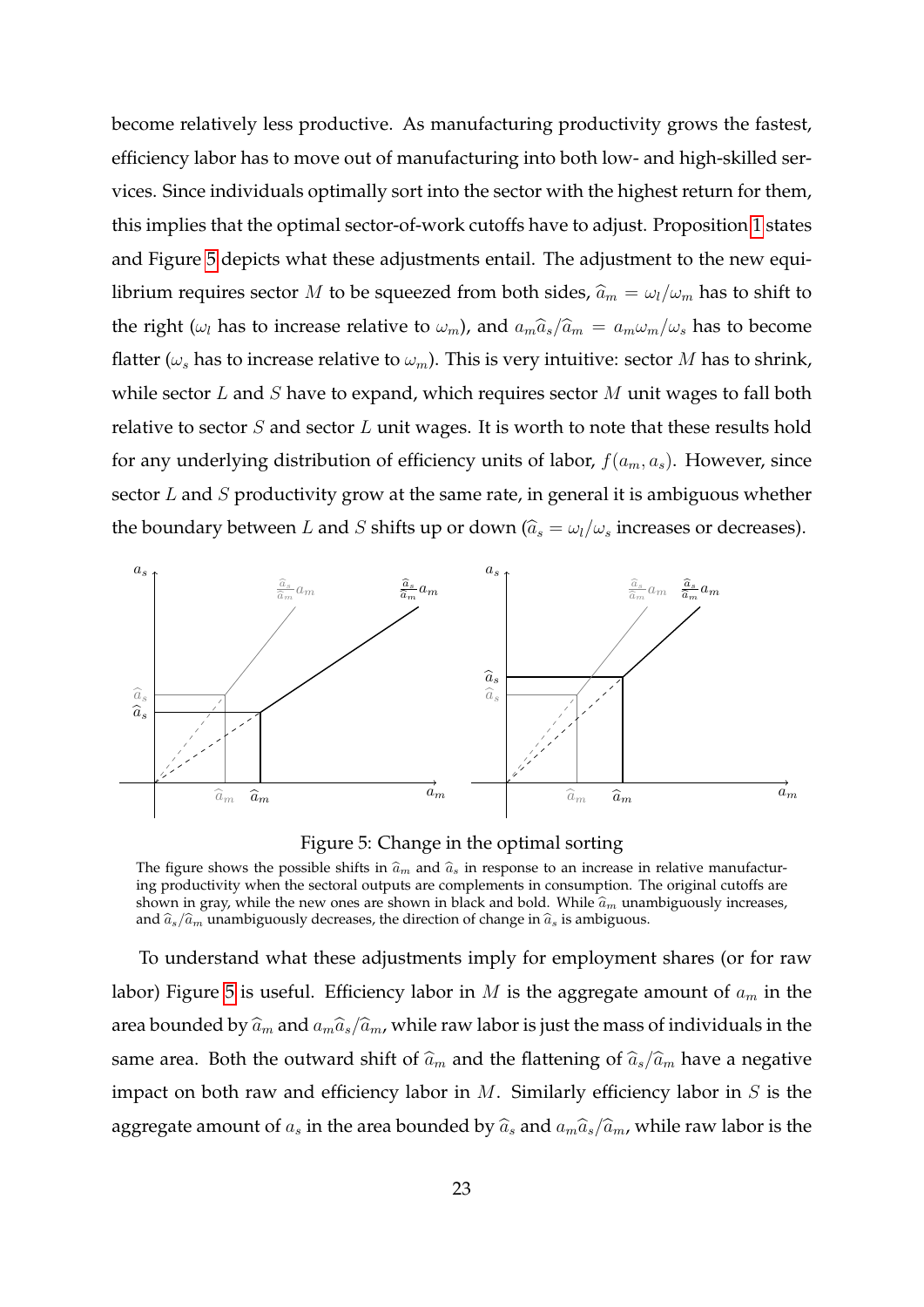become relatively less productive. As manufacturing productivity grows the fastest, efficiency labor has to move out of manufacturing into both low- and high-skilled services. Since individuals optimally sort into the sector with the highest return for them, this implies that the optimal sector-of-work cutoffs have to adjust. Proposition 1 states and Figure 5 depicts what these adjustments entail. The adjustment to the new equilibrium requires sector $M$ to be squeezed from both sides, $\widehat{a}_m = \omega_l/\omega_m$ has to shift to the right ($\omega_l$ has to increase relative to $\omega_m$), and $a_m\widehat{a}_s/\widehat{a}_m = a_m\omega_m/\omega_s$ has to become flatter ($\omega_s$ has to increase relative to $\omega_m$). This is very intuitive: sector $M$ has to shrink, while sector $L$ and $S$ have to expand, which requires sector $M$ unit wages to fall both relative to sector $S$ and sector $L$ unit wages. It is worth to note that these results hold for any underlying distribution of efficiency units of labor, $f(a_m, a_s)$. However, since sector $L$ and $S$ productivity grow at the same rate, in general it is ambiguous whether the boundary between $L$ and $S$ shifts up or down ($\widehat{a}_s = \omega_l/\omega_s$ increases or decreases).

Figure 5: Change in the optimal sorting

The figure shows the possible shifts in $\widehat{a}_m$ and $\widehat{a}_s$ in response to an increase in relative manufacturing productivity when the sectoral outputs are complements in consumption. The original cutoffs are shown in gray, while the new ones are shown in black and bold. While $\widehat{a}_m$ unambiguously increases, and $\widehat{a}_s/\widehat{a}_m$ unambiguously decreases, the direction of change in $\widehat{a}_s$ is ambiguous.

To understand what these adjustments imply for employment shares (or for raw labor) Figure 5 is useful. Efficiency labor in $M$ is the aggregate amount of $a_m$ in the area bounded by $\widehat{a}_m$ and $a_m\widehat{a}_s/\widehat{a}_m$, while raw labor is just the mass of individuals in the same area. Both the outward shift of $\widehat{a}_m$ and the flattening of $\widehat{a}_s/\widehat{a}_m$ have a negative impact on both raw and efficiency labor in $M$. Similarly efficiency labor in $S$ is the aggregate amount of $a_s$ in the area bounded by $\widehat{a}_s$ and $a_m\widehat{a}_s/\widehat{a}_m$, while raw labor is the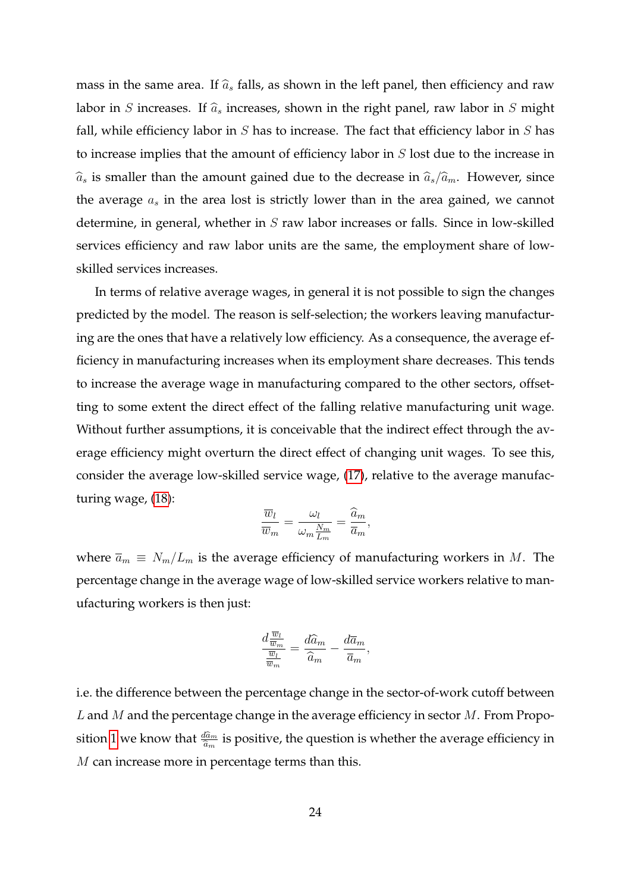mass in the same area. If $\widehat{a}_s$ falls, as shown in the left panel, then efficiency and raw labor in $S$ increases. If $\widehat{a}_s$ increases, shown in the right panel, raw labor in $S$ might fall, while efficiency labor in $S$ has to increase. The fact that efficiency labor in $S$ has to increase implies that the amount of efficiency labor in $S$ lost due to the increase in $\widehat{a}_s$ is smaller than the amount gained due to the decrease in $\widehat{a}_s/\widehat{a}_m$. However, since the average $a_s$ in the area lost is strictly lower than in the area gained, we cannot determine, in general, whether in $S$ raw labor increases or falls. Since in low-skilled services efficiency and raw labor units are the same, the employment share of low-skilled services increases.

In terms of relative average wages, in general it is not possible to sign the changes predicted by the model. The reason is self-selection; the workers leaving manufacturing are the ones that have a relatively low efficiency. As a consequence, the average efficiency in manufacturing increases when its employment share decreases. This tends to increase the average wage in manufacturing compared to the other sectors, offsetting to some extent the direct effect of the falling relative manufacturing unit wage. Without further assumptions, it is conceivable that the indirect effect through the average efficiency might overturn the direct effect of changing unit wages. To see this, consider the average low-skilled service wage, (17), relative to the average manufacturing wage, (18):

$$\frac{\overline{w}_l}{\overline{w}_m} = \frac{\omega_l}{\omega_m \frac{N_m}{L_m}} = \frac{\widehat{a}_m}{\overline{a}_m},$$

where $\overline{a}_m \equiv N_m/L_m$ is the average efficiency of manufacturing workers in $M$. The percentage change in the average wage of low-skilled service workers relative to manufacturing workers is then just:

$$\frac{d\frac{\overline{w}_l}{\overline{w}_m}}{\frac{\overline{w}_l}{\overline{w}_m}} = \frac{d\widehat{a}_m}{\widehat{a}_m} - \frac{d\overline{a}_m}{\overline{a}_m},$$

i.e. the difference between the percentage change in the sector-of-work cutoff between $L$ and $M$ and the percentage change in the average efficiency in sector $M$. From Proposition 1 we know that $\frac{d\widehat{a}_m}{\widehat{a}_m}$ is positive, the question is whether the average efficiency in $M$ can increase more in percentage terms than this.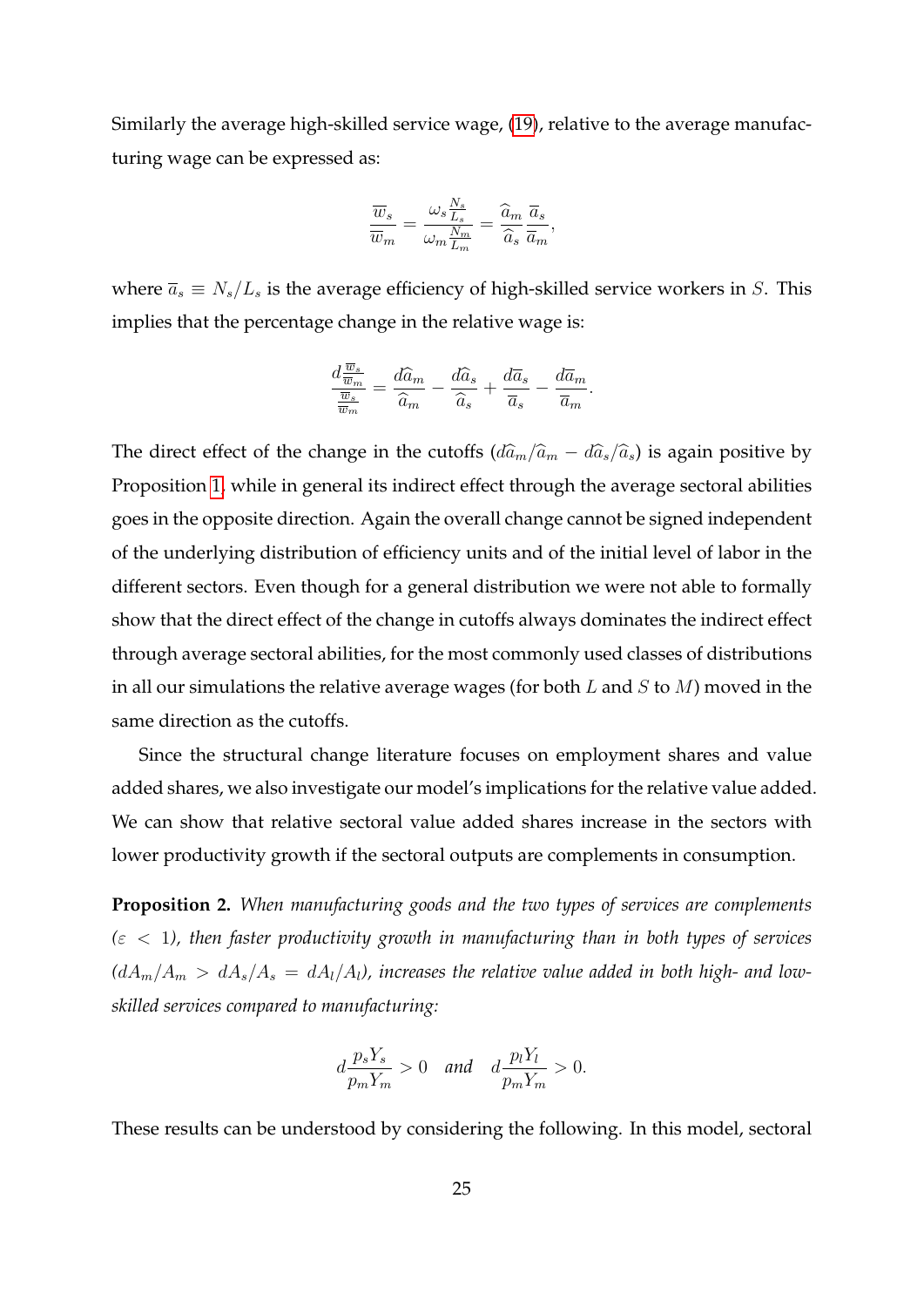Similarly the average high-skilled service wage, (19), relative to the average manufacturing wage can be expressed as:

$$\frac{\overline{w}_s}{\overline{w}_m} = \frac{\omega_s \frac{N_s}{L_s}}{\omega_m \frac{N_m}{L_m}} = \frac{\widehat{a}_m}{\widehat{a}_s} \frac{\overline{a}_s}{\overline{a}_m},$$

where $\overline{a}_s \equiv N_s/L_s$ is the average efficiency of high-skilled service workers in $S$. This implies that the percentage change in the relative wage is:

$$\frac{d\frac{\overline{w}_s}{\overline{w}_m}}{\frac{\overline{w}_s}{\overline{w}_m}} = \frac{d\widehat{a}_m}{\widehat{a}_m} - \frac{d\widehat{a}_s}{\widehat{a}_s} + \frac{d\overline{a}_s}{\overline{a}_s} - \frac{d\overline{a}_m}{\overline{a}_m}.$$

The direct effect of the change in the cutoffs ($d\widehat{a}_m/\widehat{a}_m - d\widehat{a}_s/\widehat{a}_s$) is again positive by Proposition 1, while in general its indirect effect through the average sectoral abilities goes in the opposite direction. Again the overall change cannot be signed independent of the underlying distribution of efficiency units and of the initial level of labor in the different sectors. Even though for a general distribution we were not able to formally show that the direct effect of the change in cutoffs always dominates the indirect effect through average sectoral abilities, for the most commonly used classes of distributions in all our simulations the relative average wages (for both $L$ and $S$ to $M$) moved in the same direction as the cutoffs.

Since the structural change literature focuses on employment shares and value added shares, we also investigate our model's implications for the relative value added. We can show that relative sectoral value added shares increase in the sectors with lower productivity growth if the sectoral outputs are complements in consumption.

**Proposition 2.** *When manufacturing goods and the two types of services are complements ($\varepsilon < 1$), then faster productivity growth in manufacturing than in both types of services ($dA_m/A_m > dA_s/A_s = dA_l/A_l$), increases the relative value added in both high- and low-skilled services compared to manufacturing:*

$$d\frac{p_s Y_s}{p_m Y_m} > 0 \quad \textit{and} \quad d\frac{p_l Y_l}{p_m Y_m} > 0.$$

These results can be understood by considering the following. In this model, sectoral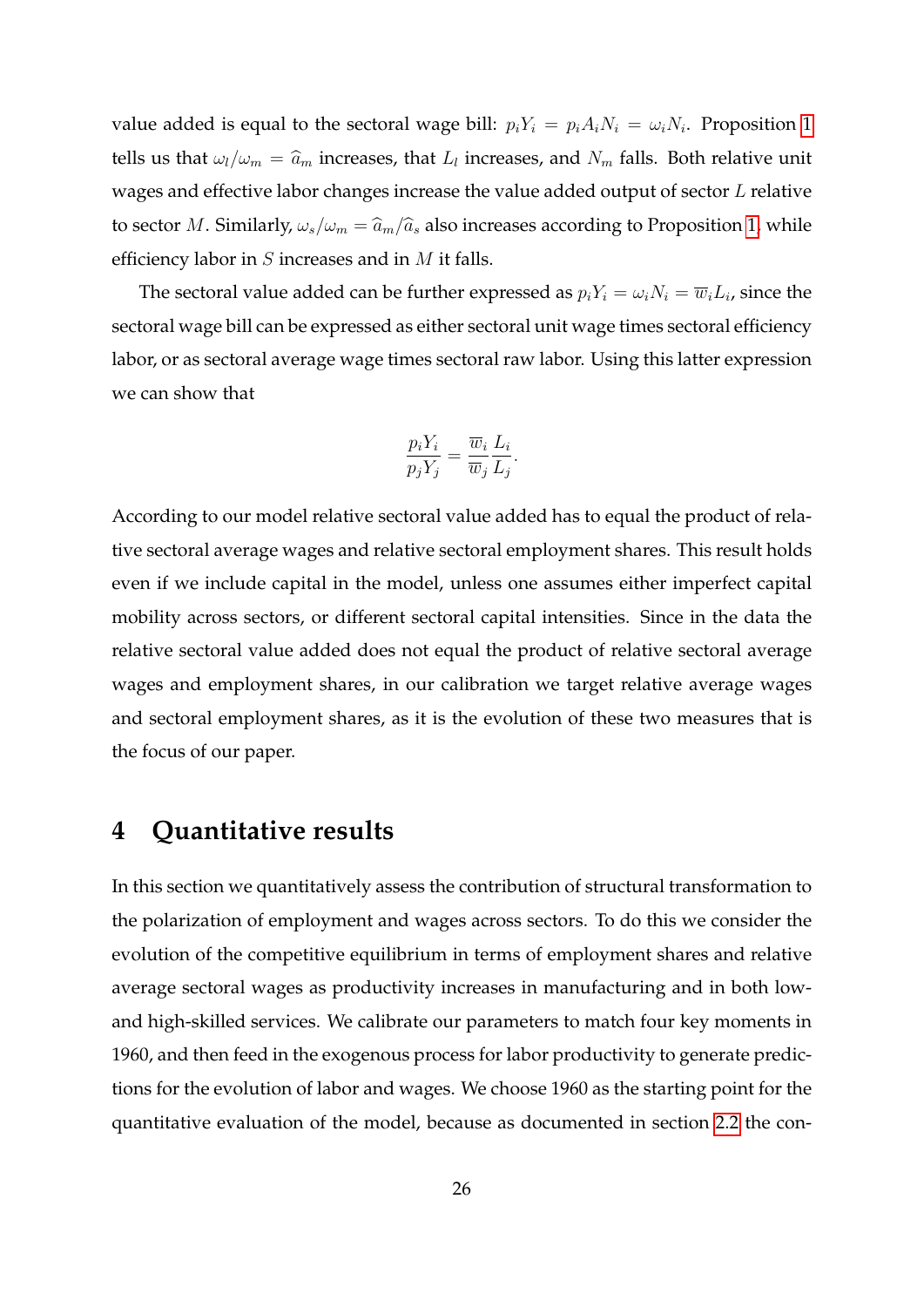value added is equal to the sectoral wage bill: $p_i Y_i = p_i A_i N_i = \omega_i N_i$. Proposition 1 tells us that $\omega_l/\omega_m = \widehat{a}_m$ increases, that $L_l$ increases, and $N_m$ falls. Both relative unit wages and effective labor changes increase the value added output of sector $L$ relative to sector $M$. Similarly, $\omega_s/\omega_m = \widehat{a}_m/\widehat{a}_s$ also increases according to Proposition 1, while efficiency labor in $S$ increases and in $M$ it falls.

The sectoral value added can be further expressed as $p_i Y_i = \omega_i N_i = \overline{w}_i L_i$, since the sectoral wage bill can be expressed as either sectoral unit wage times sectoral efficiency labor, or as sectoral average wage times sectoral raw labor. Using this latter expression we can show that

$$\frac{p_i Y_i}{p_j Y_j} = \frac{\overline{w}_i}{\overline{w}_j} \frac{L_i}{L_j}.$$

According to our model relative sectoral value added has to equal the product of relative sectoral average wages and relative sectoral employment shares. This result holds even if we include capital in the model, unless one assumes either imperfect capital mobility across sectors, or different sectoral capital intensities. Since in the data the relative sectoral value added does not equal the product of relative sectoral average wages and employment shares, in our calibration we target relative average wages and sectoral employment shares, as it is the evolution of these two measures that is the focus of our paper.

# 4 Quantitative results

In this section we quantitatively assess the contribution of structural transformation to the polarization of employment and wages across sectors. To do this we consider the evolution of the competitive equilibrium in terms of employment shares and relative average sectoral wages as productivity increases in manufacturing and in both low- and high-skilled services. We calibrate our parameters to match four key moments in 1960, and then feed in the exogenous process for labor productivity to generate predictions for the evolution of labor and wages. We choose 1960 as the starting point for the quantitative evaluation of the model, because as documented in section 2.2 the con-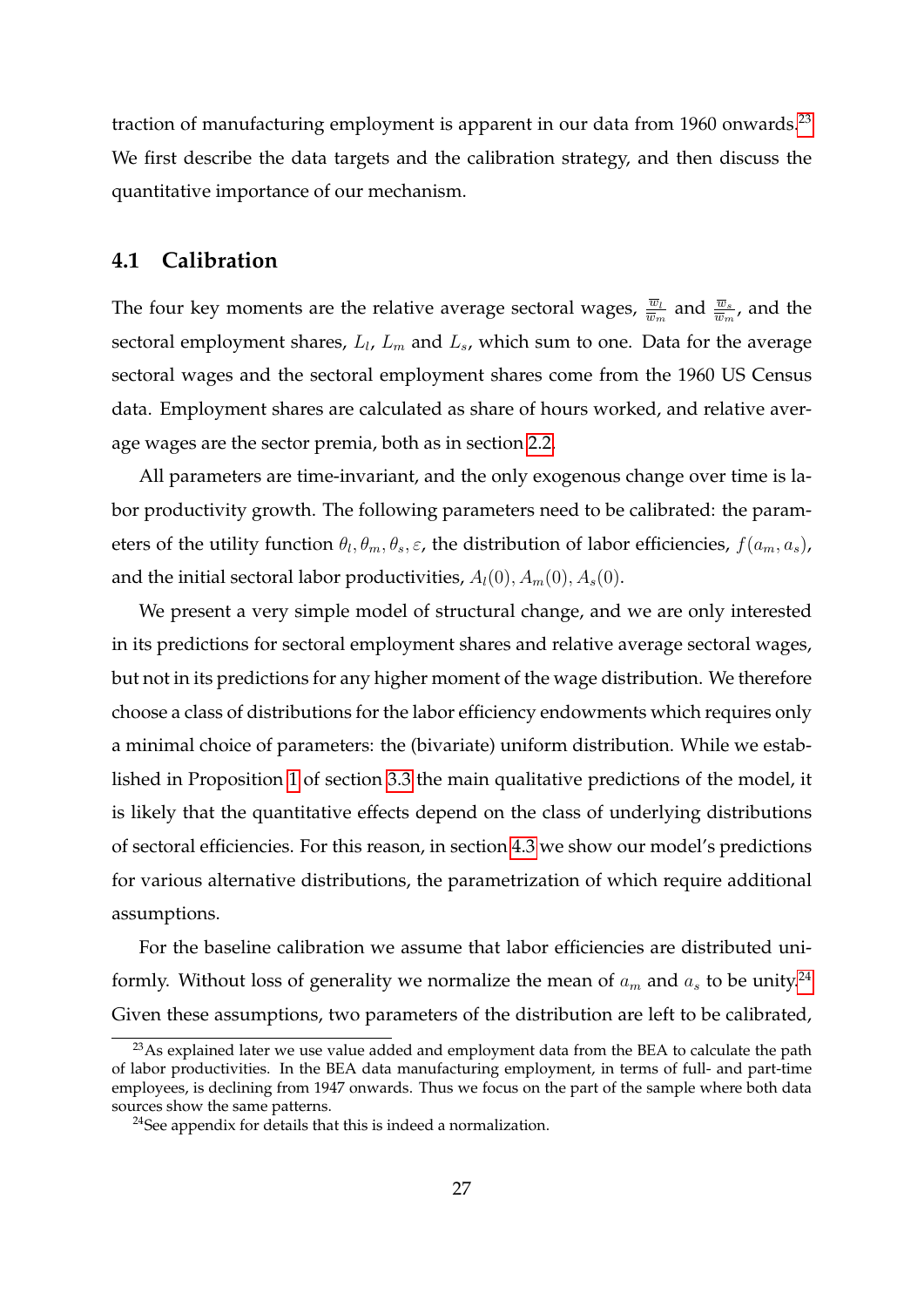traction of manufacturing employment is apparent in our data from 1960 onwards.[23] We first describe the data targets and the calibration strategy, and then discuss the quantitative importance of our mechanism.

## 4.1 Calibration

The four key moments are the relative average sectoral wages, $\frac{\overline{w}_l}{\overline{w}_m}$ and $\frac{\overline{w}_s}{\overline{w}_m}$, and the sectoral employment shares, $L_l$, $L_m$ and $L_s$, which sum to one. Data for the average sectoral wages and the sectoral employment shares come from the 1960 US Census data. Employment shares are calculated as share of hours worked, and relative average wages are the sector premia, both as in section 2.2.

All parameters are time-invariant, and the only exogenous change over time is labor productivity growth. The following parameters need to be calibrated: the parameters of the utility function $\theta_l, \theta_m, \theta_s, \varepsilon$, the distribution of labor efficiencies, $f(a_m, a_s)$, and the initial sectoral labor productivities, $A_l(0), A_m(0), A_s(0)$.

We present a very simple model of structural change, and we are only interested in its predictions for sectoral employment shares and relative average sectoral wages, but not in its predictions for any higher moment of the wage distribution. We therefore choose a class of distributions for the labor efficiency endowments which requires only a minimal choice of parameters: the (bivariate) uniform distribution. While we established in Proposition 1 of section 3.3 the main qualitative predictions of the model, it is likely that the quantitative effects depend on the class of underlying distributions of sectoral efficiencies. For this reason, in section 4.3 we show our model's predictions for various alternative distributions, the parametrization of which require additional assumptions.

For the baseline calibration we assume that labor efficiencies are distributed uniformly. Without loss of generality we normalize the mean of $a_m$ and $a_s$ to be unity.[24] Given these assumptions, two parameters of the distribution are left to be calibrated,

[23] As explained later we use value added and employment data from the BEA to calculate the path of labor productivities. In the BEA data manufacturing employment, in terms of full- and part-time employees, is declining from 1947 onwards. Thus we focus on the part of the sample where both data sources show the same patterns.

[24] See appendix for details that this is indeed a normalization.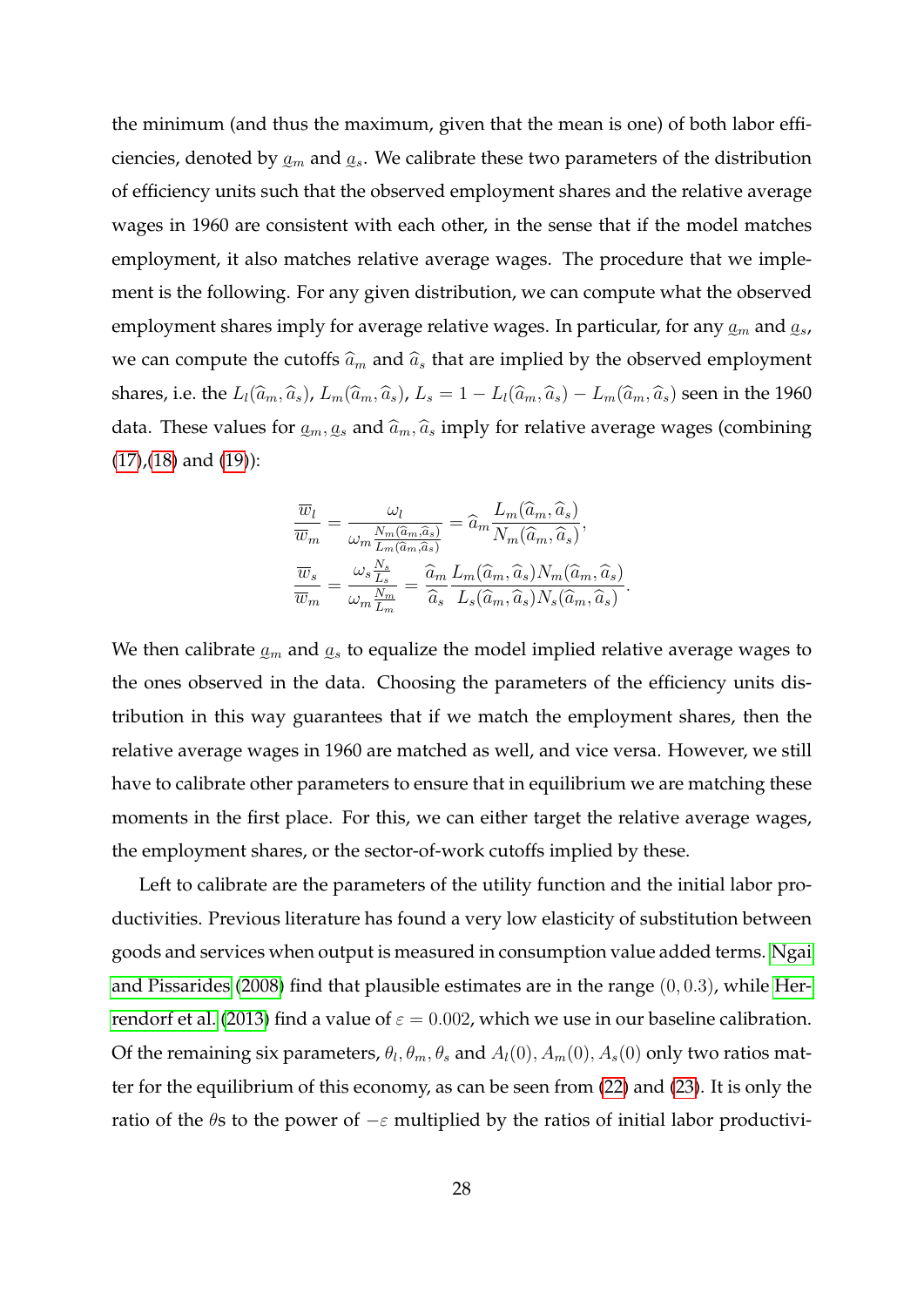the minimum (and thus the maximum, given that the mean is one) of both labor efficiencies, denoted by $\underset{\sim}{a}_m$ and $\underset{\sim}{a}_s$. We calibrate these two parameters of the distribution of efficiency units such that the observed employment shares and the relative average wages in 1960 are consistent with each other, in the sense that if the model matches employment, it also matches relative average wages. The procedure that we implement is the following. For any given distribution, we can compute what the observed employment shares imply for average relative wages. In particular, for any $\underset{\sim}{a}_m$ and $\underset{\sim}{a}_s$, we can compute the cutoffs $\widehat{a}_m$ and $\widehat{a}_s$ that are implied by the observed employment shares, i.e. the $L_l(\widehat{a}_m, \widehat{a}_s)$, $L_m(\widehat{a}_m, \widehat{a}_s)$, $L_s = 1 - L_l(\widehat{a}_m, \widehat{a}_s) - L_m(\widehat{a}_m, \widehat{a}_s)$ seen in the 1960 data. These values for $\underset{\sim}{a}_m, \underset{\sim}{a}_s$ and $\widehat{a}_m, \widehat{a}_s$ imply for relative average wages (combining (17),(18) and (19)):

$$\frac{\overline{w}_l}{\overline{w}_m} = \frac{\omega_l}{\omega_m \frac{N_m(\widehat{a}_m, \widehat{a}_s)}{L_m(\widehat{a}_m, \widehat{a}_s)}} = \widehat{a}_m \frac{L_m(\widehat{a}_m, \widehat{a}_s)}{N_m(\widehat{a}_m, \widehat{a}_s)},$$

$$\frac{\overline{w}_s}{\overline{w}_m} = \frac{\omega_s \frac{N_s}{L_s}}{\omega_m \frac{N_m}{L_m}} = \frac{\widehat{a}_m}{\widehat{a}_s} \frac{L_m(\widehat{a}_m, \widehat{a}_s) N_m(\widehat{a}_m, \widehat{a}_s)}{L_s(\widehat{a}_m, \widehat{a}_s) N_s(\widehat{a}_m, \widehat{a}_s)}.$$

We then calibrate $\underset{\sim}{a}_m$ and $\underset{\sim}{a}_s$ to equalize the model implied relative average wages to the ones observed in the data. Choosing the parameters of the efficiency units distribution in this way guarantees that if we match the employment shares, then the relative average wages in 1960 are matched as well, and vice versa. However, we still have to calibrate other parameters to ensure that in equilibrium we are matching these moments in the first place. For this, we can either target the relative average wages, the employment shares, or the sector-of-work cutoffs implied by these.

Left to calibrate are the parameters of the utility function and the initial labor productivities. Previous literature has found a very low elasticity of substitution between goods and services when output is measured in consumption value added terms. Ngai and Pissarides (2008) find that plausible estimates are in the range $(0, 0.3)$, while Herrendorf et al. (2013) find a value of $\varepsilon = 0.002$, which we use in our baseline calibration. Of the remaining six parameters, $\theta_l, \theta_m, \theta_s$ and $A_l(0), A_m(0), A_s(0)$ only two ratios matter for the equilibrium of this economy, as can be seen from (22) and (23). It is only the ratio of the $\theta$s to the power of $-\varepsilon$ multiplied by the ratios of initial labor productivi-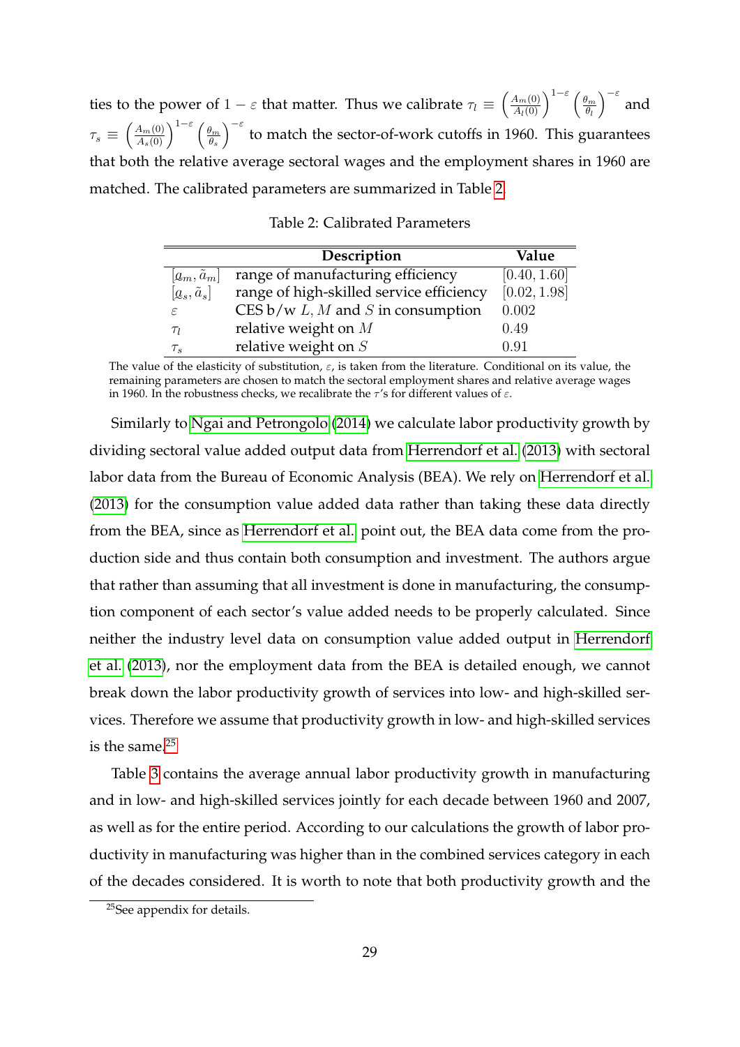ties to the power of $1-\varepsilon$ that matter. Thus we calibrate $\tau_l \equiv \left(\frac{A_m(0)}{A_l(0)}\right)^{1-\varepsilon}\left(\frac{\theta_m}{\theta_l}\right)^{-\varepsilon}$ and $\tau_s \equiv \left(\frac{A_m(0)}{A_s(0)}\right)^{1-\varepsilon}\left(\frac{\theta_m}{\theta_s}\right)^{-\varepsilon}$ to match the sector-of-work cutoffs in 1960. This guarantees that both the relative average sectoral wages and the employment shares in 1960 are matched. The calibrated parameters are summarized in Table 2.

Table 2: Calibrated Parameters

| | Description | Value |
|---|---|---|
| $[\underline{a}_m, \tilde{a}_m]$ | range of manufacturing efficiency | $[0.40, 1.60]$ |
| $[\underline{a}_s, \tilde{a}_s]$ | range of high-skilled service efficiency | $[0.02, 1.98]$ |
| $\varepsilon$ | CES b/w $L$, $M$ and $S$ in consumption | $0.002$ |
| $\tau_l$ | relative weight on $M$ | $0.49$ |
| $\tau_s$ | relative weight on $S$ | $0.91$ |

The value of the elasticity of substitution, $\varepsilon$, is taken from the literature. Conditional on its value, the remaining parameters are chosen to match the sectoral employment shares and relative average wages in 1960. In the robustness checks, we recalibrate the $\tau$'s for different values of $\varepsilon$.

Similarly to Ngai and Petrongolo (2014) we calculate labor productivity growth by dividing sectoral value added output data from Herrendorf et al. (2013) with sectoral labor data from the Bureau of Economic Analysis (BEA). We rely on Herrendorf et al. (2013) for the consumption value added data rather than taking these data directly from the BEA, since as Herrendorf et al. point out, the BEA data come from the production side and thus contain both consumption and investment. The authors argue that rather than assuming that all investment is done in manufacturing, the consumption component of each sector's value added needs to be properly calculated. Since neither the industry level data on consumption value added output in Herrendorf et al. (2013), nor the employment data from the BEA is detailed enough, we cannot break down the labor productivity growth of services into low- and high-skilled services. Therefore we assume that productivity growth in low- and high-skilled services is the same.[25]

Table 3 contains the average annual labor productivity growth in manufacturing and in low- and high-skilled services jointly for each decade between 1960 and 2007, as well as for the entire period. According to our calculations the growth of labor productivity in manufacturing was higher than in the combined services category in each of the decades considered. It is worth to note that both productivity growth and the

[25] See appendix for details.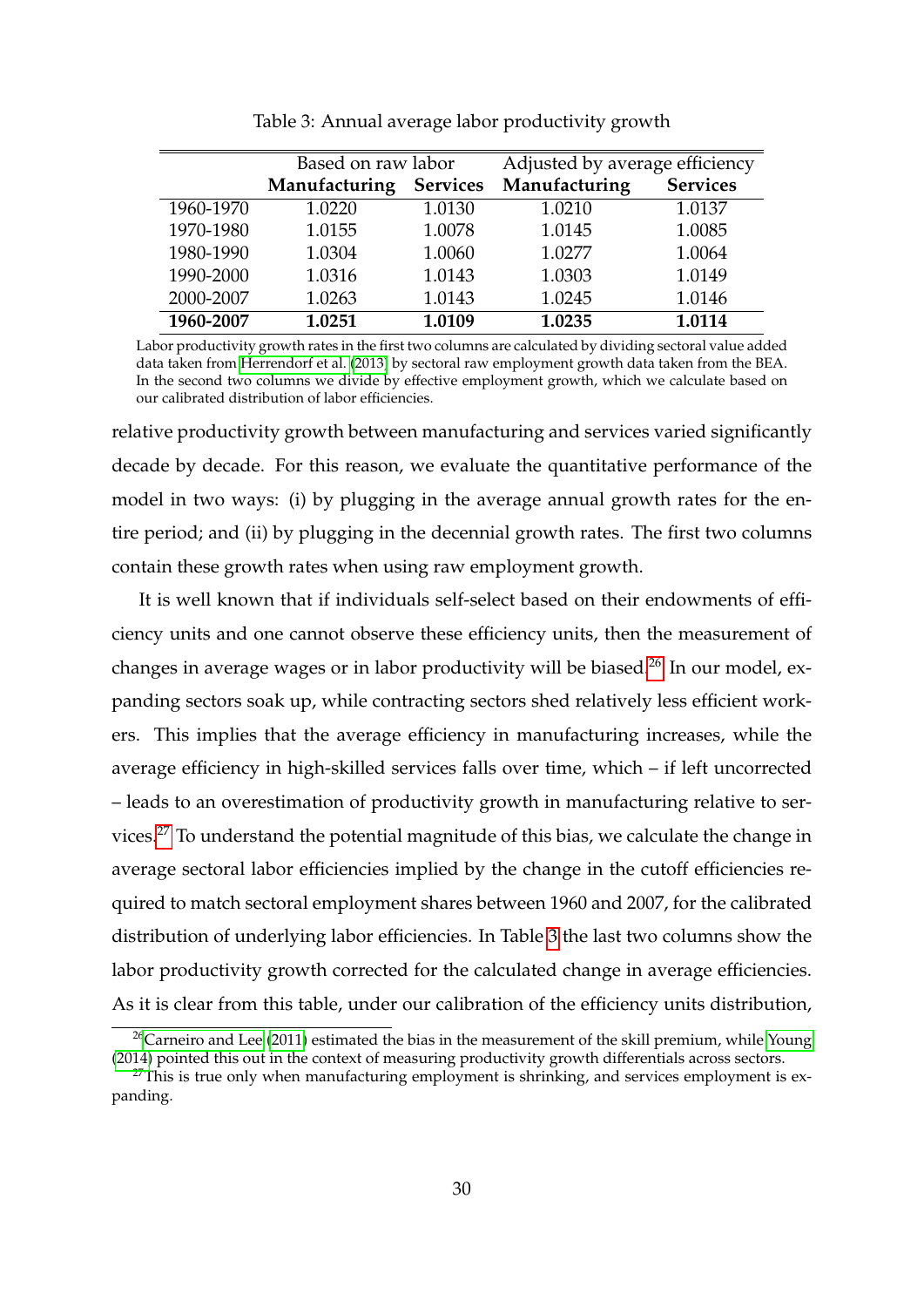Table 3: Annual average labor productivity growth

| | Based on raw labor | | Adjusted by average efficiency | |
|---|---|---|---|---|
| | **Manufacturing** | **Services** | **Manufacturing** | **Services** |
| 1960-1970 | 1.0220 | 1.0130 | 1.0210 | 1.0137 |
| 1970-1980 | 1.0155 | 1.0078 | 1.0145 | 1.0085 |
| 1980-1990 | 1.0304 | 1.0060 | 1.0277 | 1.0064 |
| 1990-2000 | 1.0316 | 1.0143 | 1.0303 | 1.0149 |
| 2000-2007 | 1.0263 | 1.0143 | 1.0245 | 1.0146 |
| **1960-2007** | **1.0251** | **1.0109** | **1.0235** | **1.0114** |

Labor productivity growth rates in the first two columns are calculated by dividing sectoral value added data taken from Herrendorf et al. (2013) by sectoral raw employment growth data taken from the BEA. In the second two columns we divide by effective employment growth, which we calculate based on our calibrated distribution of labor efficiencies.

relative productivity growth between manufacturing and services varied significantly decade by decade. For this reason, we evaluate the quantitative performance of the model in two ways: (i) by plugging in the average annual growth rates for the entire period; and (ii) by plugging in the decennial growth rates. The first two columns contain these growth rates when using raw employment growth.

It is well known that if individuals self-select based on their endowments of efficiency units and one cannot observe these efficiency units, then the measurement of changes in average wages or in labor productivity will be biased.[26] In our model, expanding sectors soak up, while contracting sectors shed relatively less efficient workers. This implies that the average efficiency in manufacturing increases, while the average efficiency in high-skilled services falls over time, which – if left uncorrected – leads to an overestimation of productivity growth in manufacturing relative to services.[27] To understand the potential magnitude of this bias, we calculate the change in average sectoral labor efficiencies implied by the change in the cutoff efficiencies required to match sectoral employment shares between 1960 and 2007, for the calibrated distribution of underlying labor efficiencies. In Table 3 the last two columns show the labor productivity growth corrected for the calculated change in average efficiencies. As it is clear from this table, under our calibration of the efficiency units distribution,

[26] Carneiro and Lee (2011) estimated the bias in the measurement of the skill premium, while Young (2014) pointed this out in the context of measuring productivity growth differentials across sectors.

[27] This is true only when manufacturing employment is shrinking, and services employment is expanding.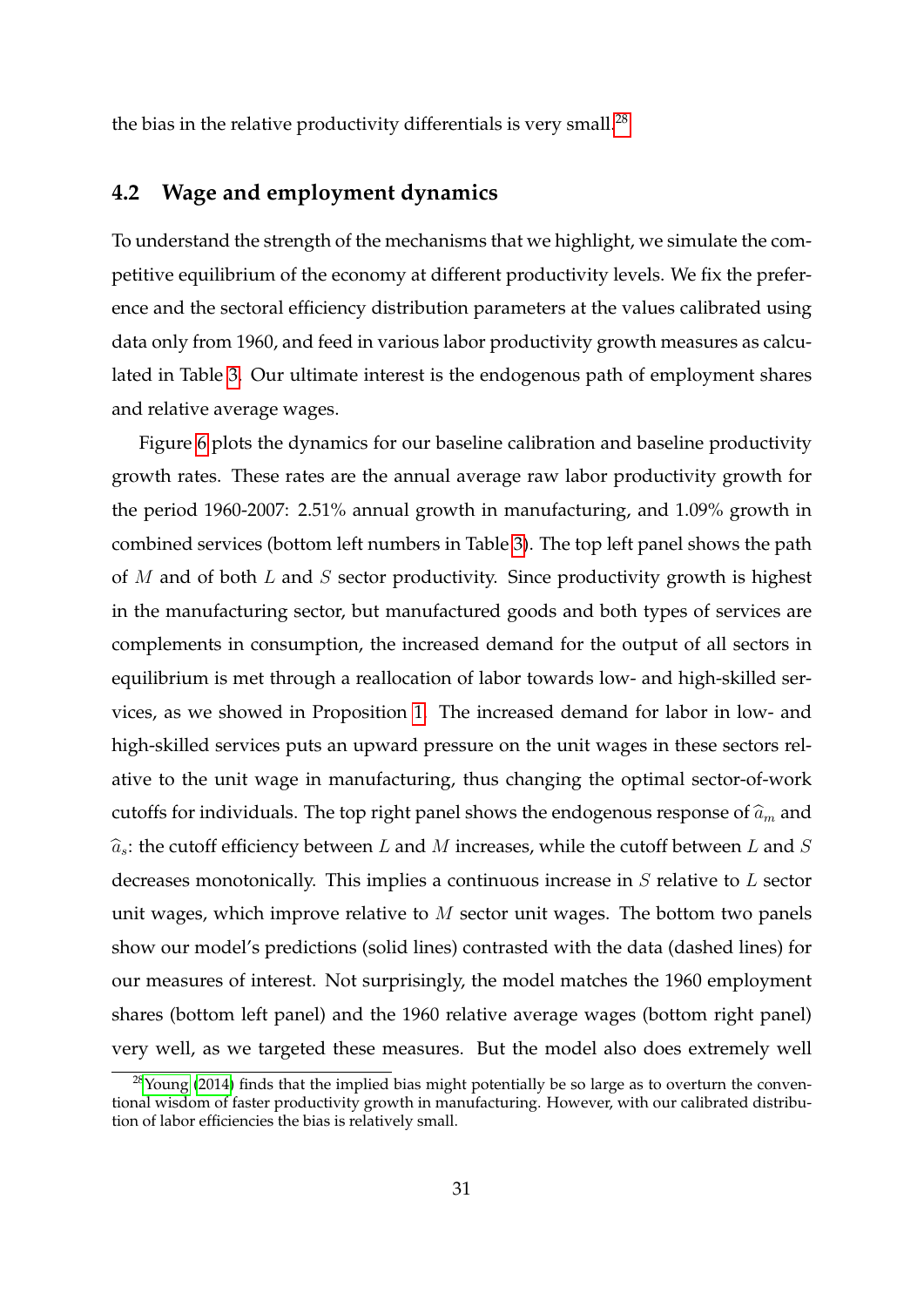the bias in the relative productivity differentials is very small.[28]

### 4.2 Wage and employment dynamics

To understand the strength of the mechanisms that we highlight, we simulate the competitive equilibrium of the economy at different productivity levels. We fix the preference and the sectoral efficiency distribution parameters at the values calibrated using data only from 1960, and feed in various labor productivity growth measures as calculated in Table 3. Our ultimate interest is the endogenous path of employment shares and relative average wages.

Figure 6 plots the dynamics for our baseline calibration and baseline productivity growth rates. These rates are the annual average raw labor productivity growth for the period 1960-2007: 2.51% annual growth in manufacturing, and 1.09% growth in combined services (bottom left numbers in Table 3). The top left panel shows the path of $M$ and of both $L$ and $S$ sector productivity. Since productivity growth is highest in the manufacturing sector, but manufactured goods and both types of services are complements in consumption, the increased demand for the output of all sectors in equilibrium is met through a reallocation of labor towards low- and high-skilled services, as we showed in Proposition 1. The increased demand for labor in low- and high-skilled services puts an upward pressure on the unit wages in these sectors relative to the unit wage in manufacturing, thus changing the optimal sector-of-work cutoffs for individuals. The top right panel shows the endogenous response of $\widehat{a}_m$ and $\widehat{a}_s$: the cutoff efficiency between $L$ and $M$ increases, while the cutoff between $L$ and $S$ decreases monotonically. This implies a continuous increase in $S$ relative to $L$ sector unit wages, which improve relative to $M$ sector unit wages. The bottom two panels show our model's predictions (solid lines) contrasted with the data (dashed lines) for our measures of interest. Not surprisingly, the model matches the 1960 employment shares (bottom left panel) and the 1960 relative average wages (bottom right panel) very well, as we targeted these measures. But the model also does extremely well

[28] Young (2014) finds that the implied bias might potentially be so large as to overturn the conventional wisdom of faster productivity growth in manufacturing. However, with our calibrated distribution of labor efficiencies the bias is relatively small.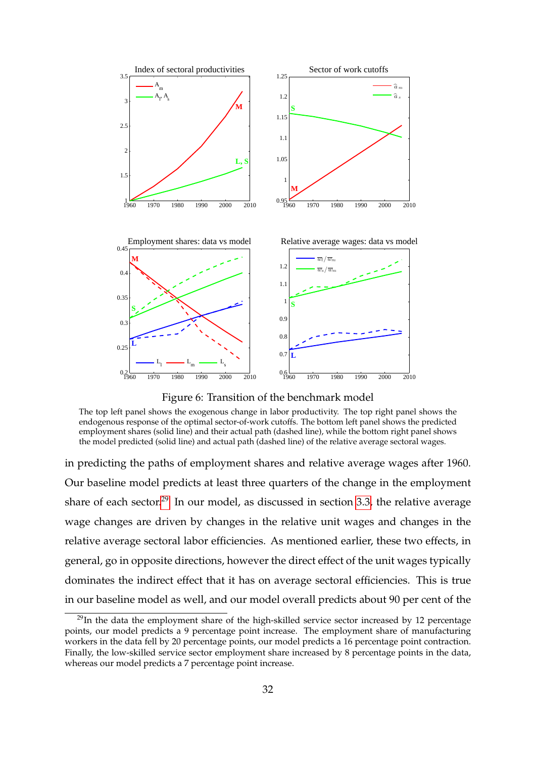Figure 6: Transition of the benchmark model

The top left panel shows the exogenous change in labor productivity. The top right panel shows the endogenous response of the optimal sector-of-work cutoffs. The bottom left panel shows the predicted employment shares (solid line) and their actual path (dashed line), while the bottom right panel shows the model predicted (solid line) and actual path (dashed line) of the relative average sectoral wages.

in predicting the paths of employment shares and relative average wages after 1960. Our baseline model predicts at least three quarters of the change in the employment share of each sector.[29] In our model, as discussed in section 3.3, the relative average wage changes are driven by changes in the relative unit wages and changes in the relative average sectoral labor efficiencies. As mentioned earlier, these two effects, in general, go in opposite directions, however the direct effect of the unit wages typically dominates the indirect effect that it has on average sectoral efficiencies. This is true in our baseline model as well, and our model overall predicts about 90 per cent of the

[29] In the data the employment share of the high-skilled service sector increased by 12 percentage points, our model predicts a 9 percentage point increase. The employment share of manufacturing workers in the data fell by 20 percentage points, our model predicts a 16 percentage point contraction. Finally, the low-skilled service sector employment share increased by 8 percentage points in the data, whereas our model predicts a 7 percentage point increase.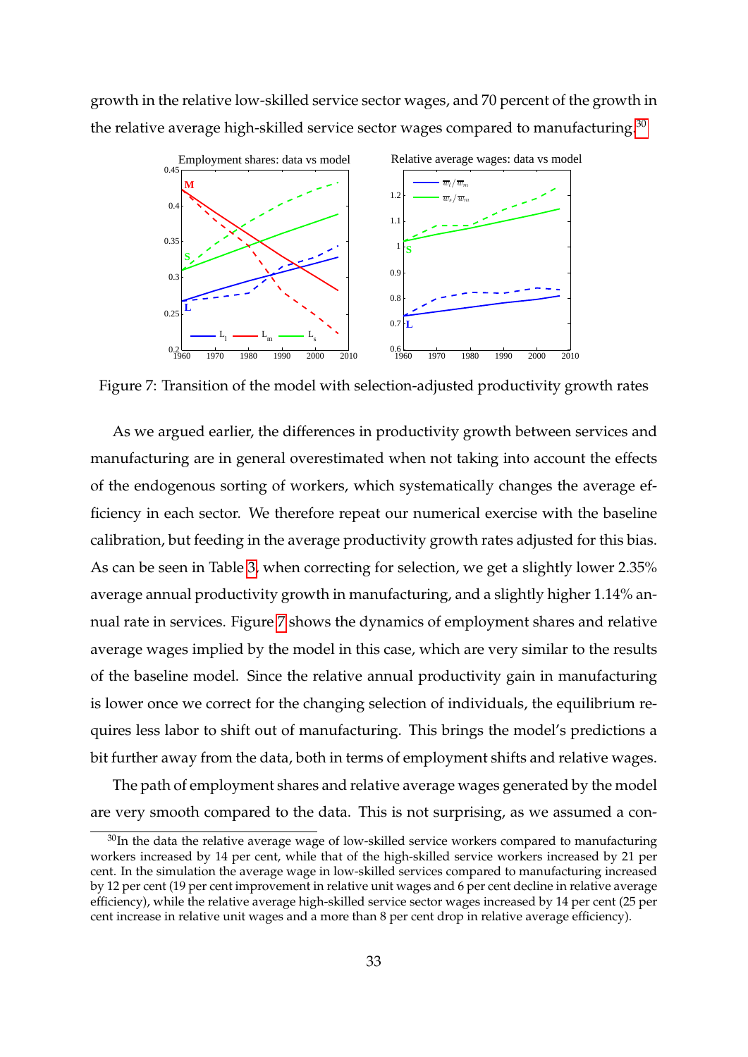growth in the relative low-skilled service sector wages, and 70 percent of the growth in the relative average high-skilled service sector wages compared to manufacturing.[30]

Figure 7: Transition of the model with selection-adjusted productivity growth rates

As we argued earlier, the differences in productivity growth between services and manufacturing are in general overestimated when not taking into account the effects of the endogenous sorting of workers, which systematically changes the average efficiency in each sector. We therefore repeat our numerical exercise with the baseline calibration, but feeding in the average productivity growth rates adjusted for this bias. As can be seen in Table 3, when correcting for selection, we get a slightly lower 2.35% average annual productivity growth in manufacturing, and a slightly higher 1.14% annual rate in services. Figure 7 shows the dynamics of employment shares and relative average wages implied by the model in this case, which are very similar to the results of the baseline model. Since the relative annual productivity gain in manufacturing is lower once we correct for the changing selection of individuals, the equilibrium requires less labor to shift out of manufacturing. This brings the model's predictions a bit further away from the data, both in terms of employment shifts and relative wages.

The path of employment shares and relative average wages generated by the model are very smooth compared to the data. This is not surprising, as we assumed a con-

[30] In the data the relative average wage of low-skilled service workers compared to manufacturing workers increased by 14 per cent, while that of the high-skilled service workers increased by 21 per cent. In the simulation the average wage in low-skilled services compared to manufacturing increased by 12 per cent (19 per cent improvement in relative unit wages and 6 per cent decline in relative average efficiency), while the relative average high-skilled service sector wages increased by 14 per cent (25 per cent increase in relative unit wages and a more than 8 per cent drop in relative average efficiency).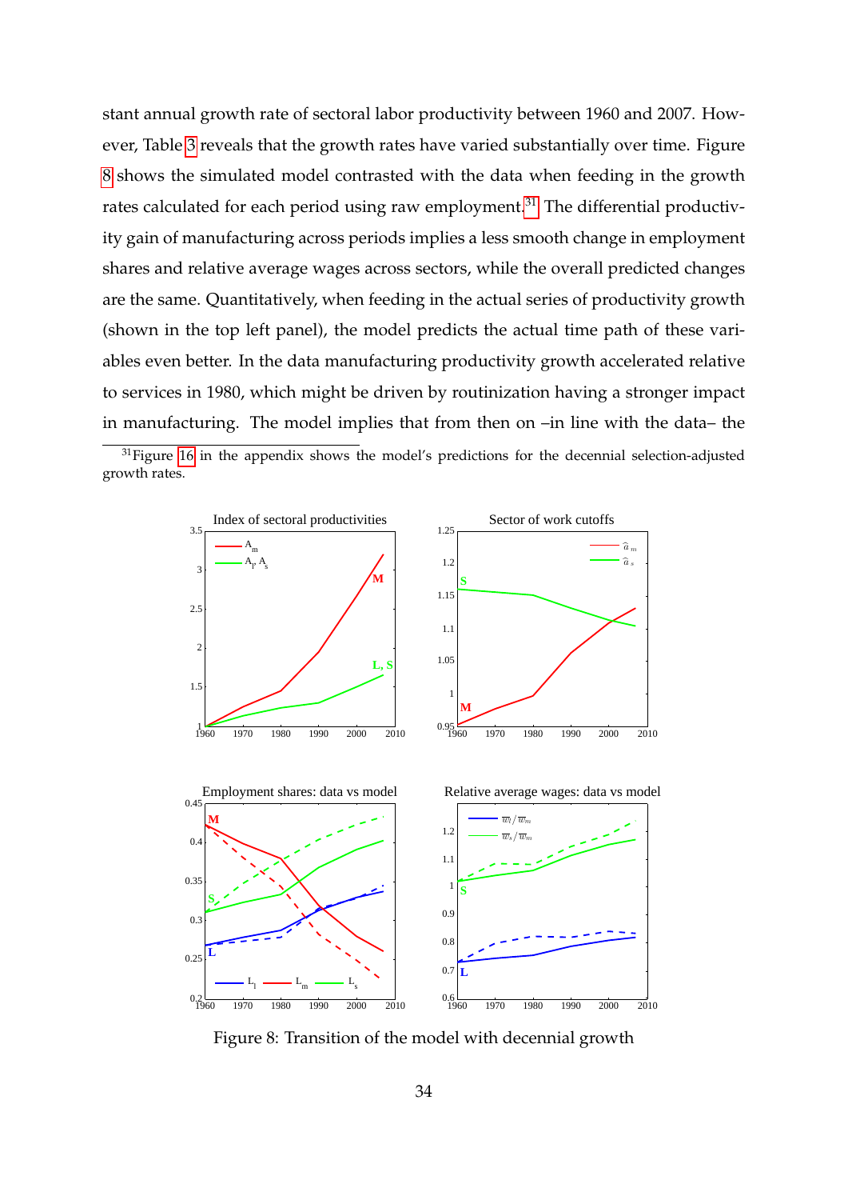stant annual growth rate of sectoral labor productivity between 1960 and 2007. However, Table 3 reveals that the growth rates have varied substantially over time. Figure 8 shows the simulated model contrasted with the data when feeding in the growth rates calculated for each period using raw employment.[31] The differential productivity gain of manufacturing across periods implies a less smooth change in employment shares and relative average wages across sectors, while the overall predicted changes are the same. Quantitatively, when feeding in the actual series of productivity growth (shown in the top left panel), the model predicts the actual time path of these variables even better. In the data manufacturing productivity growth accelerated relative to services in 1980, which might be driven by routinization having a stronger impact in manufacturing. The model implies that from then on –in line with the data– the

[31] Figure 16 in the appendix shows the model's predictions for the decennial selection-adjusted growth rates.

Figure 8: Transition of the model with decennial growth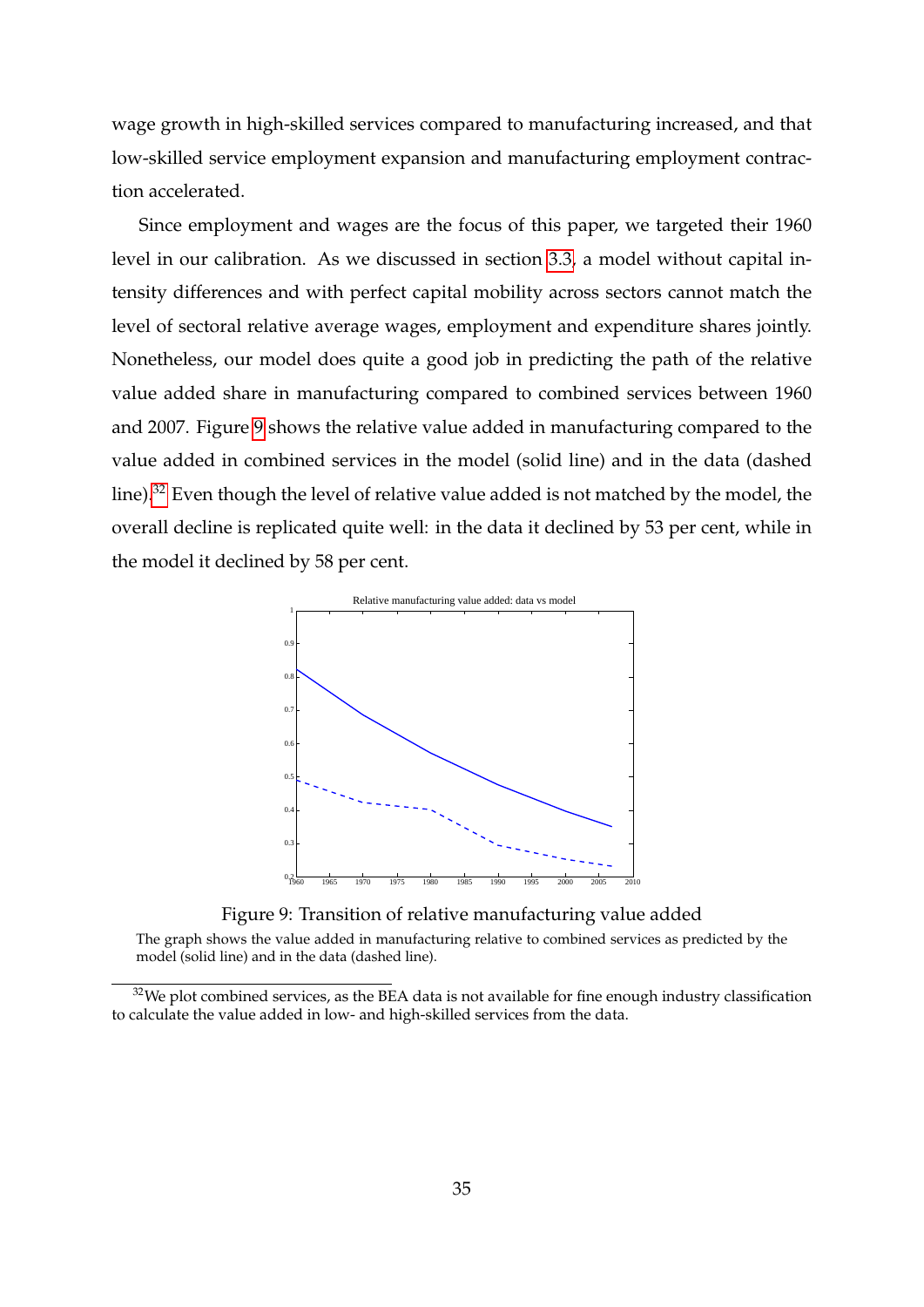wage growth in high-skilled services compared to manufacturing increased, and that low-skilled service employment expansion and manufacturing employment contraction accelerated.

Since employment and wages are the focus of this paper, we targeted their 1960 level in our calibration. As we discussed in section 3.3, a model without capital intensity differences and with perfect capital mobility across sectors cannot match the level of sectoral relative average wages, employment and expenditure shares jointly. Nonetheless, our model does quite a good job in predicting the path of the relative value added share in manufacturing compared to combined services between 1960 and 2007. Figure 9 shows the relative value added in manufacturing compared to the value added in combined services in the model (solid line) and in the data (dashed line).[32] Even though the level of relative value added is not matched by the model, the overall decline is replicated quite well: in the data it declined by 53 per cent, while in the model it declined by 58 per cent.

Figure 9: Transition of relative manufacturing value added

The graph shows the value added in manufacturing relative to combined services as predicted by the model (solid line) and in the data (dashed line).

[32]We plot combined services, as the BEA data is not available for fine enough industry classification to calculate the value added in low- and high-skilled services from the data.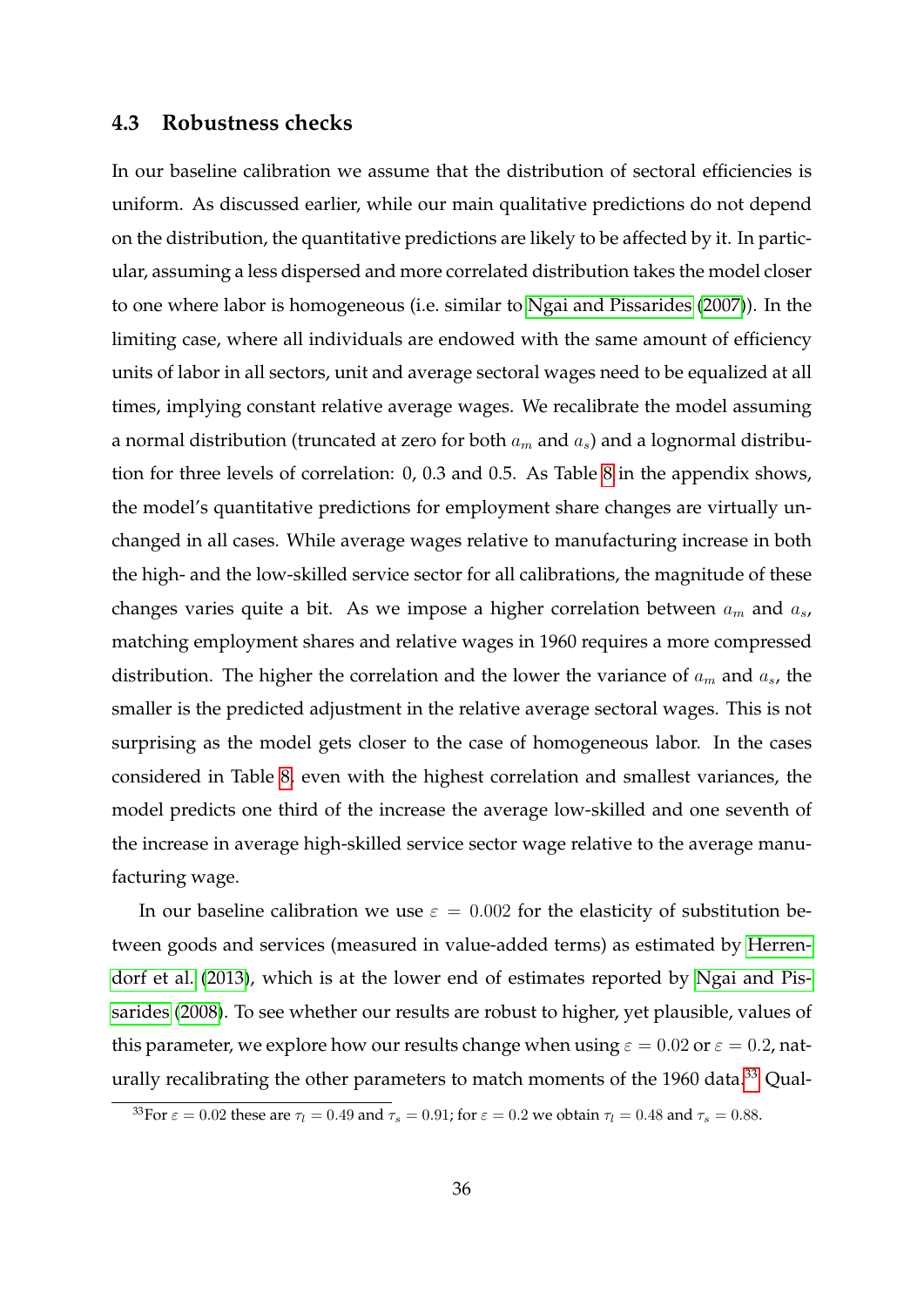### 4.3 Robustness checks

In our baseline calibration we assume that the distribution of sectoral efficiencies is uniform. As discussed earlier, while our main qualitative predictions do not depend on the distribution, the quantitative predictions are likely to be affected by it. In particular, assuming a less dispersed and more correlated distribution takes the model closer to one where labor is homogeneous (i.e. similar to Ngai and Pissarides (2007)). In the limiting case, where all individuals are endowed with the same amount of efficiency units of labor in all sectors, unit and average sectoral wages need to be equalized at all times, implying constant relative average wages. We recalibrate the model assuming a normal distribution (truncated at zero for both $a_m$ and $a_s$) and a lognormal distribution for three levels of correlation: 0, 0.3 and 0.5. As Table 8 in the appendix shows, the model's quantitative predictions for employment share changes are virtually unchanged in all cases. While average wages relative to manufacturing increase in both the high- and the low-skilled service sector for all calibrations, the magnitude of these changes varies quite a bit. As we impose a higher correlation between $a_m$ and $a_s$, matching employment shares and relative wages in 1960 requires a more compressed distribution. The higher the correlation and the lower the variance of $a_m$ and $a_s$, the smaller is the predicted adjustment in the relative average sectoral wages. This is not surprising as the model gets closer to the case of homogeneous labor. In the cases considered in Table 8, even with the highest correlation and smallest variances, the model predicts one third of the increase the average low-skilled and one seventh of the increase in average high-skilled service sector wage relative to the average manufacturing wage.

In our baseline calibration we use $\varepsilon = 0.002$ for the elasticity of substitution between goods and services (measured in value-added terms) as estimated by Herrendorf et al. (2013), which is at the lower end of estimates reported by Ngai and Pissarides (2008). To see whether our results are robust to higher, yet plausible, values of this parameter, we explore how our results change when using $\varepsilon = 0.02$ or $\varepsilon = 0.2$, naturally recalibrating the other parameters to match moments of the 1960 data.[33] Qual-

[33] For $\varepsilon = 0.02$ these are $\tau_l = 0.49$ and $\tau_s = 0.91$; for $\varepsilon = 0.2$ we obtain $\tau_l = 0.48$ and $\tau_s = 0.88$.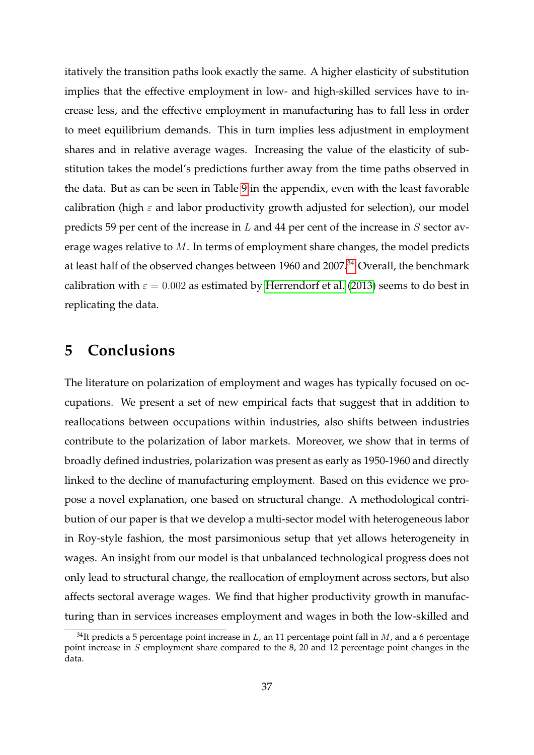itatively the transition paths look exactly the same. A higher elasticity of substitution implies that the effective employment in low- and high-skilled services have to increase less, and the effective employment in manufacturing has to fall less in order to meet equilibrium demands. This in turn implies less adjustment in employment shares and in relative average wages. Increasing the value of the elasticity of substitution takes the model's predictions further away from the time paths observed in the data. But as can be seen in Table 9 in the appendix, even with the least favorable calibration (high $\varepsilon$ and labor productivity growth adjusted for selection), our model predicts 59 per cent of the increase in $L$ and 44 per cent of the increase in $S$ sector average wages relative to $M$. In terms of employment share changes, the model predicts at least half of the observed changes between 1960 and 2007.[34] Overall, the benchmark calibration with $\varepsilon = 0.002$ as estimated by Herrendorf et al. (2013) seems to do best in replicating the data.

# 5 Conclusions

The literature on polarization of employment and wages has typically focused on occupations. We present a set of new empirical facts that suggest that in addition to reallocations between occupations within industries, also shifts between industries contribute to the polarization of labor markets. Moreover, we show that in terms of broadly defined industries, polarization was present as early as 1950-1960 and directly linked to the decline of manufacturing employment. Based on this evidence we propose a novel explanation, one based on structural change. A methodological contribution of our paper is that we develop a multi-sector model with heterogeneous labor in Roy-style fashion, the most parsimonious setup that yet allows heterogeneity in wages. An insight from our model is that unbalanced technological progress does not only lead to structural change, the reallocation of employment across sectors, but also affects sectoral average wages. We find that higher productivity growth in manufacturing than in services increases employment and wages in both the low-skilled and

[34] It predicts a 5 percentage point increase in $L$, an 11 percentage point fall in $M$, and a 6 percentage point increase in $S$ employment share compared to the 8, 20 and 12 percentage point changes in the data.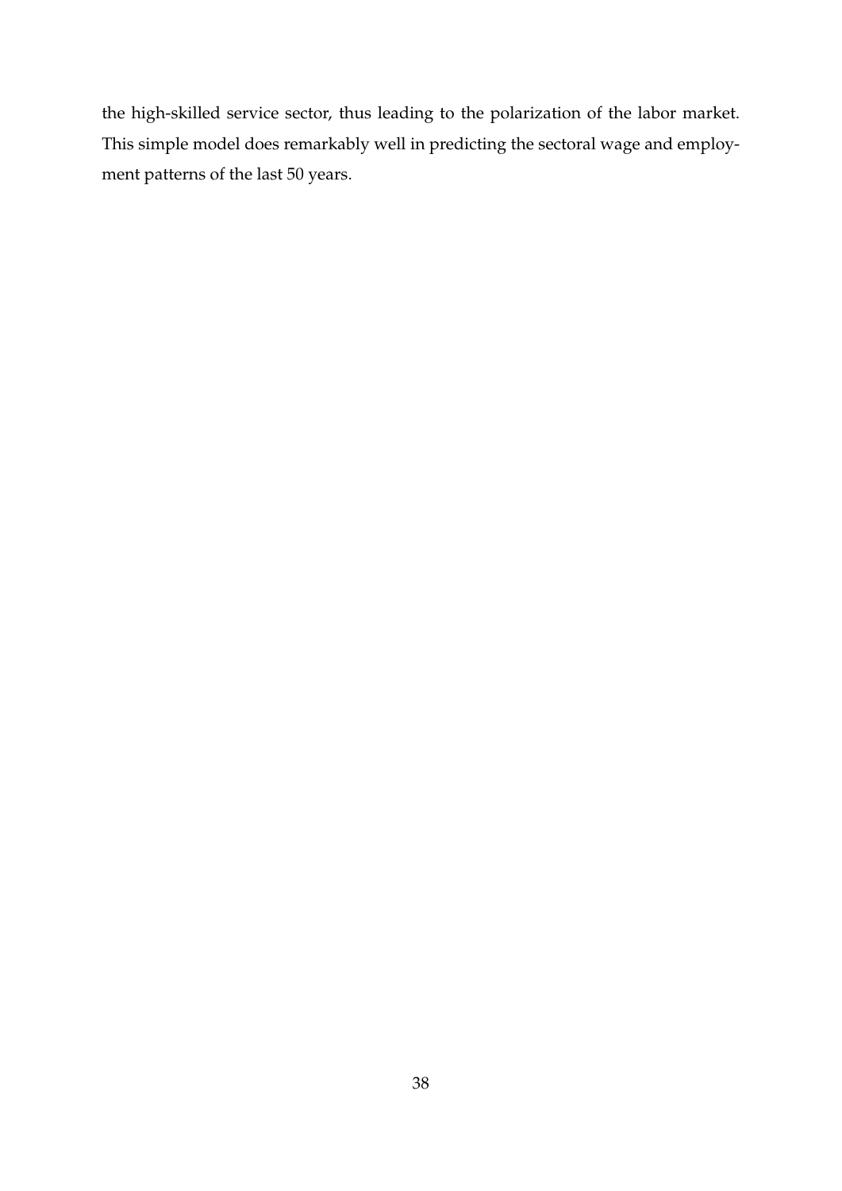the high-skilled service sector, thus leading to the polarization of the labor market. This simple model does remarkably well in predicting the sectoral wage and employment patterns of the last 50 years.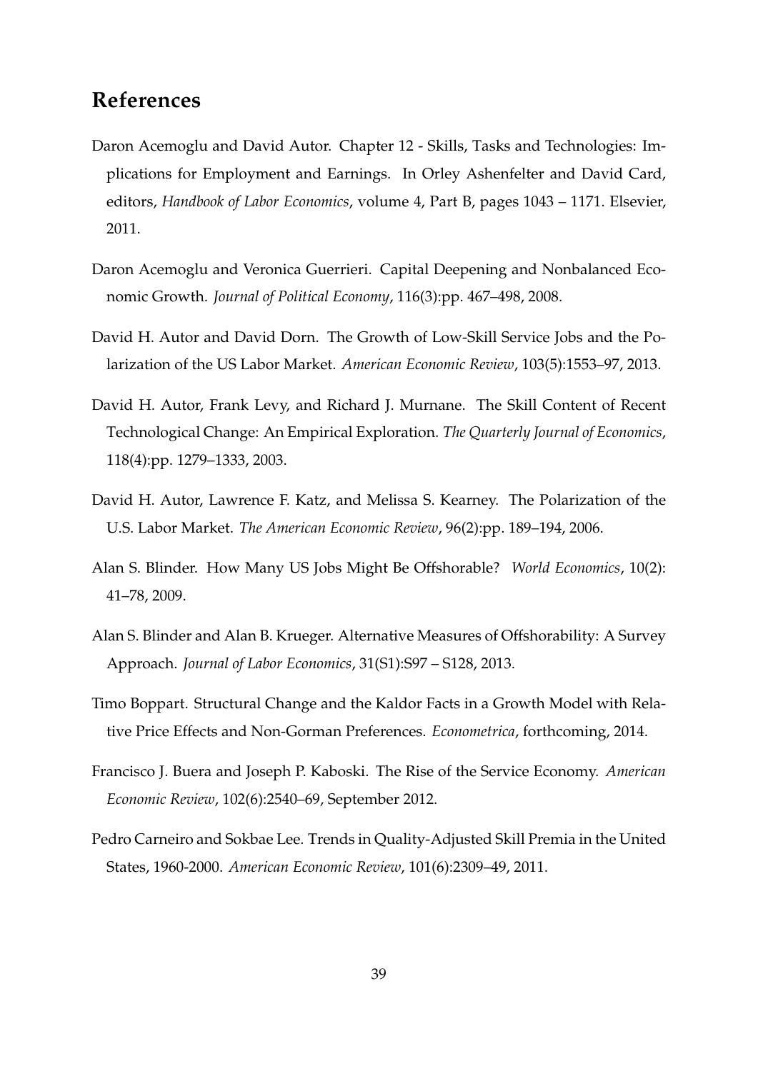## References

Daron Acemoglu and David Autor. Chapter 12 - Skills, Tasks and Technologies: Implications for Employment and Earnings. In Orley Ashenfelter and David Card, editors, *Handbook of Labor Economics*, volume 4, Part B, pages 1043 – 1171. Elsevier, 2011.

Daron Acemoglu and Veronica Guerrieri. Capital Deepening and Nonbalanced Economic Growth. *Journal of Political Economy*, 116(3):pp. 467–498, 2008.

David H. Autor and David Dorn. The Growth of Low-Skill Service Jobs and the Polarization of the US Labor Market. *American Economic Review*, 103(5):1553–97, 2013.

David H. Autor, Frank Levy, and Richard J. Murnane. The Skill Content of Recent Technological Change: An Empirical Exploration. *The Quarterly Journal of Economics*, 118(4):pp. 1279–1333, 2003.

David H. Autor, Lawrence F. Katz, and Melissa S. Kearney. The Polarization of the U.S. Labor Market. *The American Economic Review*, 96(2):pp. 189–194, 2006.

Alan S. Blinder. How Many US Jobs Might Be Offshorable? *World Economics*, 10(2): 41–78, 2009.

Alan S. Blinder and Alan B. Krueger. Alternative Measures of Offshorability: A Survey Approach. *Journal of Labor Economics*, 31(S1):S97 – S128, 2013.

Timo Boppart. Structural Change and the Kaldor Facts in a Growth Model with Relative Price Effects and Non-Gorman Preferences. *Econometrica*, forthcoming, 2014.

Francisco J. Buera and Joseph P. Kaboski. The Rise of the Service Economy. *American Economic Review*, 102(6):2540–69, September 2012.

Pedro Carneiro and Sokbae Lee. Trends in Quality-Adjusted Skill Premia in the United States, 1960-2000. *American Economic Review*, 101(6):2309–49, 2011.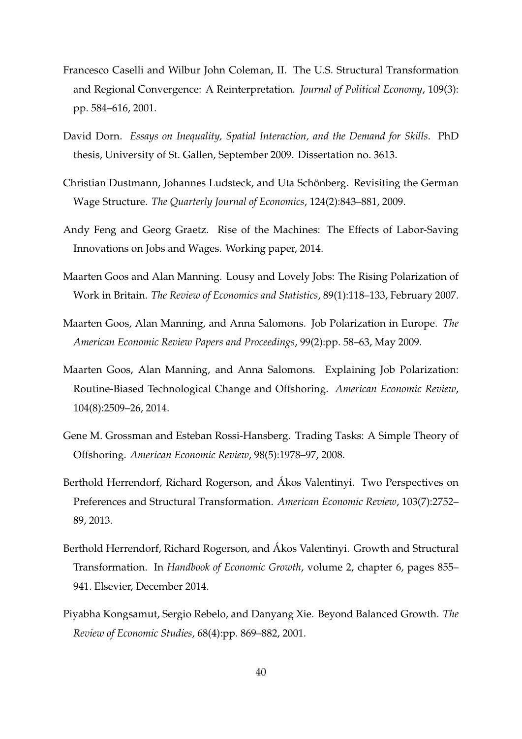Francesco Caselli and Wilbur John Coleman, II. The U.S. Structural Transformation and Regional Convergence: A Reinterpretation. *Journal of Political Economy*, 109(3): pp. 584–616, 2001.

David Dorn. *Essays on Inequality, Spatial Interaction, and the Demand for Skills*. PhD thesis, University of St. Gallen, September 2009. Dissertation no. 3613.

Christian Dustmann, Johannes Ludsteck, and Uta Schönberg. Revisiting the German Wage Structure. *The Quarterly Journal of Economics*, 124(2):843–881, 2009.

Andy Feng and Georg Graetz. Rise of the Machines: The Effects of Labor-Saving Innovations on Jobs and Wages. Working paper, 2014.

Maarten Goos and Alan Manning. Lousy and Lovely Jobs: The Rising Polarization of Work in Britain. *The Review of Economics and Statistics*, 89(1):118–133, February 2007.

Maarten Goos, Alan Manning, and Anna Salomons. Job Polarization in Europe. *The American Economic Review Papers and Proceedings*, 99(2):pp. 58–63, May 2009.

Maarten Goos, Alan Manning, and Anna Salomons. Explaining Job Polarization: Routine-Biased Technological Change and Offshoring. *American Economic Review*, 104(8):2509–26, 2014.

Gene M. Grossman and Esteban Rossi-Hansberg. Trading Tasks: A Simple Theory of Offshoring. *American Economic Review*, 98(5):1978–97, 2008.

Berthold Herrendorf, Richard Rogerson, and Ákos Valentinyi. Two Perspectives on Preferences and Structural Transformation. *American Economic Review*, 103(7):2752–89, 2013.

Berthold Herrendorf, Richard Rogerson, and Ákos Valentinyi. Growth and Structural Transformation. In *Handbook of Economic Growth*, volume 2, chapter 6, pages 855–941. Elsevier, December 2014.

Piyabha Kongsamut, Sergio Rebelo, and Danyang Xie. Beyond Balanced Growth. *The Review of Economic Studies*, 68(4):pp. 869–882, 2001.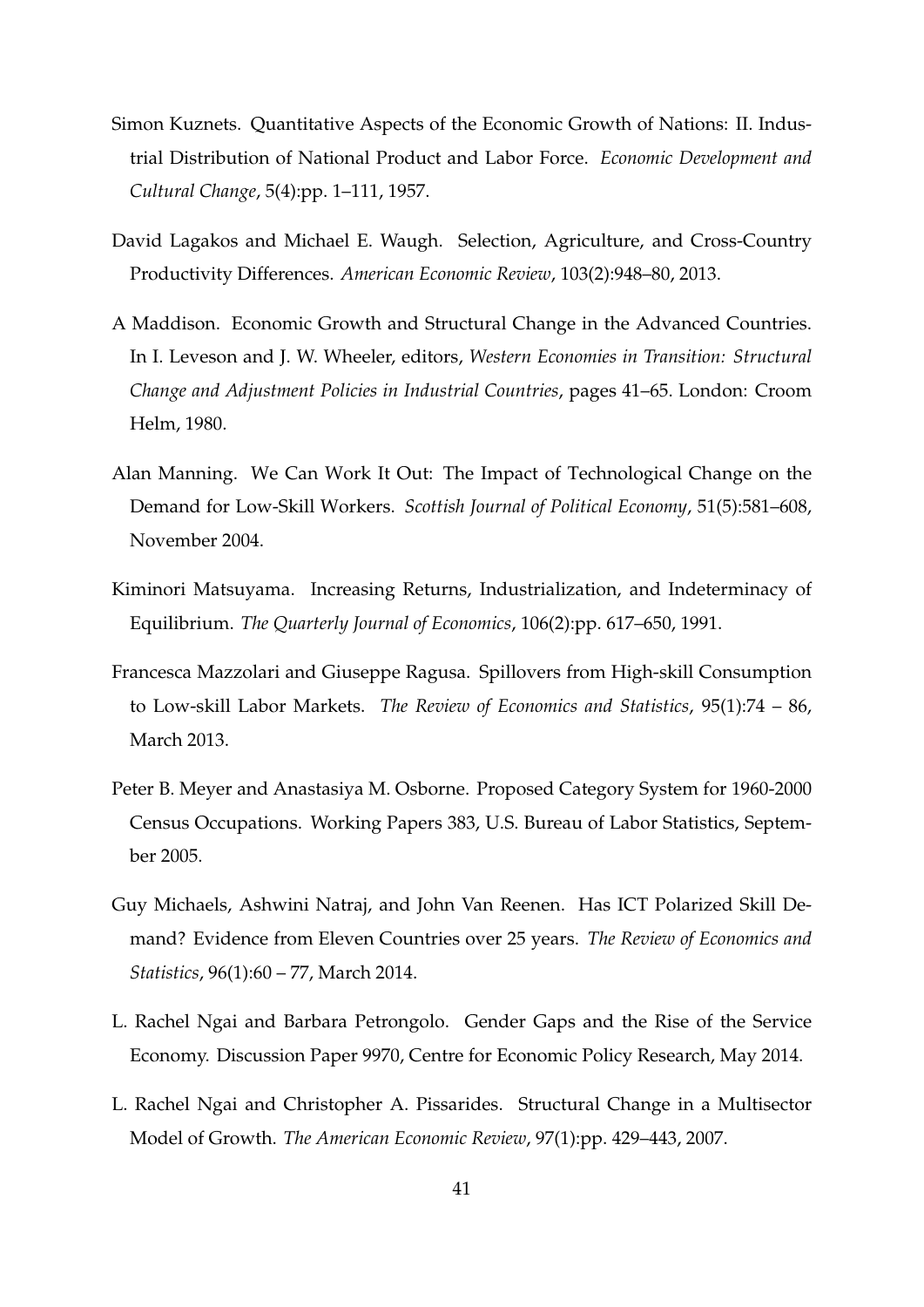Simon Kuznets. Quantitative Aspects of the Economic Growth of Nations: II. Industrial Distribution of National Product and Labor Force. *Economic Development and Cultural Change*, 5(4):pp. 1–111, 1957.

David Lagakos and Michael E. Waugh. Selection, Agriculture, and Cross-Country Productivity Differences. *American Economic Review*, 103(2):948–80, 2013.

A Maddison. Economic Growth and Structural Change in the Advanced Countries. In I. Leveson and J. W. Wheeler, editors, *Western Economies in Transition: Structural Change and Adjustment Policies in Industrial Countries*, pages 41–65. London: Croom Helm, 1980.

Alan Manning. We Can Work It Out: The Impact of Technological Change on the Demand for Low-Skill Workers. *Scottish Journal of Political Economy*, 51(5):581–608, November 2004.

Kiminori Matsuyama. Increasing Returns, Industrialization, and Indeterminacy of Equilibrium. *The Quarterly Journal of Economics*, 106(2):pp. 617–650, 1991.

Francesca Mazzolari and Giuseppe Ragusa. Spillovers from High-skill Consumption to Low-skill Labor Markets. *The Review of Economics and Statistics*, 95(1):74 – 86, March 2013.

Peter B. Meyer and Anastasiya M. Osborne. Proposed Category System for 1960-2000 Census Occupations. Working Papers 383, U.S. Bureau of Labor Statistics, September 2005.

Guy Michaels, Ashwini Natraj, and John Van Reenen. Has ICT Polarized Skill Demand? Evidence from Eleven Countries over 25 years. *The Review of Economics and Statistics*, 96(1):60 – 77, March 2014.

L. Rachel Ngai and Barbara Petrongolo. Gender Gaps and the Rise of the Service Economy. Discussion Paper 9970, Centre for Economic Policy Research, May 2014.

L. Rachel Ngai and Christopher A. Pissarides. Structural Change in a Multisector Model of Growth. *The American Economic Review*, 97(1):pp. 429–443, 2007.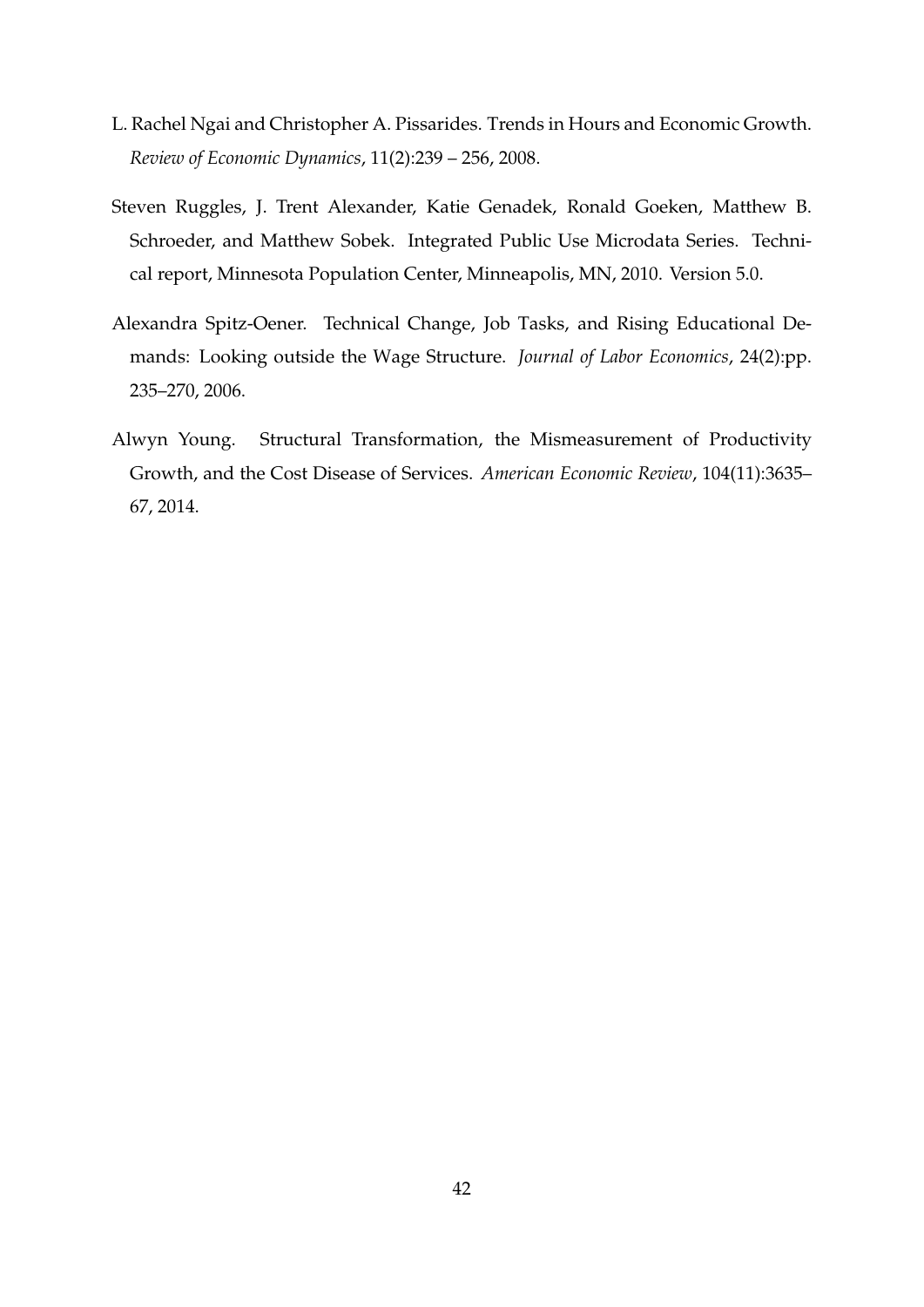L. Rachel Ngai and Christopher A. Pissarides. Trends in Hours and Economic Growth. *Review of Economic Dynamics*, 11(2):239 – 256, 2008.

Steven Ruggles, J. Trent Alexander, Katie Genadek, Ronald Goeken, Matthew B. Schroeder, and Matthew Sobek. Integrated Public Use Microdata Series. Technical report, Minnesota Population Center, Minneapolis, MN, 2010. Version 5.0.

Alexandra Spitz-Oener. Technical Change, Job Tasks, and Rising Educational Demands: Looking outside the Wage Structure. *Journal of Labor Economics*, 24(2):pp. 235–270, 2006.

Alwyn Young. Structural Transformation, the Mismeasurement of Productivity Growth, and the Cost Disease of Services. *American Economic Review*, 104(11):3635–67, 2014.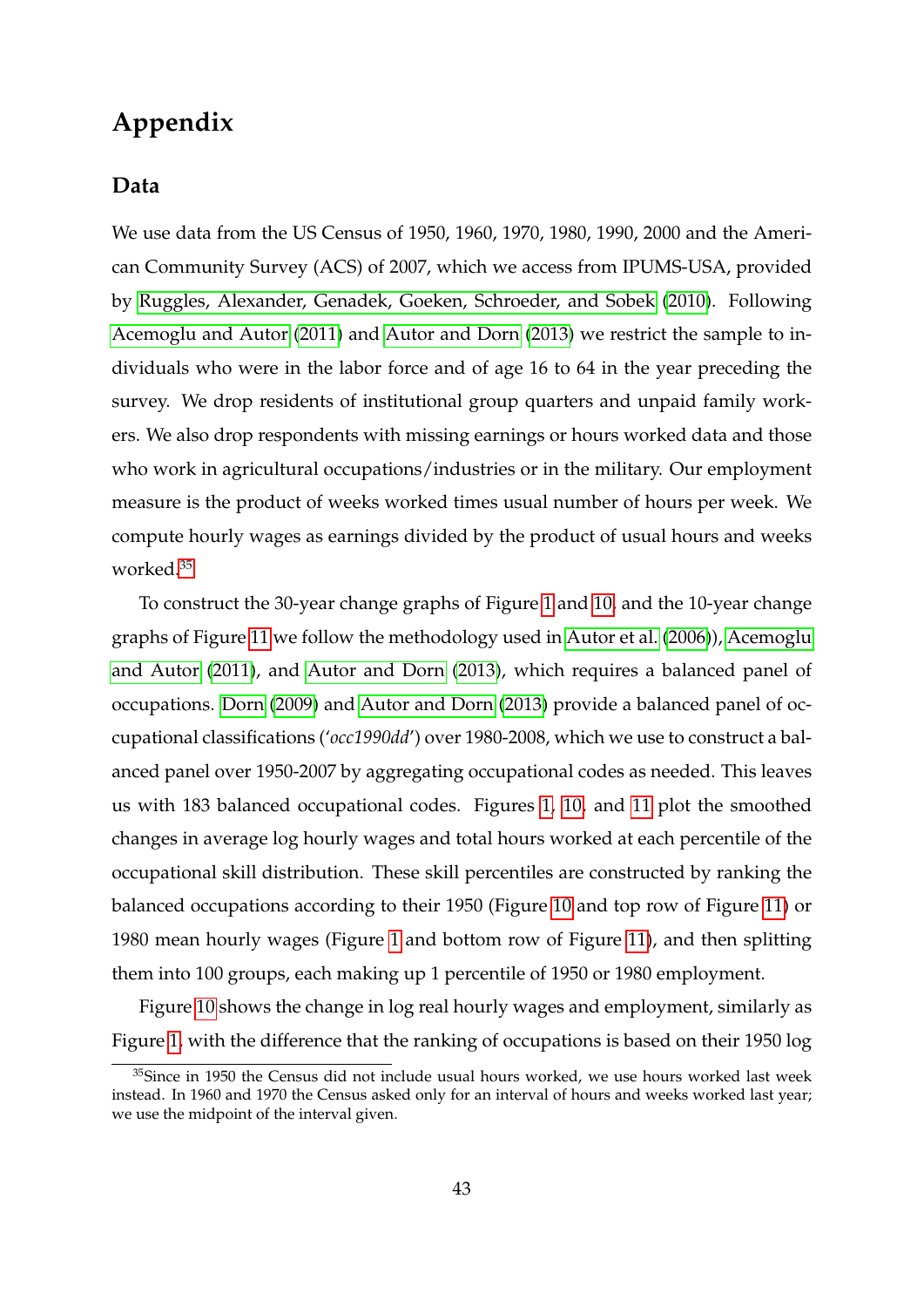# Appendix

## Data

We use data from the US Census of 1950, 1960, 1970, 1980, 1990, 2000 and the American Community Survey (ACS) of 2007, which we access from IPUMS-USA, provided by Ruggles, Alexander, Genadek, Goeken, Schroeder, and Sobek (2010). Following Acemoglu and Autor (2011) and Autor and Dorn (2013) we restrict the sample to individuals who were in the labor force and of age 16 to 64 in the year preceding the survey. We drop residents of institutional group quarters and unpaid family workers. We also drop respondents with missing earnings or hours worked data and those who work in agricultural occupations/industries or in the military. Our employment measure is the product of weeks worked times usual number of hours per week. We compute hourly wages as earnings divided by the product of usual hours and weeks worked.[35]

To construct the 30-year change graphs of Figure 1 and 10, and the 10-year change graphs of Figure 11 we follow the methodology used in Autor et al. (2006)), Acemoglu and Autor (2011), and Autor and Dorn (2013), which requires a balanced panel of occupations. Dorn (2009) and Autor and Dorn (2013) provide a balanced panel of occupational classifications (*'occ1990dd'*) over 1980-2008, which we use to construct a balanced panel over 1950-2007 by aggregating occupational codes as needed. This leaves us with 183 balanced occupational codes. Figures 1, 10, and 11 plot the smoothed changes in average log hourly wages and total hours worked at each percentile of the occupational skill distribution. These skill percentiles are constructed by ranking the balanced occupations according to their 1950 (Figure 10 and top row of Figure 11) or 1980 mean hourly wages (Figure 1 and bottom row of Figure 11), and then splitting them into 100 groups, each making up 1 percentile of 1950 or 1980 employment.

Figure 10 shows the change in log real hourly wages and employment, similarly as Figure 1, with the difference that the ranking of occupations is based on their 1950 log

[35] Since in 1950 the Census did not include usual hours worked, we use hours worked last week instead. In 1960 and 1970 the Census asked only for an interval of hours and weeks worked last year; we use the midpoint of the interval given.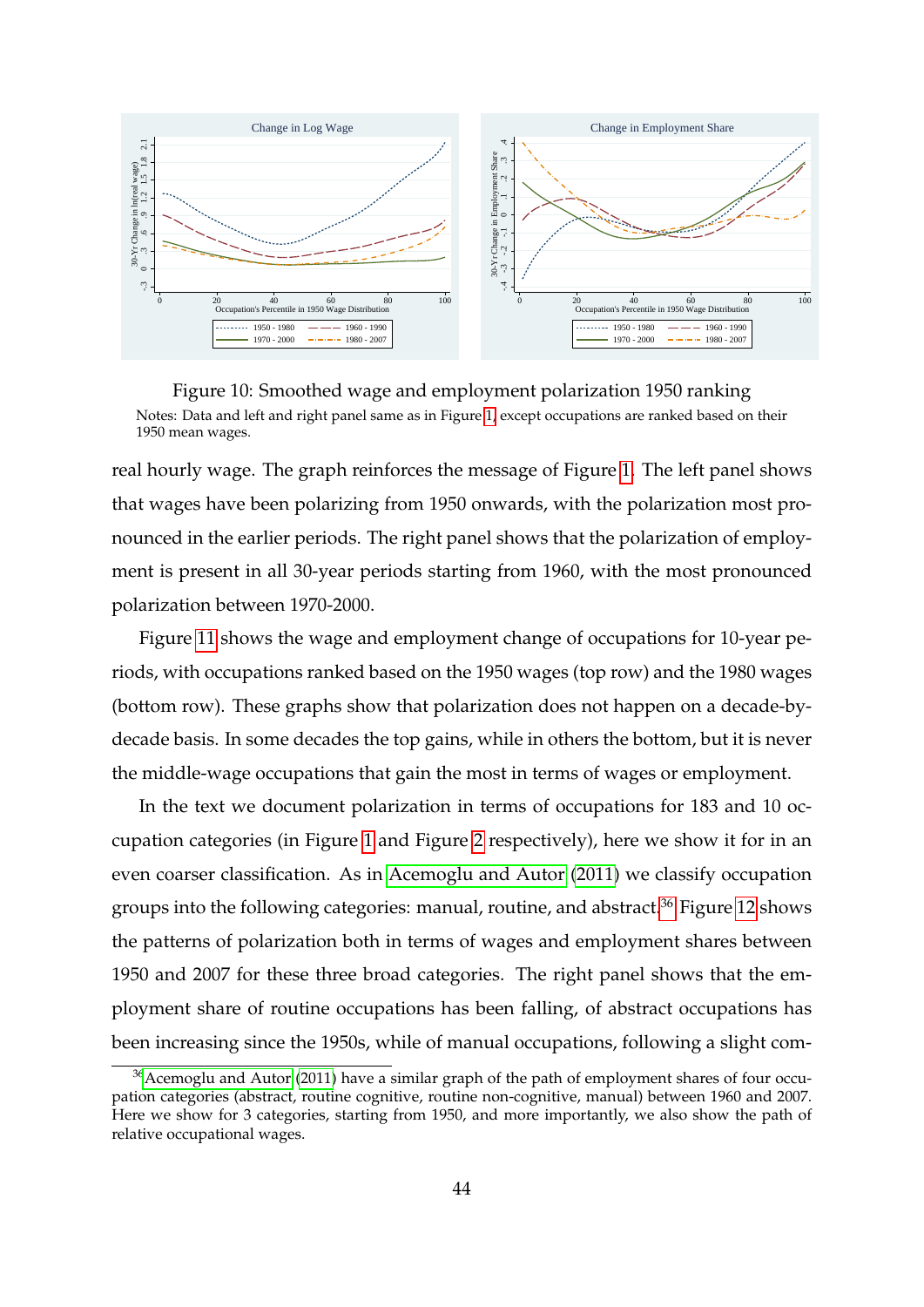Figure 10: Smoothed wage and employment polarization 1950 ranking

Notes: Data and left and right panel same as in Figure 1, except occupations are ranked based on their 1950 mean wages.

real hourly wage. The graph reinforces the message of Figure 1. The left panel shows that wages have been polarizing from 1950 onwards, with the polarization most pronounced in the earlier periods. The right panel shows that the polarization of employment is present in all 30-year periods starting from 1960, with the most pronounced polarization between 1970-2000.

Figure 11 shows the wage and employment change of occupations for 10-year periods, with occupations ranked based on the 1950 wages (top row) and the 1980 wages (bottom row). These graphs show that polarization does not happen on a decade-by-decade basis. In some decades the top gains, while in others the bottom, but it is never the middle-wage occupations that gain the most in terms of wages or employment.

In the text we document polarization in terms of occupations for 183 and 10 occupation categories (in Figure 1 and Figure 2 respectively), here we show it for in an even coarser classification. As in Acemoglu and Autor (2011) we classify occupation groups into the following categories: manual, routine, and abstract.[36] Figure 12 shows the patterns of polarization both in terms of wages and employment shares between 1950 and 2007 for these three broad categories. The right panel shows that the employment share of routine occupations has been falling, of abstract occupations has been increasing since the 1950s, while of manual occupations, following a slight com-

[36] Acemoglu and Autor (2011) have a similar graph of the path of employment shares of four occupation categories (abstract, routine cognitive, routine non-cognitive, manual) between 1960 and 2007. Here we show for 3 categories, starting from 1950, and more importantly, we also show the path of relative occupational wages.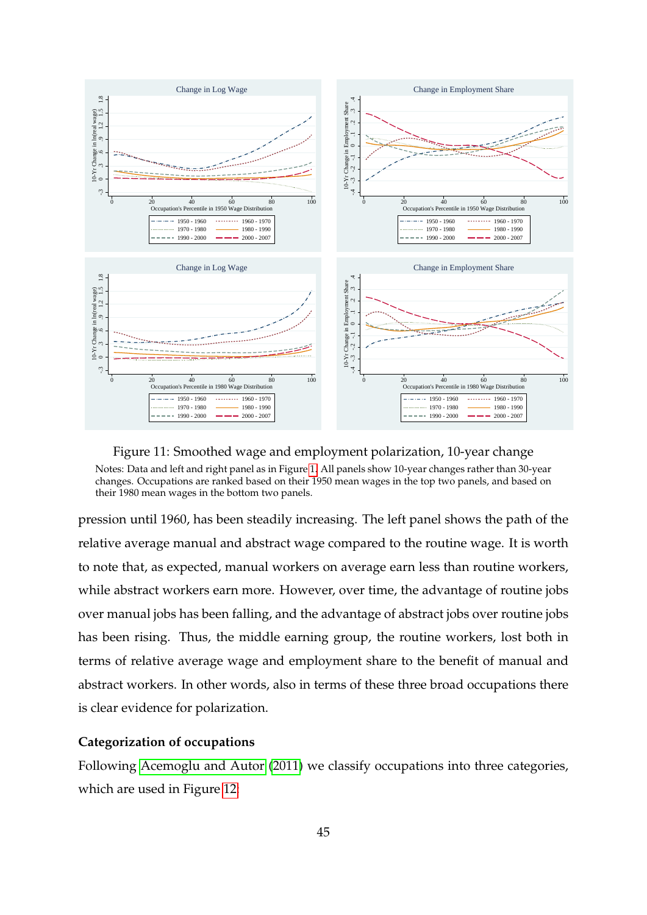Figure 11: Smoothed wage and employment polarization, 10-year change

Notes: Data and left and right panel as in Figure 1. All panels show 10-year changes rather than 30-year changes. Occupations are ranked based on their 1950 mean wages in the top two panels, and based on their 1980 mean wages in the bottom two panels.

pression until 1960, has been steadily increasing. The left panel shows the path of the relative average manual and abstract wage compared to the routine wage. It is worth to note that, as expected, manual workers on average earn less than routine workers, while abstract workers earn more. However, over time, the advantage of routine jobs over manual jobs has been falling, and the advantage of abstract jobs over routine jobs has been rising. Thus, the middle earning group, the routine workers, lost both in terms of relative average wage and employment share to the benefit of manual and abstract workers. In other words, also in terms of these three broad occupations there is clear evidence for polarization.

**Categorization of occupations**

Following Acemoglu and Autor (2011) we classify occupations into three categories, which are used in Figure 12.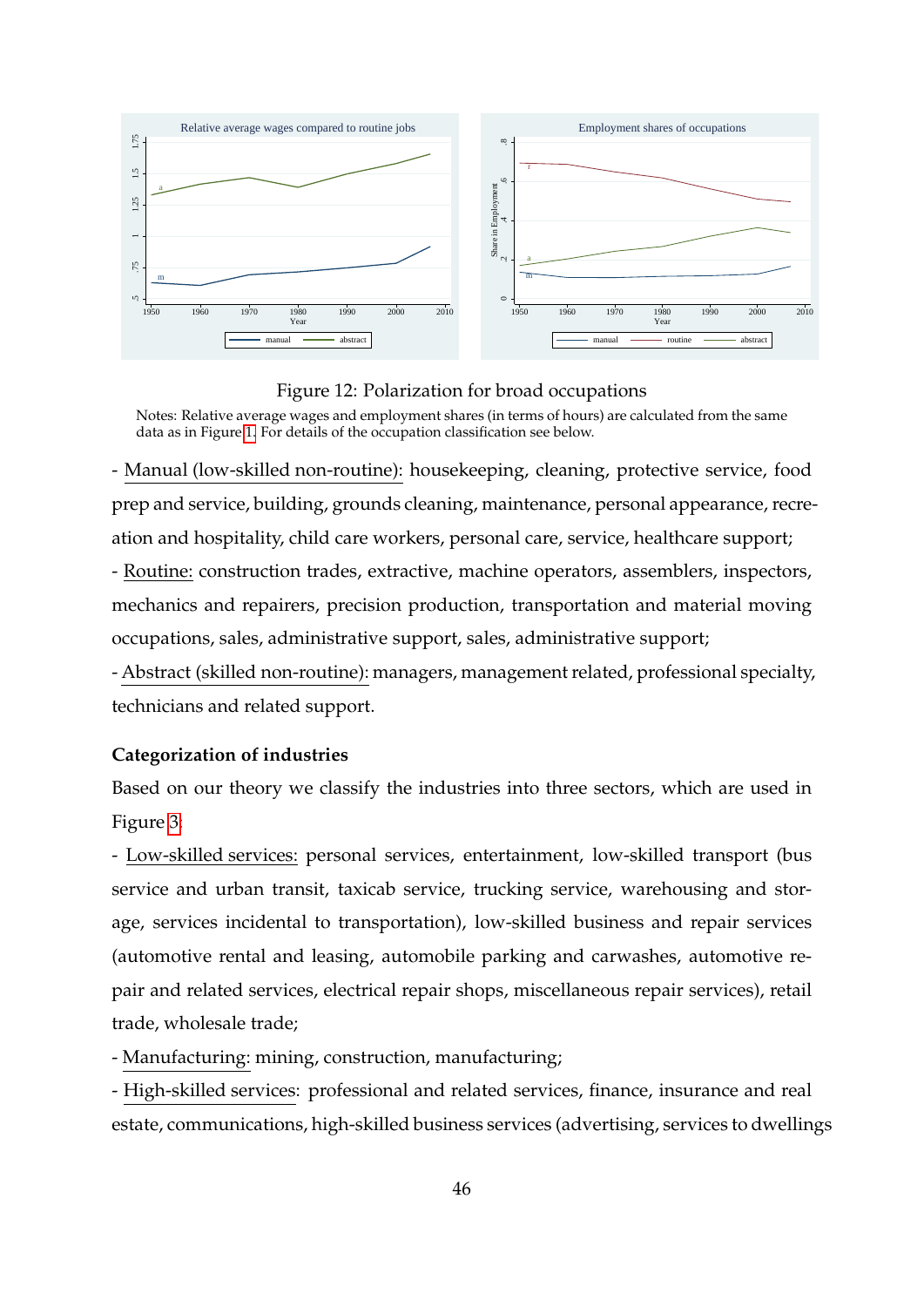Figure 12: Polarization for broad occupations

Notes: Relative average wages and employment shares (in terms of hours) are calculated from the same data as in Figure 1. For details of the occupation classification see below.

- Manual (low-skilled non-routine): housekeeping, cleaning, protective service, food prep and service, building, grounds cleaning, maintenance, personal appearance, recreation and hospitality, child care workers, personal care, service, healthcare support;
- Routine: construction trades, extractive, machine operators, assemblers, inspectors, mechanics and repairers, precision production, transportation and material moving occupations, sales, administrative support, sales, administrative support;
- Abstract (skilled non-routine): managers, management related, professional specialty, technicians and related support.

**Categorization of industries**

Based on our theory we classify the industries into three sectors, which are used in Figure 3:

- Low-skilled services: personal services, entertainment, low-skilled transport (bus service and urban transit, taxicab service, trucking service, warehousing and storage, services incidental to transportation), low-skilled business and repair services (automotive rental and leasing, automobile parking and carwashes, automotive repair and related services, electrical repair shops, miscellaneous repair services), retail trade, wholesale trade;
- Manufacturing: mining, construction, manufacturing;
- High-skilled services: professional and related services, finance, insurance and real estate, communications, high-skilled business services (advertising, services to dwellings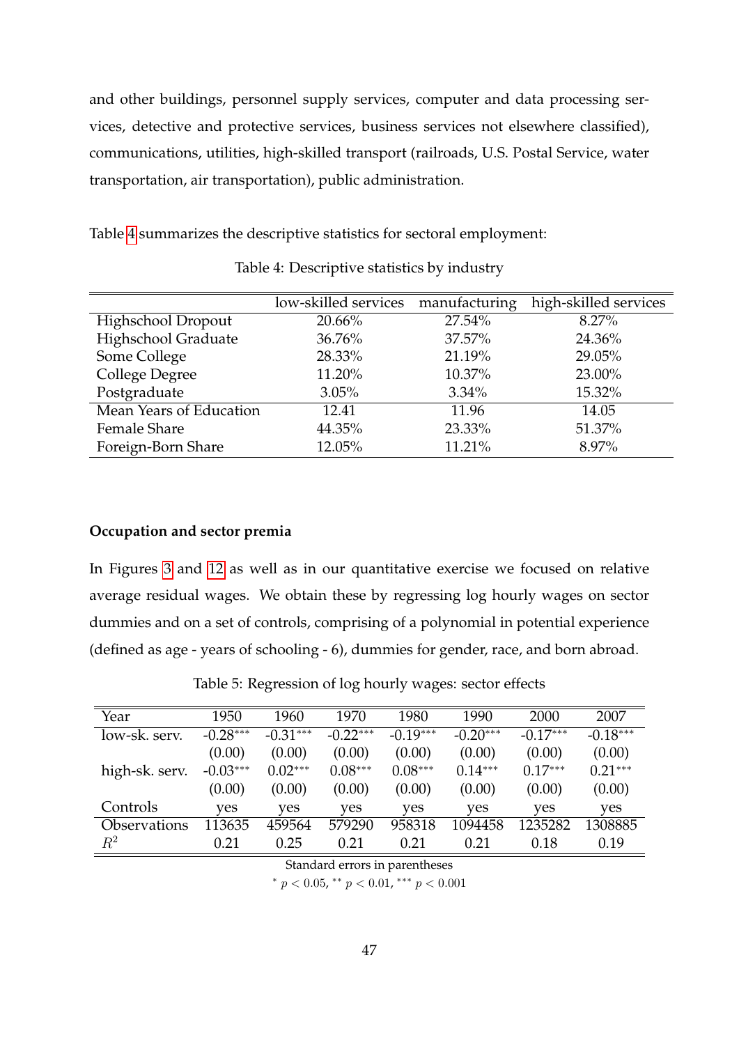and other buildings, personnel supply services, computer and data processing services, detective and protective services, business services not elsewhere classified), communications, utilities, high-skilled transport (railroads, U.S. Postal Service, water transportation, air transportation), public administration.

Table 4 summarizes the descriptive statistics for sectoral employment:

Table 4: Descriptive statistics by industry

| | low-skilled services | manufacturing | high-skilled services |
|---|---|---|---|
| Highschool Dropout | 20.66% | 27.54% | 8.27% |
| Highschool Graduate | 36.76% | 37.57% | 24.36% |
| Some College | 28.33% | 21.19% | 29.05% |
| College Degree | 11.20% | 10.37% | 23.00% |
| Postgraduate | 3.05% | 3.34% | 15.32% |
| Mean Years of Education | 12.41 | 11.96 | 14.05 |
| Female Share | 44.35% | 23.33% | 51.37% |
| Foreign-Born Share | 12.05% | 11.21% | 8.97% |

### Occupation and sector premia

In Figures 3 and 12 as well as in our quantitative exercise we focused on relative average residual wages. We obtain these by regressing log hourly wages on sector dummies and on a set of controls, comprising of a polynomial in potential experience (defined as age - years of schooling - 6), dummies for gender, race, and born abroad.

Table 5: Regression of log hourly wages: sector effects

| Year | 1950 | 1960 | 1970 | 1980 | 1990 | 2000 | 2007 |
|---|---|---|---|---|---|---|---|
| low-sk. serv. | -0.28*** | -0.31*** | -0.22*** | -0.19*** | -0.20*** | -0.17*** | -0.18*** |
| | (0.00) | (0.00) | (0.00) | (0.00) | (0.00) | (0.00) | (0.00) |
| high-sk. serv. | -0.03*** | 0.02*** | 0.08*** | 0.08*** | 0.14*** | 0.17*** | 0.21*** |
| | (0.00) | (0.00) | (0.00) | (0.00) | (0.00) | (0.00) | (0.00) |
| Controls | yes | yes | yes | yes | yes | yes | yes |
| Observations | 113635 | 459564 | 579290 | 958318 | 1094458 | 1235282 | 1308885 |
| $R^2$ | 0.21 | 0.25 | 0.21 | 0.21 | 0.21 | 0.18 | 0.19 |

Standard errors in parentheses

* $p < 0.05$, ** $p < 0.01$, *** $p < 0.001$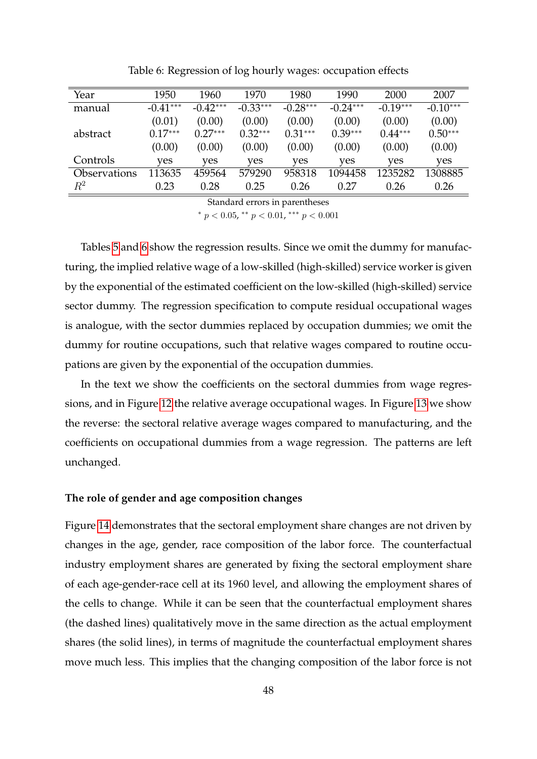Table 6: Regression of log hourly wages: occupation effects

| Year | 1950 | 1960 | 1970 | 1980 | 1990 | 2000 | 2007 |
|---|---|---|---|---|---|---|---|
| manual | -0.41*** | -0.42*** | -0.33*** | -0.28*** | -0.24*** | -0.19*** | -0.10*** |
| | (0.01) | (0.00) | (0.00) | (0.00) | (0.00) | (0.00) | (0.00) |
| abstract | 0.17*** | 0.27*** | 0.32*** | 0.31*** | 0.39*** | 0.44*** | 0.50*** |
| | (0.00) | (0.00) | (0.00) | (0.00) | (0.00) | (0.00) | (0.00) |
| Controls | yes | yes | yes | yes | yes | yes | yes |
| Observations | 113635 | 459564 | 579290 | 958318 | 1094458 | 1235282 | 1308885 |
| $R^2$ | 0.23 | 0.28 | 0.25 | 0.26 | 0.27 | 0.26 | 0.26 |

Standard errors in parentheses

* $p < 0.05$, ** $p < 0.01$, *** $p < 0.001$

Tables 5 and 6 show the regression results. Since we omit the dummy for manufacturing, the implied relative wage of a low-skilled (high-skilled) service worker is given by the exponential of the estimated coefficient on the low-skilled (high-skilled) service sector dummy. The regression specification to compute residual occupational wages is analogue, with the sector dummies replaced by occupation dummies; we omit the dummy for routine occupations, such that relative wages compared to routine occupations are given by the exponential of the occupation dummies.

In the text we show the coefficients on the sectoral dummies from wage regressions, and in Figure 12 the relative average occupational wages. In Figure 13 we show the reverse: the sectoral relative average wages compared to manufacturing, and the coefficients on occupational dummies from a wage regression. The patterns are left unchanged.

**The role of gender and age composition changes**

Figure 14 demonstrates that the sectoral employment share changes are not driven by changes in the age, gender, race composition of the labor force. The counterfactual industry employment shares are generated by fixing the sectoral employment share of each age-gender-race cell at its 1960 level, and allowing the employment shares of the cells to change. While it can be seen that the counterfactual employment shares (the dashed lines) qualitatively move in the same direction as the actual employment shares (the solid lines), in terms of magnitude the counterfactual employment shares move much less. This implies that the changing composition of the labor force is not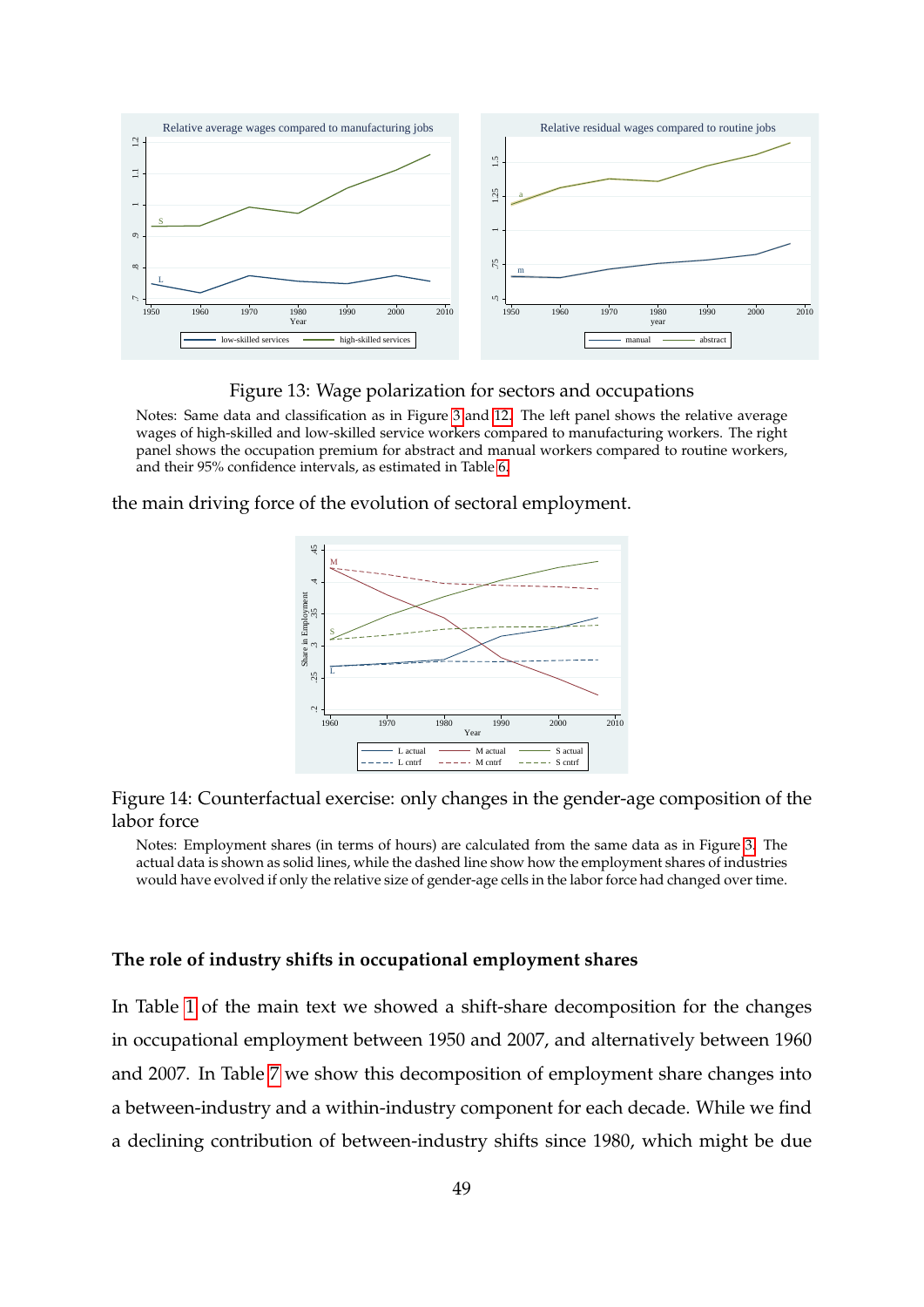Figure 13: Wage polarization for sectors and occupations

Notes: Same data and classification as in Figure 3 and 12. The left panel shows the relative average wages of high-skilled and low-skilled service workers compared to manufacturing workers. The right panel shows the occupation premium for abstract and manual workers compared to routine workers, and their 95% confidence intervals, as estimated in Table 6.

the main driving force of the evolution of sectoral employment.

Figure 14: Counterfactual exercise: only changes in the gender-age composition of the labor force

Notes: Employment shares (in terms of hours) are calculated from the same data as in Figure 3. The actual data is shown as solid lines, while the dashed line show how the employment shares of industries would have evolved if only the relative size of gender-age cells in the labor force had changed over time.

### The role of industry shifts in occupational employment shares

In Table 1 of the main text we showed a shift-share decomposition for the changes in occupational employment between 1950 and 2007, and alternatively between 1960 and 2007. In Table 7 we show this decomposition of employment share changes into a between-industry and a within-industry component for each decade. While we find a declining contribution of between-industry shifts since 1980, which might be due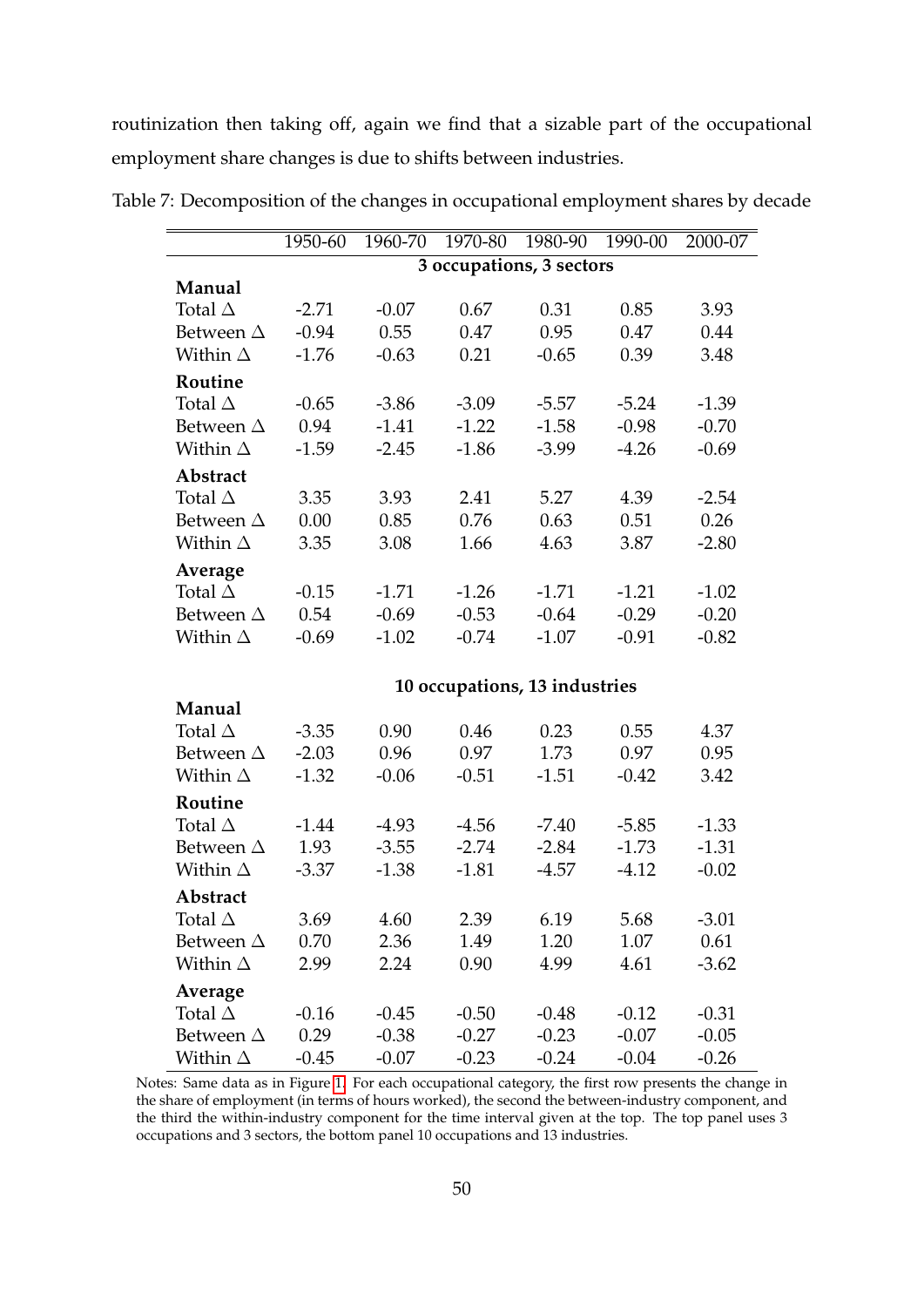routinization then taking off, again we find that a sizable part of the occupational employment share changes is due to shifts between industries.

Table 7: Decomposition of the changes in occupational employment shares by decade

| | 1950-60 | 1960-70 | 1970-80 | 1980-90 | 1990-00 | 2000-07 |
|---|---|---|---|---|---|---|
| | **3 occupations, 3 sectors** | | | | | |
| **Manual** | | | | | | |
| Total $\Delta$ | -2.71 | -0.07 | 0.67 | 0.31 | 0.85 | 3.93 |
| Between $\Delta$ | -0.94 | 0.55 | 0.47 | 0.95 | 0.47 | 0.44 |
| Within $\Delta$ | -1.76 | -0.63 | 0.21 | -0.65 | 0.39 | 3.48 |
| **Routine** | | | | | | |
| Total $\Delta$ | -0.65 | -3.86 | -3.09 | -5.57 | -5.24 | -1.39 |
| Between $\Delta$ | 0.94 | -1.41 | -1.22 | -1.58 | -0.98 | -0.70 |
| Within $\Delta$ | -1.59 | -2.45 | -1.86 | -3.99 | -4.26 | -0.69 |
| **Abstract** | | | | | | |
| Total $\Delta$ | 3.35 | 3.93 | 2.41 | 5.27 | 4.39 | -2.54 |
| Between $\Delta$ | 0.00 | 0.85 | 0.76 | 0.63 | 0.51 | 0.26 |
| Within $\Delta$ | 3.35 | 3.08 | 1.66 | 4.63 | 3.87 | -2.80 |
| **Average** | | | | | | |
| Total $\Delta$ | -0.15 | -1.71 | -1.26 | -1.71 | -1.21 | -1.02 |
| Between $\Delta$ | 0.54 | -0.69 | -0.53 | -0.64 | -0.29 | -0.20 |
| Within $\Delta$ | -0.69 | -1.02 | -0.74 | -1.07 | -0.91 | -0.82 |
| | **10 occupations, 13 industries** | | | | | |
| **Manual** | | | | | | |
| Total $\Delta$ | -3.35 | 0.90 | 0.46 | 0.23 | 0.55 | 4.37 |
| Between $\Delta$ | -2.03 | 0.96 | 0.97 | 1.73 | 0.97 | 0.95 |
| Within $\Delta$ | -1.32 | -0.06 | -0.51 | -1.51 | -0.42 | 3.42 |
| **Routine** | | | | | | |
| Total $\Delta$ | -1.44 | -4.93 | -4.56 | -7.40 | -5.85 | -1.33 |
| Between $\Delta$ | 1.93 | -3.55 | -2.74 | -2.84 | -1.73 | -1.31 |
| Within $\Delta$ | -3.37 | -1.38 | -1.81 | -4.57 | -4.12 | -0.02 |
| **Abstract** | | | | | | |
| Total $\Delta$ | 3.69 | 4.60 | 2.39 | 6.19 | 5.68 | -3.01 |
| Between $\Delta$ | 0.70 | 2.36 | 1.49 | 1.20 | 1.07 | 0.61 |
| Within $\Delta$ | 2.99 | 2.24 | 0.90 | 4.99 | 4.61 | -3.62 |
| **Average** | | | | | | |
| Total $\Delta$ | -0.16 | -0.45 | -0.50 | -0.48 | -0.12 | -0.31 |
| Between $\Delta$ | 0.29 | -0.38 | -0.27 | -0.23 | -0.07 | -0.05 |
| Within $\Delta$ | -0.45 | -0.07 | -0.23 | -0.24 | -0.04 | -0.26 |

Notes: Same data as in Figure 1. For each occupational category, the first row presents the change in the share of employment (in terms of hours worked), the second the between-industry component, and the third the within-industry component for the time interval given at the top. The top panel uses 3 occupations and 3 sectors, the bottom panel 10 occupations and 13 industries.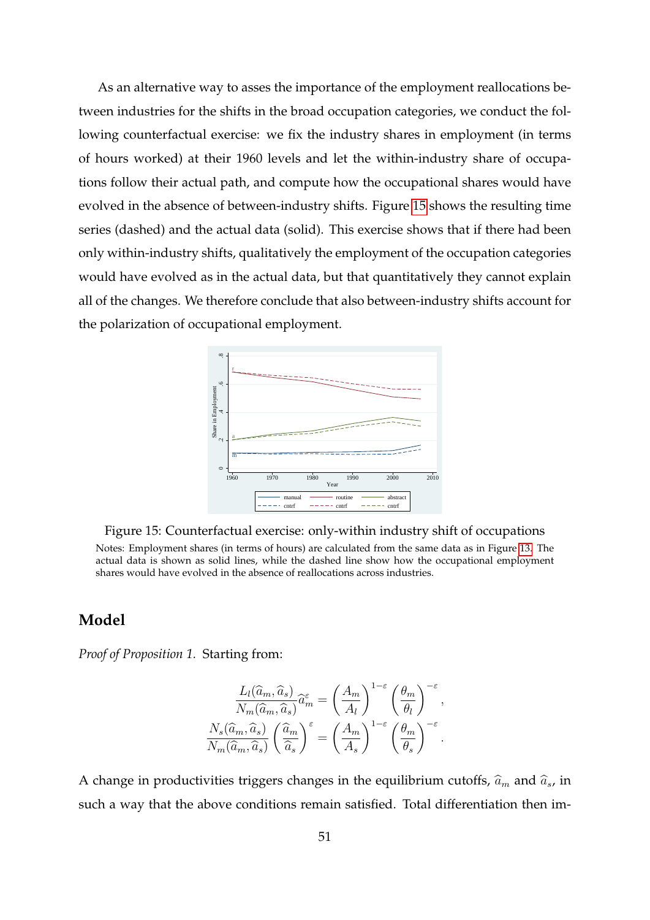As an alternative way to asses the importance of the employment reallocations between industries for the shifts in the broad occupation categories, we conduct the following counterfactual exercise: we fix the industry shares in employment (in terms of hours worked) at their 1960 levels and let the within-industry share of occupations follow their actual path, and compute how the occupational shares would have evolved in the absence of between-industry shifts. Figure 15 shows the resulting time series (dashed) and the actual data (solid). This exercise shows that if there had been only within-industry shifts, qualitatively the employment of the occupation categories would have evolved as in the actual data, but that quantitatively they cannot explain all of the changes. We therefore conclude that also between-industry shifts account for the polarization of occupational employment.

Figure 15: Counterfactual exercise: only-within industry shift of occupations

Notes: Employment shares (in terms of hours) are calculated from the same data as in Figure 13. The actual data is shown as solid lines, while the dashed line show how the occupational employment shares would have evolved in the absence of reallocations across industries.

## Model

*Proof of Proposition 1.* Starting from:

$$\frac{L_l(\widehat{a}_m, \widehat{a}_s)}{N_m(\widehat{a}_m, \widehat{a}_s)} \widehat{a}_m^{\varepsilon} = \left(\frac{A_m}{A_l}\right)^{1-\varepsilon} \left(\frac{\theta_m}{\theta_l}\right)^{-\varepsilon},$$

$$\frac{N_s(\widehat{a}_m, \widehat{a}_s)}{N_m(\widehat{a}_m, \widehat{a}_s)} \left(\frac{\widehat{a}_m}{\widehat{a}_s}\right)^{\varepsilon} = \left(\frac{A_m}{A_s}\right)^{1-\varepsilon} \left(\frac{\theta_m}{\theta_s}\right)^{-\varepsilon}.$$

A change in productivities triggers changes in the equilibrium cutoffs, $\widehat{a}_m$ and $\widehat{a}_s$, in such a way that the above conditions remain satisfied. Total differentiation then im-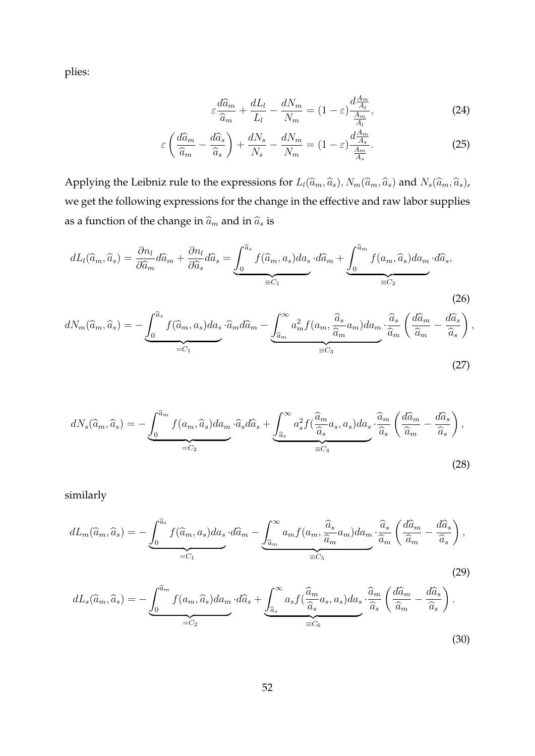plies:

$$\varepsilon \frac{d\widehat{a}_m}{\widehat{a}_m} + \frac{dL_l}{L_l} - \frac{dN_m}{N_m} = (1-\varepsilon)\frac{d\frac{A_m}{A_l}}{\frac{A_m}{A_l}}, \tag{24}$$

$$\varepsilon \left( \frac{d\widehat{a}_m}{\widehat{a}_m} - \frac{d\widehat{a}_s}{\widehat{a}_s} \right) + \frac{dN_s}{N_s} - \frac{dN_m}{N_m} = (1-\varepsilon)\frac{d\frac{A_m}{A_s}}{\frac{A_m}{A_s}}. \tag{25}$$

Applying the Leibniz rule to the expressions for $L_l(\widehat{a}_m, \widehat{a}_s)$, $N_m(\widehat{a}_m, \widehat{a}_s)$ and $N_s(\widehat{a}_m, \widehat{a}_s)$, we get the following expressions for the change in the effective and raw labor supplies as a function of the change in $\widehat{a}_m$ and in $\widehat{a}_s$ is

$$dL_l(\widehat{a}_m, \widehat{a}_s) = \frac{\partial n_l}{\partial \widehat{a}_m} d\widehat{a}_m + \frac{\partial n_l}{\partial \widehat{a}_s} d\widehat{a}_s = \underbrace{\int_0^{\widehat{a}_s} f(\widehat{a}_m, a_s) da_s}_{\equiv C_1} \cdot d\widehat{a}_m + \underbrace{\int_0^{\widehat{a}_m} f(a_m, \widehat{a}_s) da_m}_{\equiv C_2} \cdot d\widehat{a}_s, \tag{26}$$

$$dN_m(\widehat{a}_m, \widehat{a}_s) = - \underbrace{\int_0^{\widehat{a}_s} f(\widehat{a}_m, a_s) da_s}_{= C_1} \cdot \widehat{a}_m d\widehat{a}_m - \underbrace{\int_{\widehat{a}_m}^{\infty} a_m^2 f(a_m, \frac{\widehat{a}_s}{\widehat{a}_m} a_m) da_m}_{\equiv C_3} \cdot \frac{\widehat{a}_s}{\widehat{a}_m} \left( \frac{d\widehat{a}_m}{\widehat{a}_m} - \frac{d\widehat{a}_s}{\widehat{a}_s} \right), \tag{27}$$

$$dN_s(\widehat{a}_m, \widehat{a}_s) = - \underbrace{\int_0^{\widehat{a}_m} f(a_m, \widehat{a}_s) da_m}_{= C_2} \cdot \widehat{a}_s d\widehat{a}_s + \underbrace{\int_{\widehat{a}_s}^{\infty} a_s^2 f(\frac{\widehat{a}_m}{\widehat{a}_s} a_s, a_s) da_s}_{\equiv C_4} \cdot \frac{\widehat{a}_m}{\widehat{a}_s} \left( \frac{d\widehat{a}_m}{\widehat{a}_m} - \frac{d\widehat{a}_s}{\widehat{a}_s} \right), \tag{28}$$

similarly

$$dL_m(\widehat{a}_m, \widehat{a}_s) = - \underbrace{\int_0^{\widehat{a}_s} f(\widehat{a}_m, a_s) da_s}_{= C_1} \cdot d\widehat{a}_m - \underbrace{\int_{\widehat{a}_m}^{\infty} a_m f(a_m, \frac{\widehat{a}_s}{\widehat{a}_m} a_m) da_m}_{\equiv C_5} \cdot \frac{\widehat{a}_s}{\widehat{a}_m} \left( \frac{d\widehat{a}_m}{\widehat{a}_m} - \frac{d\widehat{a}_s}{\widehat{a}_s} \right), \tag{29}$$

$$dL_s(\widehat{a}_m, \widehat{a}_s) = - \underbrace{\int_0^{\widehat{a}_m} f(a_m, \widehat{a}_s) da_m}_{= C_2} \cdot d\widehat{a}_s + \underbrace{\int_{\widehat{a}_s}^{\infty} a_s f(\frac{\widehat{a}_m}{\widehat{a}_s} a_s, a_s) da_s}_{\equiv C_6} \cdot \frac{\widehat{a}_m}{\widehat{a}_s} \left( \frac{d\widehat{a}_m}{\widehat{a}_m} - \frac{d\widehat{a}_s}{\widehat{a}_s} \right). \tag{30}$$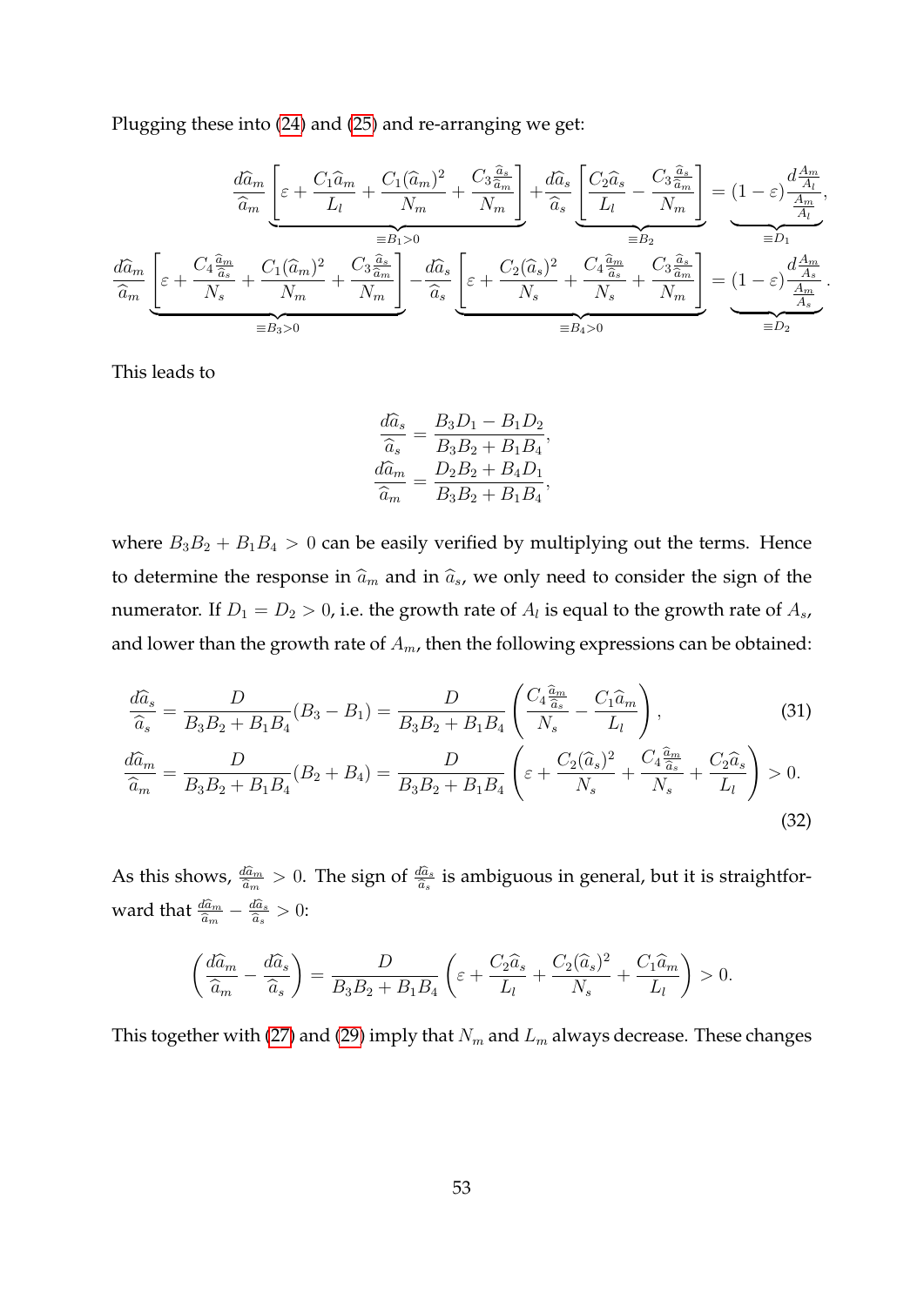Plugging these into (24) and (25) and re-arranging we get:

$$\frac{d\widehat{a}_m}{\widehat{a}_m}\underbrace{\left[\varepsilon+\frac{C_1\widehat{a}_m}{L_l}+\frac{C_1(\widehat{a}_m)^2}{N_m}+\frac{C_3\frac{\widehat{a}_s}{\widehat{a}_m}}{N_m}\right]}_{\equiv B_1>0}+\frac{d\widehat{a}_s}{\widehat{a}_s}\underbrace{\left[\frac{C_2\widehat{a}_s}{L_l}-\frac{C_3\frac{\widehat{a}_s}{\widehat{a}_m}}{N_m}\right]}_{\equiv B_2}=\underbrace{(1-\varepsilon)\frac{d\frac{A_m}{A_l}}{\frac{A_m}{A_l}}}_{\equiv D_1},$$

$$\frac{d\widehat{a}_m}{\widehat{a}_m}\underbrace{\left[\varepsilon+\frac{C_4\frac{\widehat{a}_m}{\widehat{a}_s}}{N_s}+\frac{C_1(\widehat{a}_m)^2}{N_m}+\frac{C_3\frac{\widehat{a}_s}{\widehat{a}_m}}{N_m}\right]}_{\equiv B_3>0}-\frac{d\widehat{a}_s}{\widehat{a}_s}\underbrace{\left[\varepsilon+\frac{C_2(\widehat{a}_s)^2}{N_s}+\frac{C_4\frac{\widehat{a}_m}{\widehat{a}_s}}{N_s}+\frac{C_3\frac{\widehat{a}_s}{\widehat{a}_m}}{N_m}\right]}_{\equiv B_4>0}=\underbrace{(1-\varepsilon)\frac{d\frac{A_m}{A_s}}{\frac{A_m}{A_s}}}_{\equiv D_2}.$$

This leads to

$$\frac{d\widehat{a}_s}{\widehat{a}_s}=\frac{B_3D_1-B_1D_2}{B_3B_2+B_1B_4},$$
$$\frac{d\widehat{a}_m}{\widehat{a}_m}=\frac{D_2B_2+B_4D_1}{B_3B_2+B_1B_4},$$

where $B_3B_2+B_1B_4>0$ can be easily verified by multiplying out the terms. Hence to determine the response in $\widehat{a}_m$ and in $\widehat{a}_s$, we only need to consider the sign of the numerator. If $D_1=D_2>0$, i.e. the growth rate of $A_l$ is equal to the growth rate of $A_s$, and lower than the growth rate of $A_m$, then the following expressions can be obtained:

$$\frac{d\widehat{a}_s}{\widehat{a}_s}=\frac{D}{B_3B_2+B_1B_4}(B_3-B_1)=\frac{D}{B_3B_2+B_1B_4}\left(\frac{C_4\frac{\widehat{a}_m}{\widehat{a}_s}}{N_s}-\frac{C_1\widehat{a}_m}{L_l}\right),\tag{31}$$

$$\frac{d\widehat{a}_m}{\widehat{a}_m}=\frac{D}{B_3B_2+B_1B_4}(B_2+B_4)=\frac{D}{B_3B_2+B_1B_4}\left(\varepsilon+\frac{C_2(\widehat{a}_s)^2}{N_s}+\frac{C_4\frac{\widehat{a}_m}{\widehat{a}_s}}{N_s}+\frac{C_2\widehat{a}_s}{L_l}\right)>0.\tag{32}$$

As this shows, $\frac{d\widehat{a}_m}{\widehat{a}_m}>0$. The sign of $\frac{d\widehat{a}_s}{\widehat{a}_s}$ is ambiguous in general, but it is straightforward that $\frac{d\widehat{a}_m}{\widehat{a}_m}-\frac{d\widehat{a}_s}{\widehat{a}_s}>0$:

$$\left(\frac{d\widehat{a}_m}{\widehat{a}_m}-\frac{d\widehat{a}_s}{\widehat{a}_s}\right)=\frac{D}{B_3B_2+B_1B_4}\left(\varepsilon+\frac{C_2\widehat{a}_s}{L_l}+\frac{C_2(\widehat{a}_s)^2}{N_s}+\frac{C_1\widehat{a}_m}{L_l}\right)>0.$$

This together with (27) and (29) imply that $N_m$ and $L_m$ always decrease. These changes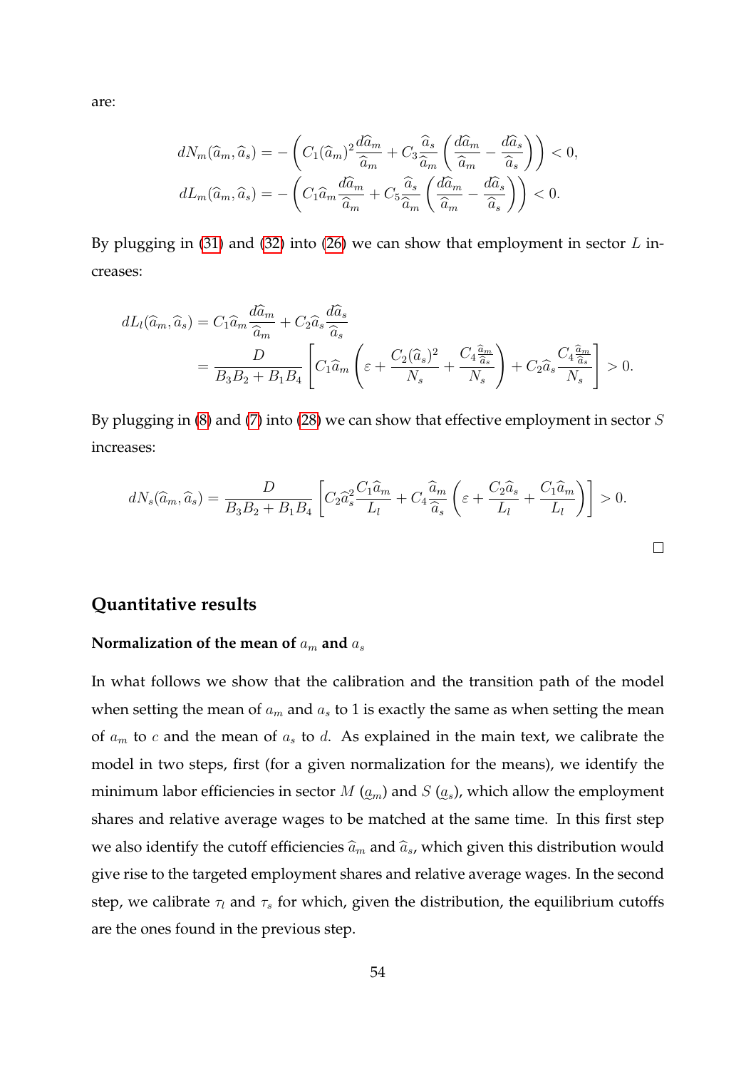are:

$$
\begin{aligned}
dN_m(\widehat{a}_m, \widehat{a}_s) &= -\left( C_1(\widehat{a}_m)^2 \frac{d\widehat{a}_m}{\widehat{a}_m} + C_3 \frac{\widehat{a}_s}{\widehat{a}_m} \left( \frac{d\widehat{a}_m}{\widehat{a}_m} - \frac{d\widehat{a}_s}{\widehat{a}_s} \right) \right) < 0, \\
dL_m(\widehat{a}_m, \widehat{a}_s) &= -\left( C_1 \widehat{a}_m \frac{d\widehat{a}_m}{\widehat{a}_m} + C_5 \frac{\widehat{a}_s}{\widehat{a}_m} \left( \frac{d\widehat{a}_m}{\widehat{a}_m} - \frac{d\widehat{a}_s}{\widehat{a}_s} \right) \right) < 0.
\end{aligned}
$$

By plugging in (31) and (32) into (26) we can show that employment in sector $L$ increases:

$$
\begin{aligned}
dL_l(\widehat{a}_m, \widehat{a}_s) &= C_1 \widehat{a}_m \frac{d\widehat{a}_m}{\widehat{a}_m} + C_2 \widehat{a}_s \frac{d\widehat{a}_s}{\widehat{a}_s} \\
&= \frac{D}{B_3 B_2 + B_1 B_4} \left[ C_1 \widehat{a}_m \left( \varepsilon + \frac{C_2 (\widehat{a}_s)^2}{N_s} + \frac{C_4 \frac{\widehat{a}_m}{\widehat{a}_s}}{N_s} \right) + C_2 \widehat{a}_s \frac{C_4 \frac{\widehat{a}_m}{\widehat{a}_s}}{N_s} \right] > 0.
\end{aligned}
$$

By plugging in (8) and (7) into (28) we can show that effective employment in sector $S$ increases:

$$
dN_s(\widehat{a}_m, \widehat{a}_s) = \frac{D}{B_3 B_2 + B_1 B_4} \left[ C_2 \widehat{a}_s^2 \frac{C_1 \widehat{a}_m}{L_l} + C_4 \frac{\widehat{a}_m}{\widehat{a}_s} \left( \varepsilon + \frac{C_2 \widehat{a}_s}{L_l} + \frac{C_1 \widehat{a}_m}{L_l} \right) \right] > 0.
$$

□

## Quantitative results

### Normalization of the mean of $a_m$ and $a_s$

In what follows we show that the calibration and the transition path of the model when setting the mean of $a_m$ and $a_s$ to 1 is exactly the same as when setting the mean of $a_m$ to $c$ and the mean of $a_s$ to $d$. As explained in the main text, we calibrate the model in two steps, first (for a given normalization for the means), we identify the minimum labor efficiencies in sector $M$ ($\underline{a}_m$) and $S$ ($\underline{a}_s$), which allow the employment shares and relative average wages to be matched at the same time. In this first step we also identify the cutoff efficiencies $\widehat{a}_m$ and $\widehat{a}_s$, which given this distribution would give rise to the targeted employment shares and relative average wages. In the second step, we calibrate $\tau_l$ and $\tau_s$ for which, given the distribution, the equilibrium cutoffs are the ones found in the previous step.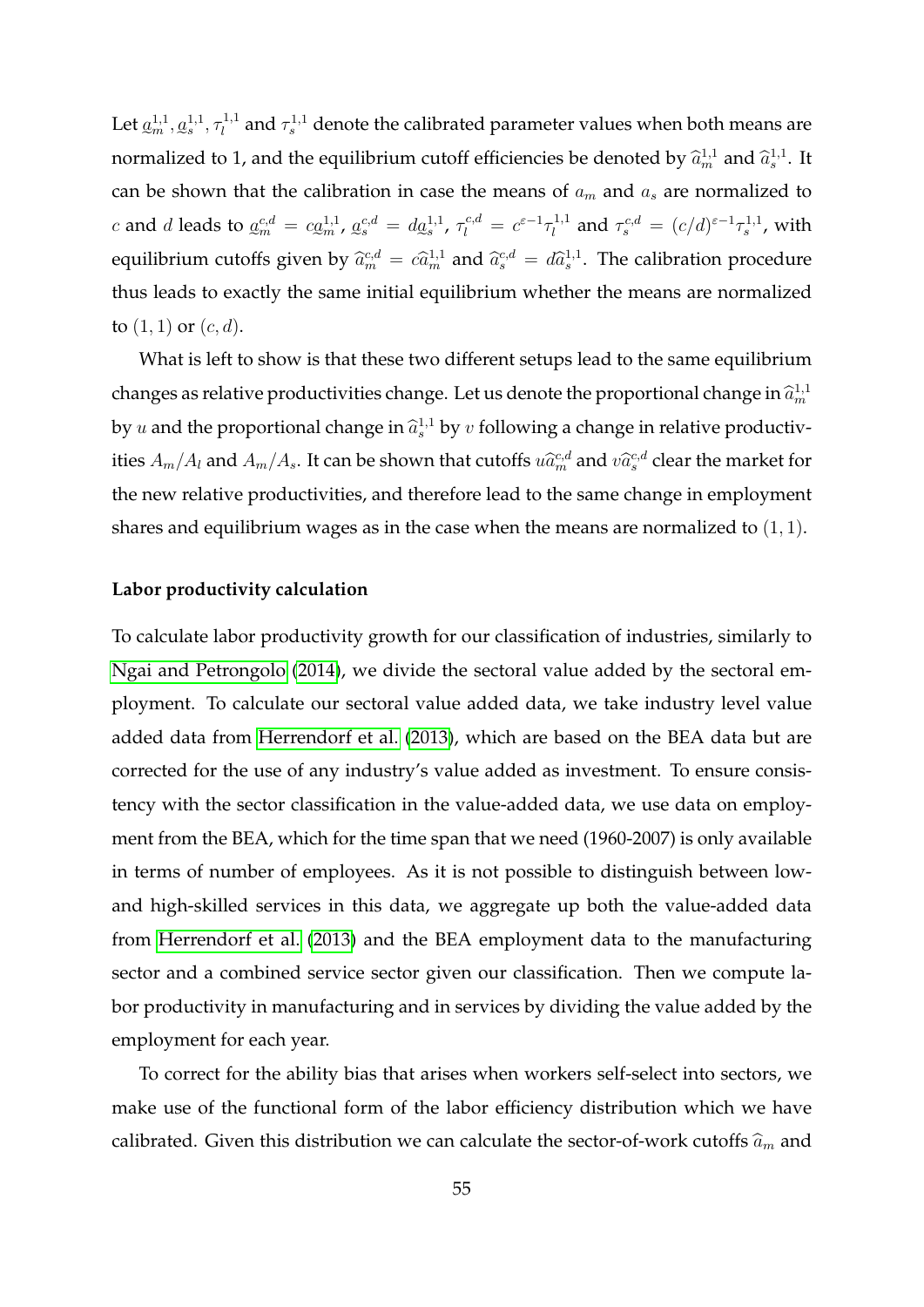Let $\underset{\sim}{a}_m^{1,1}, \underset{\sim}{a}_s^{1,1}, \tau_l^{1,1}$ and $\tau_s^{1,1}$ denote the calibrated parameter values when both means are normalized to 1, and the equilibrium cutoff efficiencies be denoted by $\widehat{a}_m^{1,1}$ and $\widehat{a}_s^{1,1}$. It can be shown that the calibration in case the means of $a_m$ and $a_s$ are normalized to $c$ and $d$ leads to $\underset{\sim}{a}_m^{c,d} = c\underset{\sim}{a}_m^{1,1}$, $\underset{\sim}{a}_s^{c,d} = d\underset{\sim}{a}_s^{1,1}$, $\tau_l^{c,d} = c^{\varepsilon-1}\tau_l^{1,1}$ and $\tau_s^{c,d} = (c/d)^{\varepsilon-1}\tau_s^{1,1}$, with equilibrium cutoffs given by $\widehat{a}_m^{c,d} = c\widehat{a}_m^{1,1}$ and $\widehat{a}_s^{c,d} = d\widehat{a}_s^{1,1}$. The calibration procedure thus leads to exactly the same initial equilibrium whether the means are normalized to $(1, 1)$ or $(c, d)$.

What is left to show is that these two different setups lead to the same equilibrium changes as relative productivities change. Let us denote the proportional change in $\widehat{a}_m^{1,1}$ by $u$ and the proportional change in $\widehat{a}_s^{1,1}$ by $v$ following a change in relative productivities $A_m/A_l$ and $A_m/A_s$. It can be shown that cutoffs $u\widehat{a}_m^{c,d}$ and $v\widehat{a}_s^{c,d}$ clear the market for the new relative productivities, and therefore lead to the same change in employment shares and equilibrium wages as in the case when the means are normalized to $(1, 1)$.

**Labor productivity calculation**

To calculate labor productivity growth for our classification of industries, similarly to Ngai and Petrongolo (2014), we divide the sectoral value added by the sectoral employment. To calculate our sectoral value added data, we take industry level value added data from Herrendorf et al. (2013), which are based on the BEA data but are corrected for the use of any industry's value added as investment. To ensure consistency with the sector classification in the value-added data, we use data on employment from the BEA, which for the time span that we need (1960-2007) is only available in terms of number of employees. As it is not possible to distinguish between low- and high-skilled services in this data, we aggregate up both the value-added data from Herrendorf et al. (2013) and the BEA employment data to the manufacturing sector and a combined service sector given our classification. Then we compute labor productivity in manufacturing and in services by dividing the value added by the employment for each year.

To correct for the ability bias that arises when workers self-select into sectors, we make use of the functional form of the labor efficiency distribution which we have calibrated. Given this distribution we can calculate the sector-of-work cutoffs $\widehat{a}_m$ and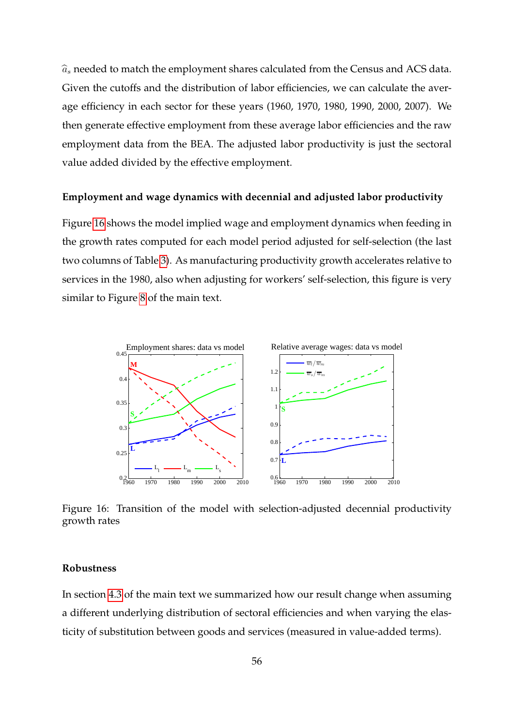$\widehat{a}_s$ needed to match the employment shares calculated from the Census and ACS data. Given the cutoffs and the distribution of labor efficiencies, we can calculate the average efficiency in each sector for these years (1960, 1970, 1980, 1990, 2000, 2007). We then generate effective employment from these average labor efficiencies and the raw employment data from the BEA. The adjusted labor productivity is just the sectoral value added divided by the effective employment.

**Employment and wage dynamics with decennial and adjusted labor productivity**

Figure 16 shows the model implied wage and employment dynamics when feeding in the growth rates computed for each model period adjusted for self-selection (the last two columns of Table 3). As manufacturing productivity growth accelerates relative to services in the 1980, also when adjusting for workers' self-selection, this figure is very similar to Figure 8 of the main text.

Figure 16: Transition of the model with selection-adjusted decennial productivity growth rates

**Robustness**

In section 4.3 of the main text we summarized how our result change when assuming a different underlying distribution of sectoral efficiencies and when varying the elasticity of substitution between goods and services (measured in value-added terms).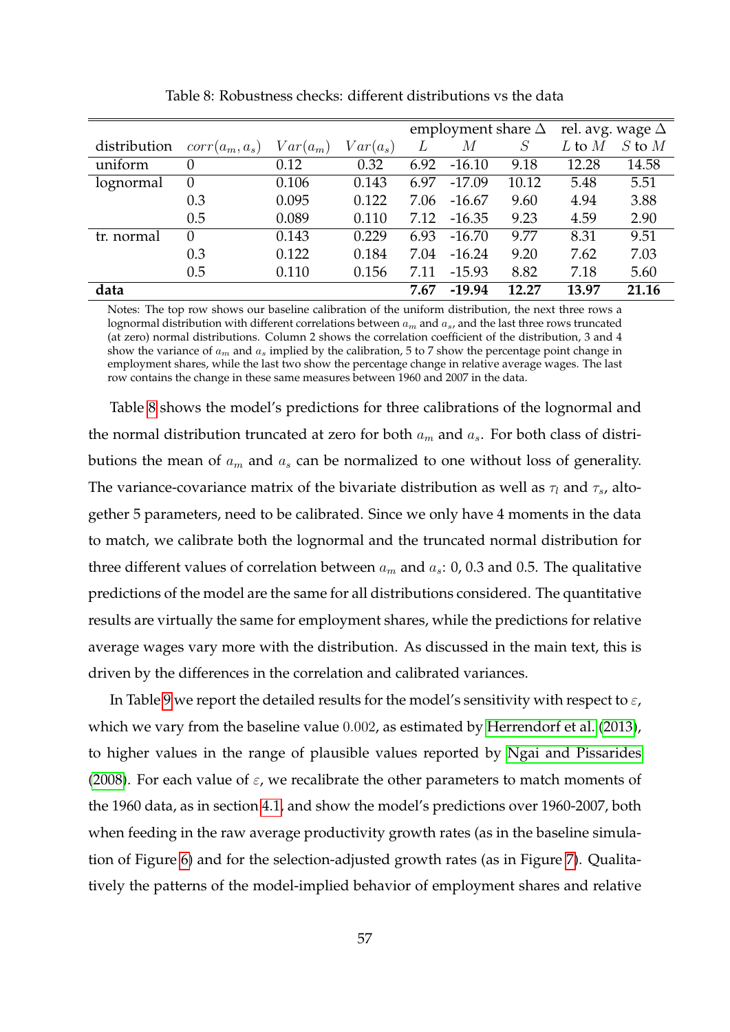Table 8: Robustness checks: different distributions vs the data

| | | | | employment share $\Delta$ | | | rel. avg. wage $\Delta$ | |
|---|---|---|---|---|---|---|---|---|
| distribution | $corr(a_m, a_s)$ | $Var(a_m)$ | $Var(a_s)$ | $L$ | $M$ | $S$ | $L$ to $M$ | $S$ to $M$ |
| uniform | 0 | 0.12 | 0.32 | 6.92 | -16.10 | 9.18 | 12.28 | 14.58 |
| lognormal | 0 | 0.106 | 0.143 | 6.97 | -17.09 | 10.12 | 5.48 | 5.51 |
| | 0.3 | 0.095 | 0.122 | 7.06 | -16.67 | 9.60 | 4.94 | 3.88 |
| | 0.5 | 0.089 | 0.110 | 7.12 | -16.35 | 9.23 | 4.59 | 2.90 |
| tr. normal | 0 | 0.143 | 0.229 | 6.93 | -16.70 | 9.77 | 8.31 | 9.51 |
| | 0.3 | 0.122 | 0.184 | 7.04 | -16.24 | 9.20 | 7.62 | 7.03 |
| | 0.5 | 0.110 | 0.156 | 7.11 | -15.93 | 8.82 | 7.18 | 5.60 |
| **data** | | | | **7.67** | **-19.94** | **12.27** | **13.97** | **21.16** |

Notes: The top row shows our baseline calibration of the uniform distribution, the next three rows a lognormal distribution with different correlations between $a_m$ and $a_s$, and the last three rows truncated (at zero) normal distributions. Column 2 shows the correlation coefficient of the distribution, 3 and 4 show the variance of $a_m$ and $a_s$ implied by the calibration, 5 to 7 show the percentage point change in employment shares, while the last two show the percentage change in relative average wages. The last row contains the change in these same measures between 1960 and 2007 in the data.

Table 8 shows the model's predictions for three calibrations of the lognormal and the normal distribution truncated at zero for both $a_m$ and $a_s$. For both class of distributions the mean of $a_m$ and $a_s$ can be normalized to one without loss of generality. The variance-covariance matrix of the bivariate distribution as well as $\tau_l$ and $\tau_s$, altogether 5 parameters, need to be calibrated. Since we only have 4 moments in the data to match, we calibrate both the lognormal and the truncated normal distribution for three different values of correlation between $a_m$ and $a_s$: 0, 0.3 and 0.5. The qualitative predictions of the model are the same for all distributions considered. The quantitative results are virtually the same for employment shares, while the predictions for relative average wages vary more with the distribution. As discussed in the main text, this is driven by the differences in the correlation and calibrated variances.

In Table 9 we report the detailed results for the model's sensitivity with respect to $\varepsilon$, which we vary from the baseline value $0.002$, as estimated by Herrendorf et al. (2013), to higher values in the range of plausible values reported by Ngai and Pissarides (2008). For each value of $\varepsilon$, we recalibrate the other parameters to match moments of the 1960 data, as in section 4.1, and show the model's predictions over 1960-2007, both when feeding in the raw average productivity growth rates (as in the baseline simulation of Figure 6) and for the selection-adjusted growth rates (as in Figure 7). Qualitatively the patterns of the model-implied behavior of employment shares and relative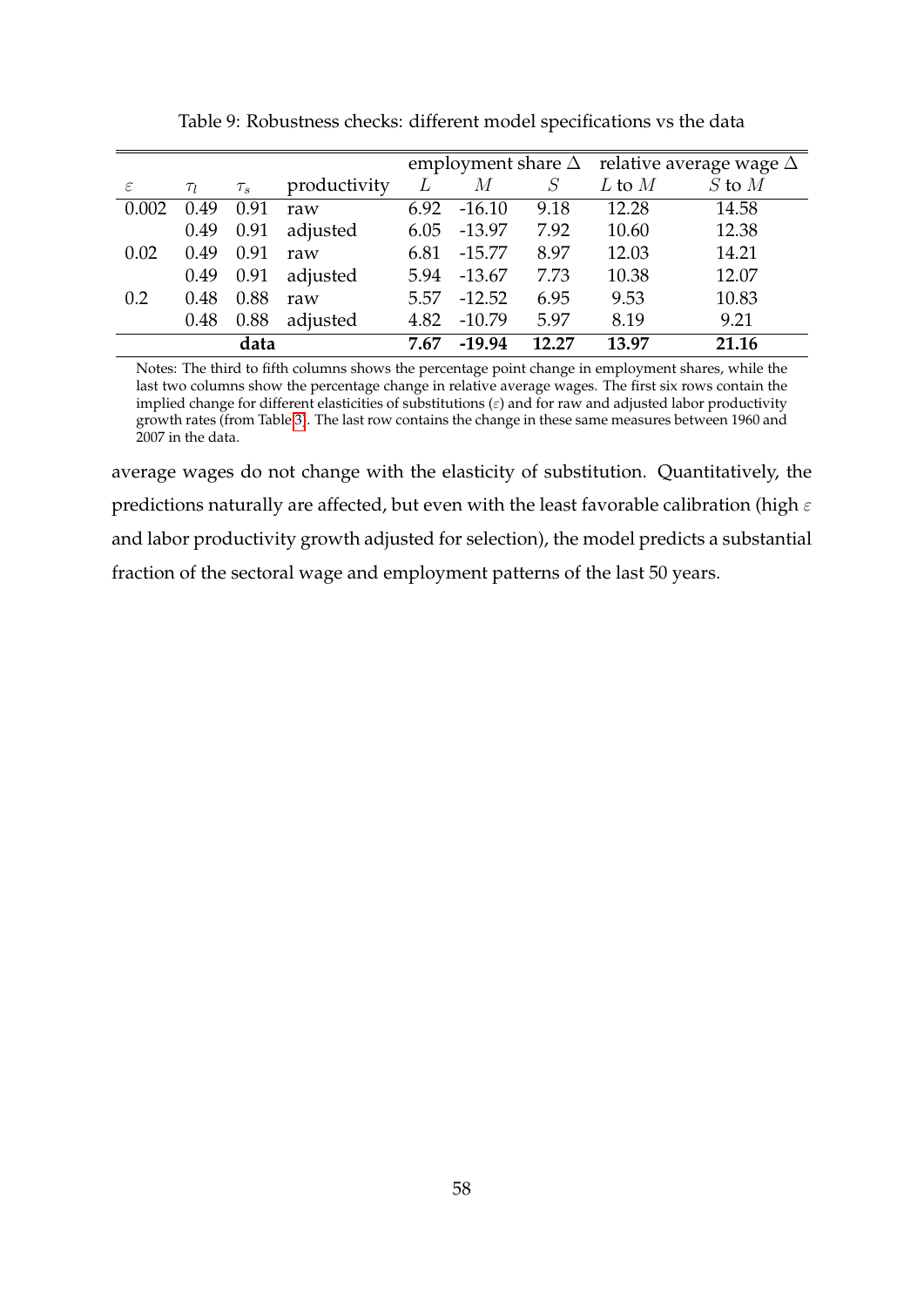Table 9: Robustness checks: different model specifications vs the data

| | | | | employment share $\Delta$ | | | relative average wage $\Delta$ | |
|---|---|---|---|---|---|---|---|---|
| $\varepsilon$ | $\tau_l$ | $\tau_s$ | productivity | $L$ | $M$ | $S$ | $L$ to $M$ | $S$ to $M$ |
| 0.002 | 0.49 | 0.91 | raw | 6.92 | -16.10 | 9.18 | 12.28 | 14.58 |
| | 0.49 | 0.91 | adjusted | 6.05 | -13.97 | 7.92 | 10.60 | 12.38 |
| 0.02 | 0.49 | 0.91 | raw | 6.81 | -15.77 | 8.97 | 12.03 | 14.21 |
| | 0.49 | 0.91 | adjusted | 5.94 | -13.67 | 7.73 | 10.38 | 12.07 |
| 0.2 | 0.48 | 0.88 | raw | 5.57 | -12.52 | 6.95 | 9.53 | 10.83 |
| | 0.48 | 0.88 | adjusted | 4.82 | -10.79 | 5.97 | 8.19 | 9.21 |
| | | **data** | | **7.67** | **-19.94** | **12.27** | **13.97** | **21.16** |

Notes: The third to fifth columns shows the percentage point change in employment shares, while the last two columns show the percentage change in relative average wages. The first six rows contain the implied change for different elasticities of substitutions ($\varepsilon$) and for raw and adjusted labor productivity growth rates (from Table 3). The last row contains the change in these same measures between 1960 and 2007 in the data.

average wages do not change with the elasticity of substitution. Quantitatively, the predictions naturally are affected, but even with the least favorable calibration (high $\varepsilon$ and labor productivity growth adjusted for selection), the model predicts a substantial fraction of the sectoral wage and employment patterns of the last 50 years.